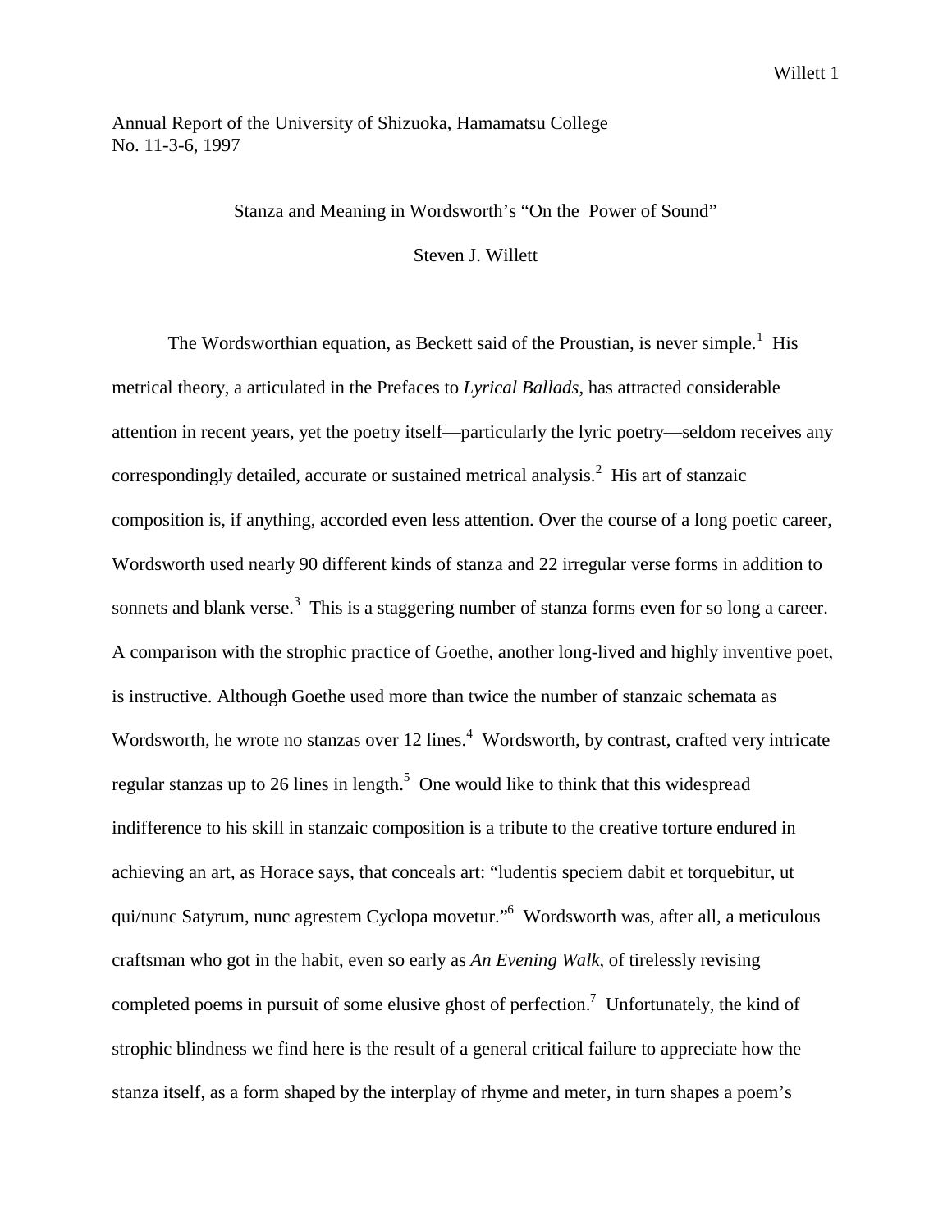Annual Report of the University of Shizuoka, Hamamatsu College
No. 11-3-6, 1997

# Stanza and Meaning in Wordsworth's "On the  Power of Sound"

Steven J. Willett

The Wordsworthian equation, as Beckett said of the Proustian, is never simple.[1] His metrical theory, a articulated in the Prefaces to *Lyrical Ballads*, has attracted considerable attention in recent years, yet the poetry itself—particularly the lyric poetry—seldom receives any correspondingly detailed, accurate or sustained metrical analysis.[2] His art of stanzaic composition is, if anything, accorded even less attention. Over the course of a long poetic career, Wordsworth used nearly 90 different kinds of stanza and 22 irregular verse forms in addition to sonnets and blank verse.[3] This is a staggering number of stanza forms even for so long a career. A comparison with the strophic practice of Goethe, another long-lived and highly inventive poet, is instructive. Although Goethe used more than twice the number of stanzaic schemata as Wordsworth, he wrote no stanzas over 12 lines.[4] Wordsworth, by contrast, crafted very intricate regular stanzas up to 26 lines in length.[5] One would like to think that this widespread indifference to his skill in stanzaic composition is a tribute to the creative torture endured in achieving an art, as Horace says, that conceals art: "ludentis speciem dabit et torquebitur, ut qui/nunc Satyrum, nunc agrestem Cyclopa movetur."[6] Wordsworth was, after all, a meticulous craftsman who got in the habit, even so early as *An Evening Walk*, of tirelessly revising completed poems in pursuit of some elusive ghost of perfection.[7] Unfortunately, the kind of strophic blindness we find here is the result of a general critical failure to appreciate how the stanza itself, as a form shaped by the interplay of rhyme and meter, in turn shapes a poem's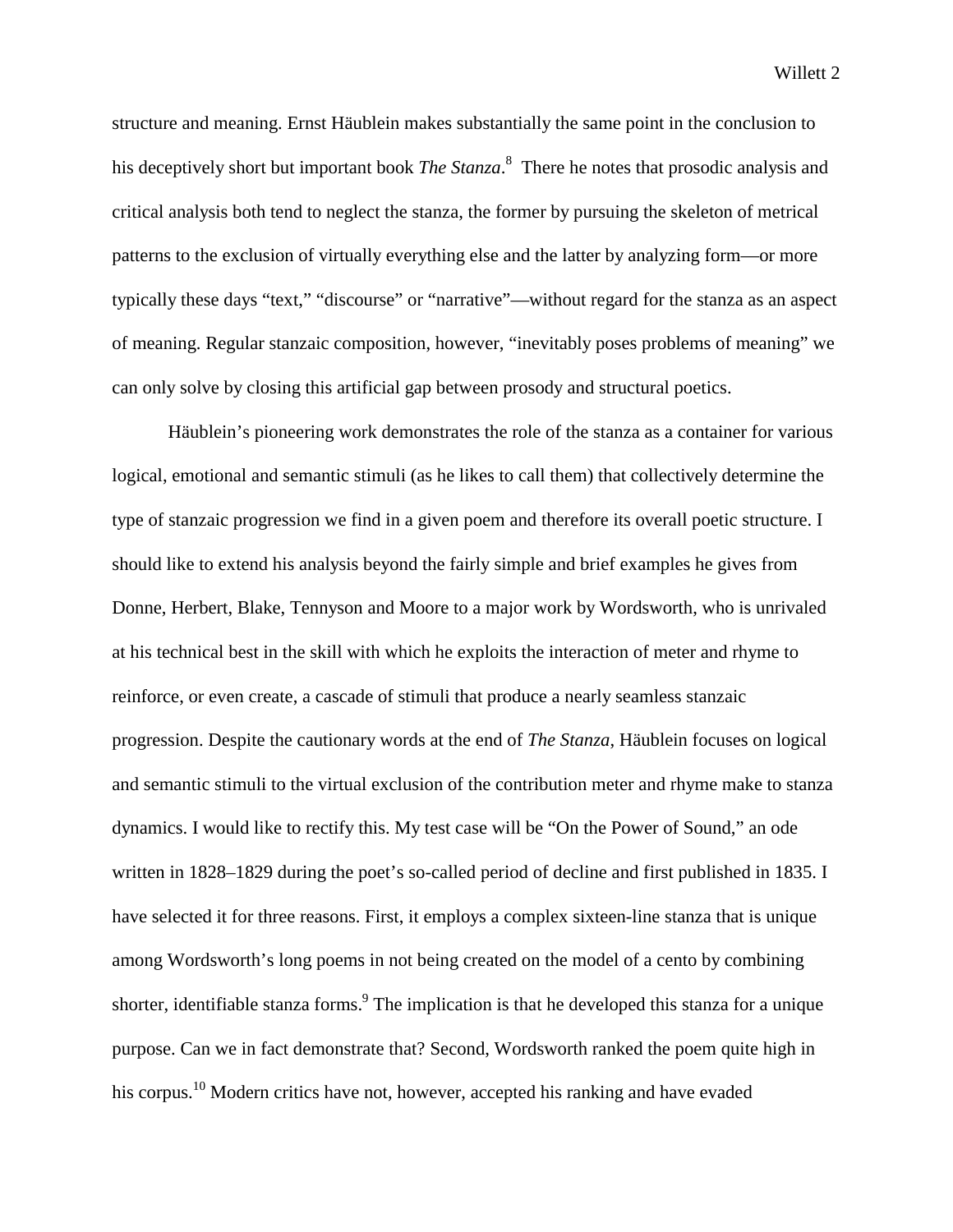structure and meaning. Ernst Häublein makes substantially the same point in the conclusion to his deceptively short but important book *The Stanza*.[8] There he notes that prosodic analysis and critical analysis both tend to neglect the stanza, the former by pursuing the skeleton of metrical patterns to the exclusion of virtually everything else and the latter by analyzing form—or more typically these days "text," "discourse" or "narrative"—without regard for the stanza as an aspect of meaning. Regular stanzaic composition, however, "inevitably poses problems of meaning" we can only solve by closing this artificial gap between prosody and structural poetics.

Häublein's pioneering work demonstrates the role of the stanza as a container for various logical, emotional and semantic stimuli (as he likes to call them) that collectively determine the type of stanzaic progression we find in a given poem and therefore its overall poetic structure. I should like to extend his analysis beyond the fairly simple and brief examples he gives from Donne, Herbert, Blake, Tennyson and Moore to a major work by Wordsworth, who is unrivaled at his technical best in the skill with which he exploits the interaction of meter and rhyme to reinforce, or even create, a cascade of stimuli that produce a nearly seamless stanzaic progression. Despite the cautionary words at the end of *The Stanza*, Häublein focuses on logical and semantic stimuli to the virtual exclusion of the contribution meter and rhyme make to stanza dynamics. I would like to rectify this. My test case will be "On the Power of Sound," an ode written in 1828–1829 during the poet's so-called period of decline and first published in 1835. I have selected it for three reasons. First, it employs a complex sixteen-line stanza that is unique among Wordsworth's long poems in not being created on the model of a cento by combining shorter, identifiable stanza forms.[9] The implication is that he developed this stanza for a unique purpose. Can we in fact demonstrate that? Second, Wordsworth ranked the poem quite high in his corpus.[10] Modern critics have not, however, accepted his ranking and have evaded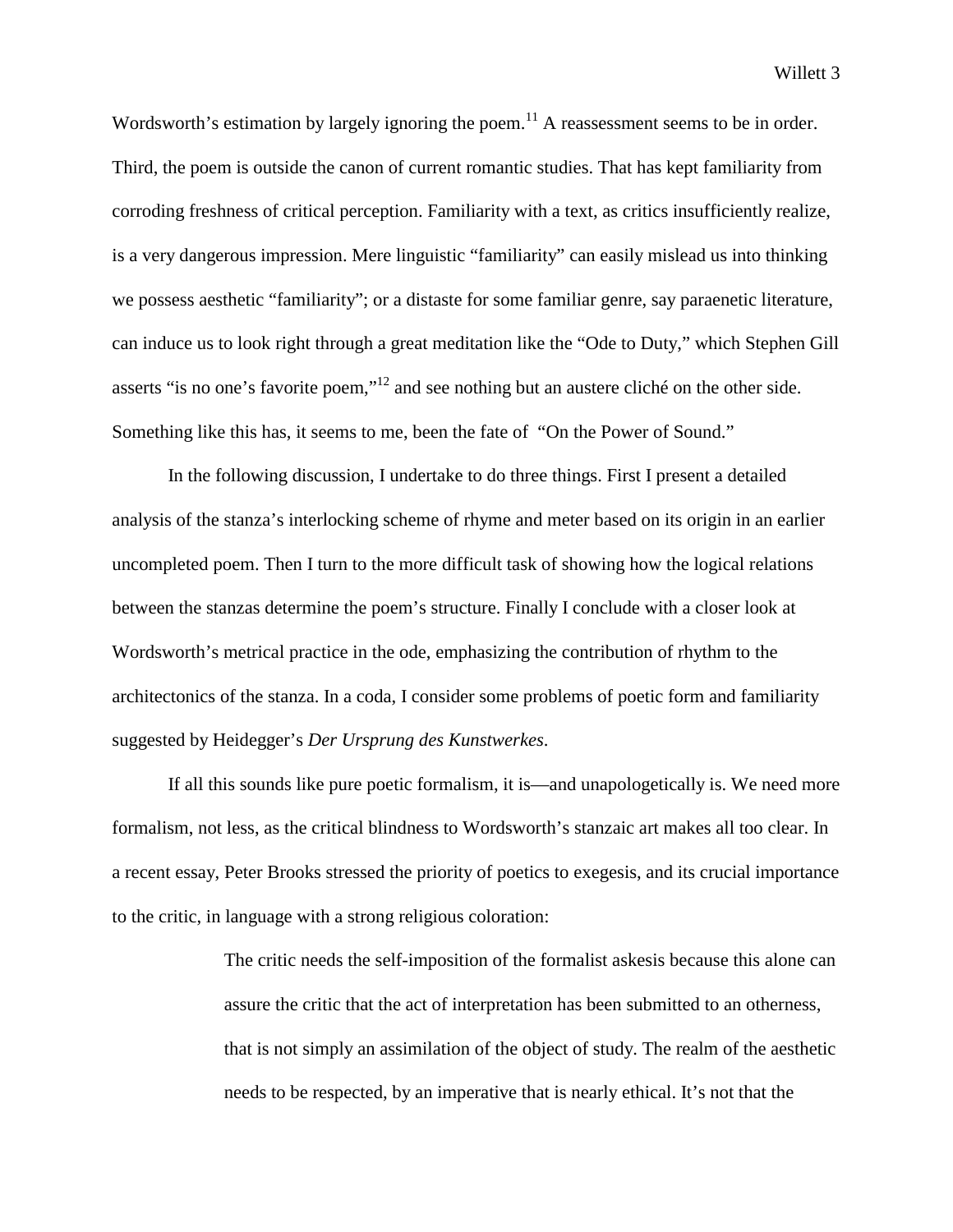Wordsworth's estimation by largely ignoring the poem.[11] A reassessment seems to be in order. Third, the poem is outside the canon of current romantic studies. That has kept familiarity from corroding freshness of critical perception. Familiarity with a text, as critics insufficiently realize, is a very dangerous impression. Mere linguistic "familiarity" can easily mislead us into thinking we possess aesthetic "familiarity"; or a distaste for some familiar genre, say paraenetic literature, can induce us to look right through a great meditation like the "Ode to Duty," which Stephen Gill asserts "is no one's favorite poem,"[12] and see nothing but an austere cliché on the other side. Something like this has, it seems to me, been the fate of "On the Power of Sound."

In the following discussion, I undertake to do three things. First I present a detailed analysis of the stanza's interlocking scheme of rhyme and meter based on its origin in an earlier uncompleted poem. Then I turn to the more difficult task of showing how the logical relations between the stanzas determine the poem's structure. Finally I conclude with a closer look at Wordsworth's metrical practice in the ode, emphasizing the contribution of rhythm to the architectonics of the stanza. In a coda, I consider some problems of poetic form and familiarity suggested by Heidegger's *Der Ursprung des Kunstwerkes*.

If all this sounds like pure poetic formalism, it is—and unapologetically is. We need more formalism, not less, as the critical blindness to Wordsworth's stanzaic art makes all too clear. In a recent essay, Peter Brooks stressed the priority of poetics to exegesis, and its crucial importance to the critic, in language with a strong religious coloration:

> The critic needs the self-imposition of the formalist askesis because this alone can assure the critic that the act of interpretation has been submitted to an otherness, that is not simply an assimilation of the object of study. The realm of the aesthetic needs to be respected, by an imperative that is nearly ethical. It's not that the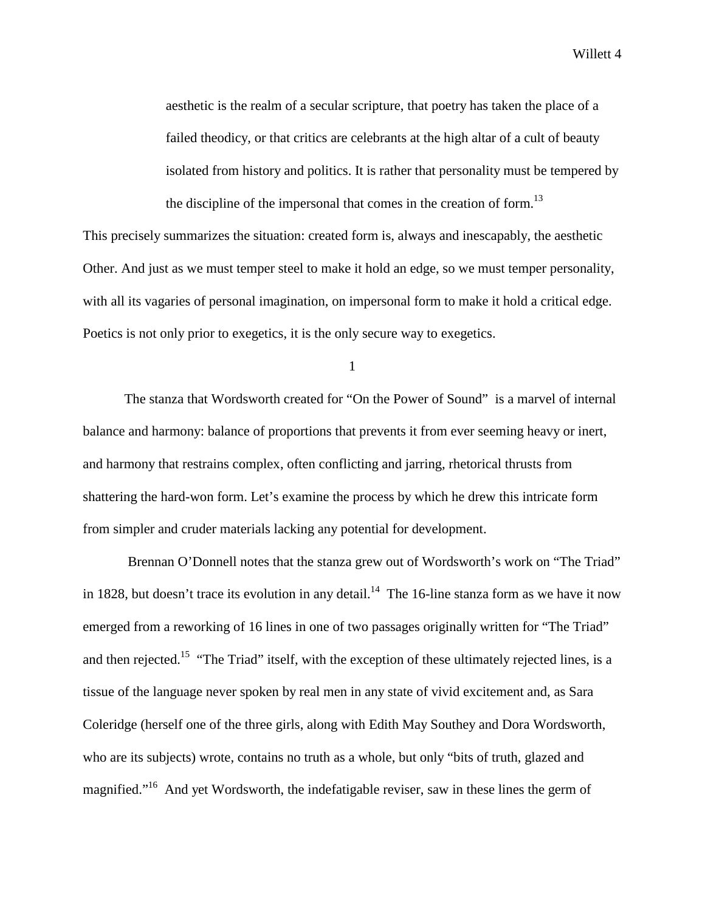> aesthetic is the realm of a secular scripture, that poetry has taken the place of a failed theodicy, or that critics are celebrants at the high altar of a cult of beauty isolated from history and politics. It is rather that personality must be tempered by the discipline of the impersonal that comes in the creation of form.[13]

This precisely summarizes the situation: created form is, always and inescapably, the aesthetic Other. And just as we must temper steel to make it hold an edge, so we must temper personality, with all its vagaries of personal imagination, on impersonal form to make it hold a critical edge. Poetics is not only prior to exegetics, it is the only secure way to exegetics.

## 1

The stanza that Wordsworth created for "On the Power of Sound" is a marvel of internal balance and harmony: balance of proportions that prevents it from ever seeming heavy or inert, and harmony that restrains complex, often conflicting and jarring, rhetorical thrusts from shattering the hard-won form. Let's examine the process by which he drew this intricate form from simpler and cruder materials lacking any potential for development.

Brennan O'Donnell notes that the stanza grew out of Wordsworth's work on "The Triad" in 1828, but doesn't trace its evolution in any detail.[14] The 16-line stanza form as we have it now emerged from a reworking of 16 lines in one of two passages originally written for "The Triad" and then rejected.[15] "The Triad" itself, with the exception of these ultimately rejected lines, is a tissue of the language never spoken by real men in any state of vivid excitement and, as Sara Coleridge (herself one of the three girls, along with Edith May Southey and Dora Wordsworth, who are its subjects) wrote, contains no truth as a whole, but only "bits of truth, glazed and magnified."[16] And yet Wordsworth, the indefatigable reviser, saw in these lines the germ of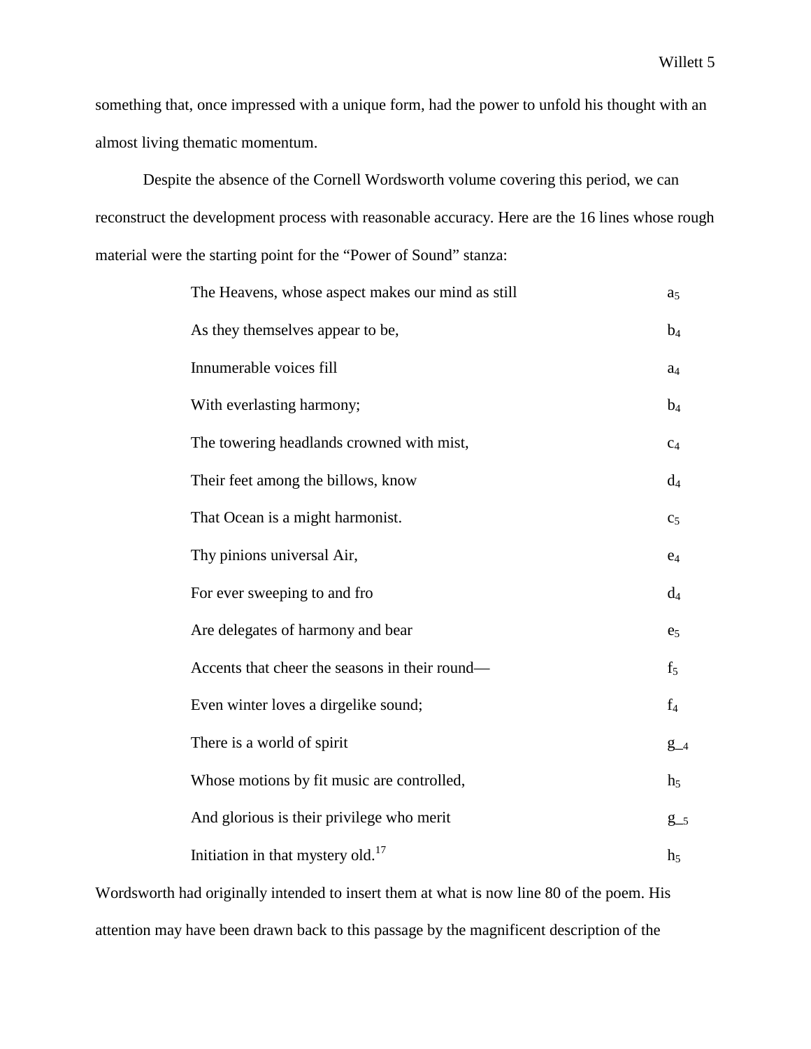something that, once impressed with a unique form, had the power to unfold his thought with an almost living thematic momentum.

Despite the absence of the Cornell Wordsworth volume covering this period, we can reconstruct the development process with reasonable accuracy. Here are the 16 lines whose rough material were the starting point for the "Power of Sound" stanza:

| | |
|---|---|
| The Heavens, whose aspect makes our mind as still | $a_5$ |
| As they themselves appear to be, | $b_4$ |
| Innumerable voices fill | $a_4$ |
| With everlasting harmony; | $b_4$ |
| The towering headlands crowned with mist, | $c_4$ |
| Their feet among the billows, know | $d_4$ |
| That Ocean is a might harmonist. | $c_5$ |
| Thy pinions universal Air, | $e_4$ |
| For ever sweeping to and fro | $d_4$ |
| Are delegates of harmony and bear | $e_5$ |
| Accents that cheer the seasons in their round— | $f_5$ |
| Even winter loves a dirgelike sound; | $f_4$ |
| There is a world of spirit | $g\_{}_4$ |
| Whose motions by fit music are controlled, | $h_5$ |
| And glorious is their privilege who merit | $g\_{}_5$ |
| Initiation in that mystery old.[17] | $h_5$ |

Wordsworth had originally intended to insert them at what is now line 80 of the poem. His attention may have been drawn back to this passage by the magnificent description of the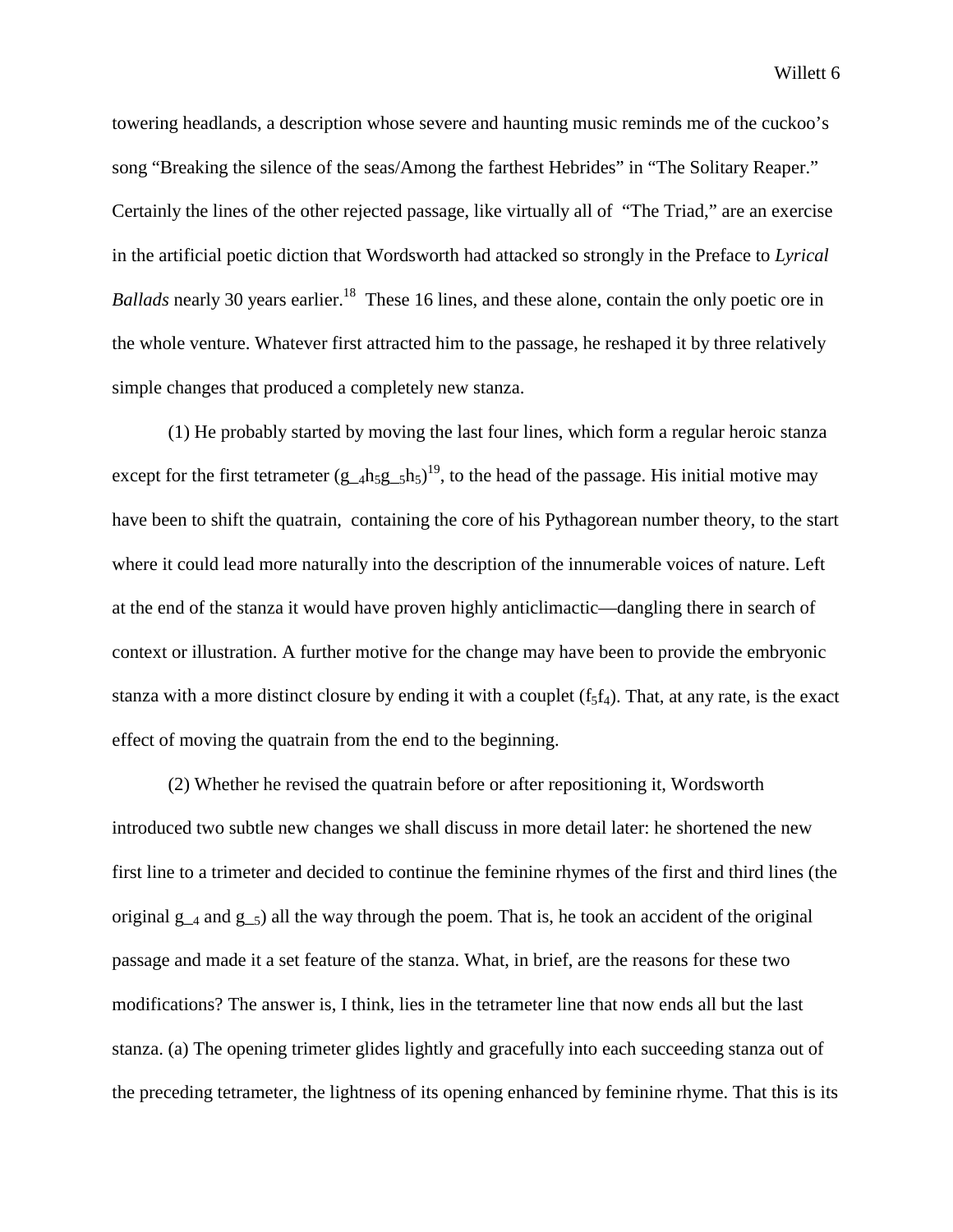towering headlands, a description whose severe and haunting music reminds me of the cuckoo's song "Breaking the silence of the seas/Among the farthest Hebrides" in "The Solitary Reaper." Certainly the lines of the other rejected passage, like virtually all of "The Triad," are an exercise in the artificial poetic diction that Wordsworth had attacked so strongly in the Preface to *Lyrical Ballads* nearly 30 years earlier.[18] These 16 lines, and these alone, contain the only poetic ore in the whole venture. Whatever first attracted him to the passage, he reshaped it by three relatively simple changes that produced a completely new stanza.

(1) He probably started by moving the last four lines, which form a regular heroic stanza except for the first tetrameter ($g\_{4}h_{5}g\_{5}h_{5}$)[19], to the head of the passage. His initial motive may have been to shift the quatrain, containing the core of his Pythagorean number theory, to the start where it could lead more naturally into the description of the innumerable voices of nature. Left at the end of the stanza it would have proven highly anticlimactic—dangling there in search of context or illustration. A further motive for the change may have been to provide the embryonic stanza with a more distinct closure by ending it with a couplet ($f_{5}f_{4}$). That, at any rate, is the exact effect of moving the quatrain from the end to the beginning.

(2) Whether he revised the quatrain before or after repositioning it, Wordsworth introduced two subtle new changes we shall discuss in more detail later: he shortened the new first line to a trimeter and decided to continue the feminine rhymes of the first and third lines (the original $g\_{4}$ and $g\_{5}$) all the way through the poem. That is, he took an accident of the original passage and made it a set feature of the stanza. What, in brief, are the reasons for these two modifications? The answer is, I think, lies in the tetrameter line that now ends all but the last stanza. (a) The opening trimeter glides lightly and gracefully into each succeeding stanza out of the preceding tetrameter, the lightness of its opening enhanced by feminine rhyme. That this is its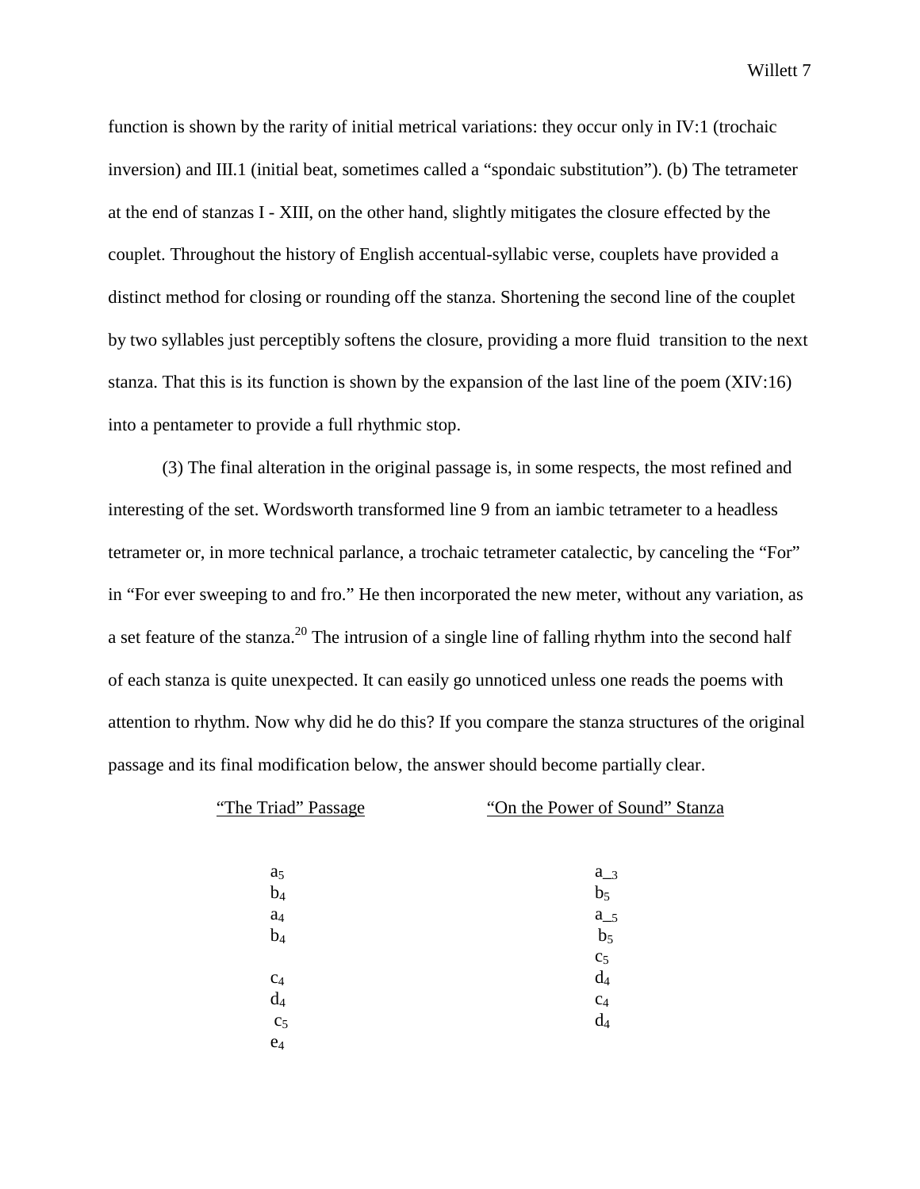function is shown by the rarity of initial metrical variations: they occur only in IV:1 (trochaic inversion) and III.1 (initial beat, sometimes called a "spondaic substitution"). (b) The tetrameter at the end of stanzas I - XIII, on the other hand, slightly mitigates the closure effected by the couplet. Throughout the history of English accentual-syllabic verse, couplets have provided a distinct method for closing or rounding off the stanza. Shortening the second line of the couplet by two syllables just perceptibly softens the closure, providing a more fluid transition to the next stanza. That this is its function is shown by the expansion of the last line of the poem (XIV:16) into a pentameter to provide a full rhythmic stop.

(3) The final alteration in the original passage is, in some respects, the most refined and interesting of the set. Wordsworth transformed line 9 from an iambic tetrameter to a headless tetrameter or, in more technical parlance, a trochaic tetrameter catalectic, by canceling the "For" in "For ever sweeping to and fro." He then incorporated the new meter, without any variation, as a set feature of the stanza.[20] The intrusion of a single line of falling rhythm into the second half of each stanza is quite unexpected. It can easily go unnoticed unless one reads the poems with attention to rhythm. Now why did he do this? If you compare the stanza structures of the original passage and its final modification below, the answer should become partially clear.

| "The Triad" Passage | "On the Power of Sound" Stanza |
|---|---|
| $a_5$ | $a\_{3}$ |
| $b_4$ | $b_5$ |
| $a_4$ | $a\_{5}$ |
| $b_4$ | $b_5$ |
| | $c_5$ |
| $c_4$ | $d_4$ |
| $d_4$ | $c_4$ |
| $c_5$ | $d_4$ |
| $e_4$ | |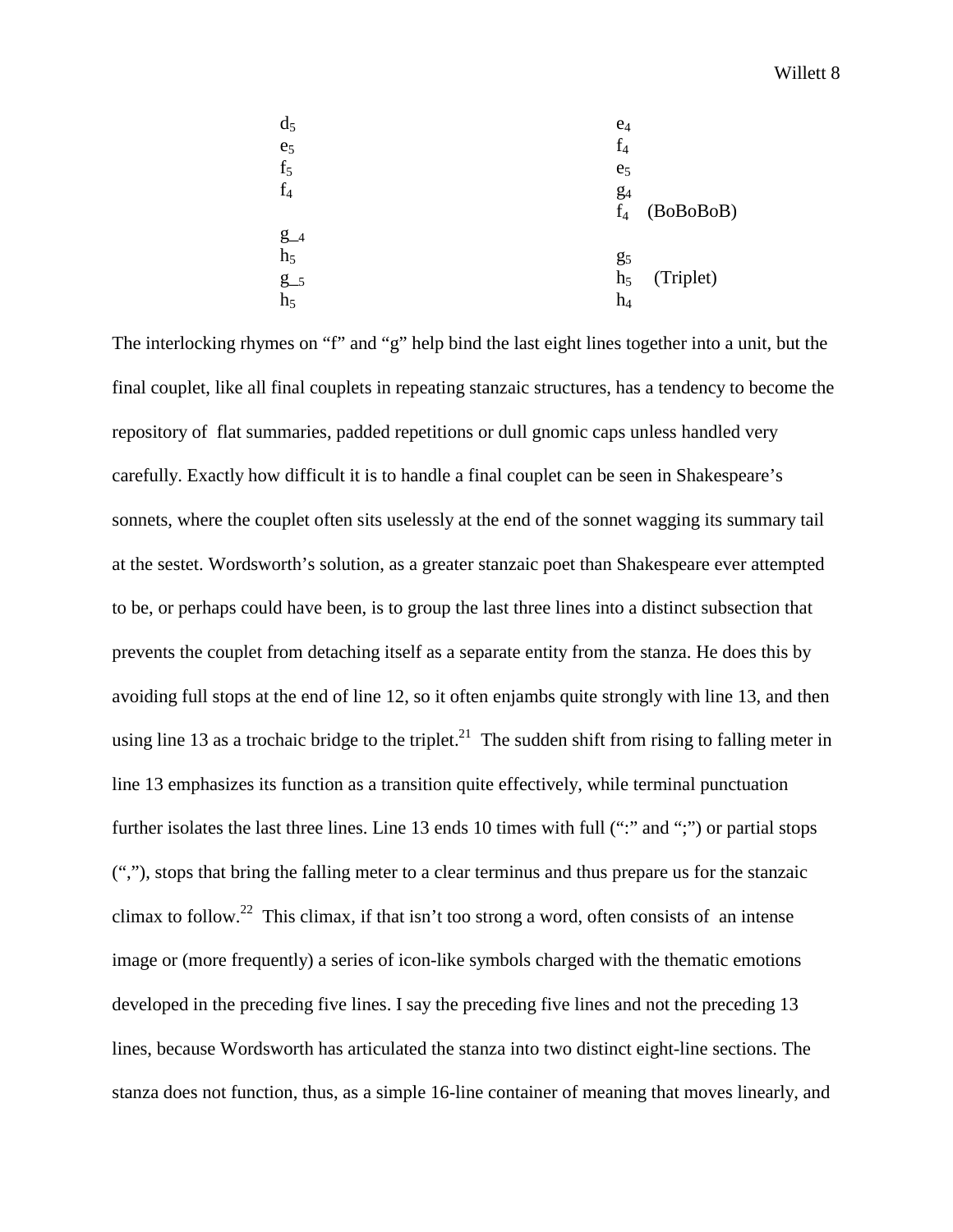| | |
|---|---|
| $d_5$ | $e_4$ |
| $e_5$ | $f_4$ |
| $f_5$ | $e_5$ |
| $f_4$ | $g_4$ |
| | $f_4$ (BoBoBoB) |
| $g_4$ | |
| $h_5$ | $g_5$ |
| $g_5$ | $h_5$ (Triplet) |
| $h_5$ | $h_4$ |

The interlocking rhymes on "f" and "g" help bind the last eight lines together into a unit, but the final couplet, like all final couplets in repeating stanzaic structures, has a tendency to become the repository of flat summaries, padded repetitions or dull gnomic caps unless handled very carefully. Exactly how difficult it is to handle a final couplet can be seen in Shakespeare's sonnets, where the couplet often sits uselessly at the end of the sonnet wagging its summary tail at the sestet. Wordsworth's solution, as a greater stanzaic poet than Shakespeare ever attempted to be, or perhaps could have been, is to group the last three lines into a distinct subsection that prevents the couplet from detaching itself as a separate entity from the stanza. He does this by avoiding full stops at the end of line 12, so it often enjambs quite strongly with line 13, and then using line 13 as a trochaic bridge to the triplet.[21] The sudden shift from rising to falling meter in line 13 emphasizes its function as a transition quite effectively, while terminal punctuation further isolates the last three lines. Line 13 ends 10 times with full (":" and ";") or partial stops (","), stops that bring the falling meter to a clear terminus and thus prepare us for the stanzaic climax to follow.[22] This climax, if that isn't too strong a word, often consists of an intense image or (more frequently) a series of icon-like symbols charged with the thematic emotions developed in the preceding five lines. I say the preceding five lines and not the preceding 13 lines, because Wordsworth has articulated the stanza into two distinct eight-line sections. The stanza does not function, thus, as a simple 16-line container of meaning that moves linearly, and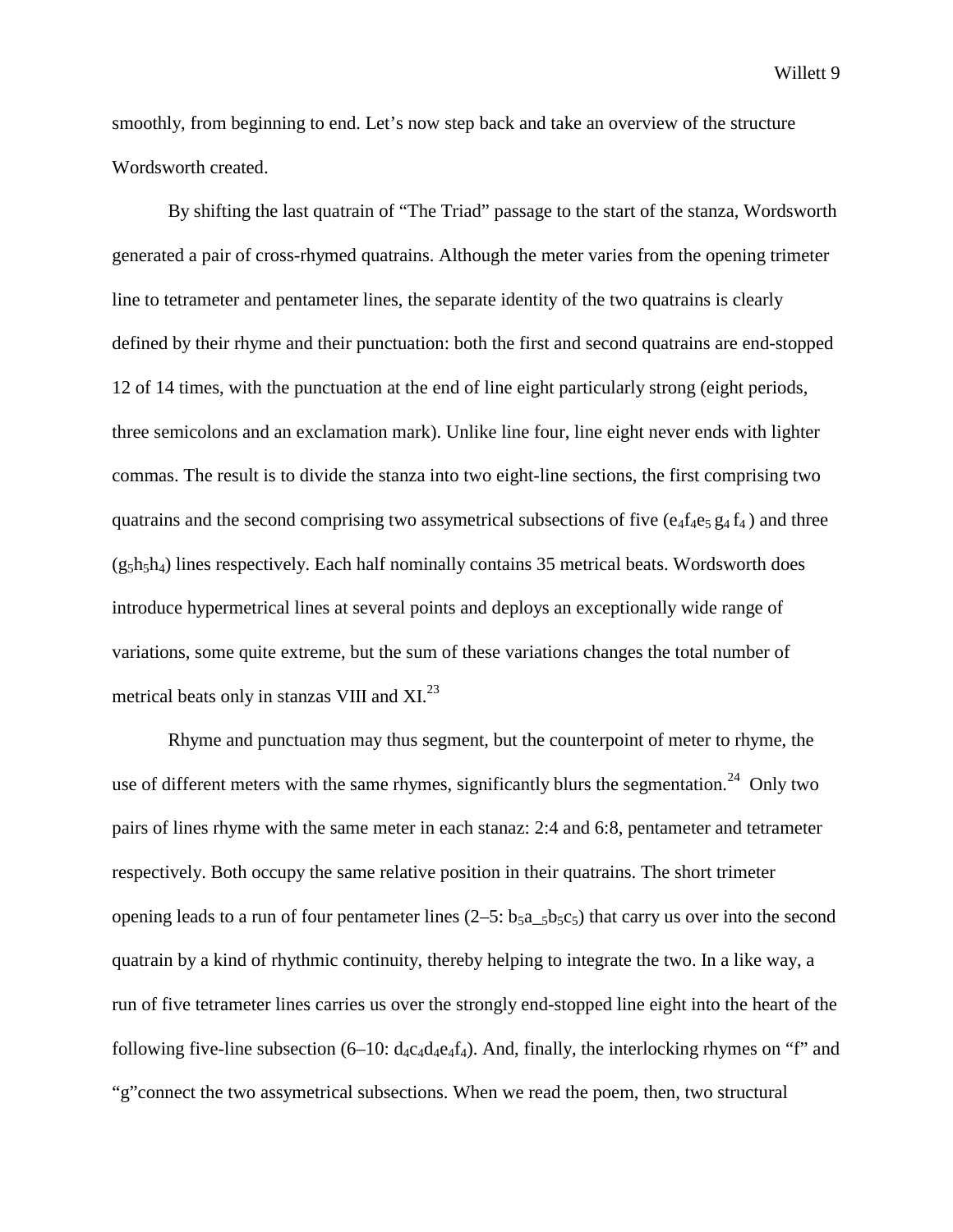smoothly, from beginning to end. Let's now step back and take an overview of the structure Wordsworth created.

By shifting the last quatrain of "The Triad" passage to the start of the stanza, Wordsworth generated a pair of cross-rhymed quatrains. Although the meter varies from the opening trimeter line to tetrameter and pentameter lines, the separate identity of the two quatrains is clearly defined by their rhyme and their punctuation: both the first and second quatrains are end-stopped 12 of 14 times, with the punctuation at the end of line eight particularly strong (eight periods, three semicolons and an exclamation mark). Unlike line four, line eight never ends with lighter commas. The result is to divide the stanza into two eight-line sections, the first comprising two quatrains and the second comprising two assymetrical subsections of five ($e_4f_4e_5\,g_4\,f_4$) and three ($g_5h_5h_4$) lines respectively. Each half nominally contains 35 metrical beats. Wordsworth does introduce hypermetrical lines at several points and deploys an exceptionally wide range of variations, some quite extreme, but the sum of these variations changes the total number of metrical beats only in stanzas VIII and XI.[23]

Rhyme and punctuation may thus segment, but the counterpoint of meter to rhyme, the use of different meters with the same rhymes, significantly blurs the segmentation.[24] Only two pairs of lines rhyme with the same meter in each stanaz: 2:4 and 6:8, pentameter and tetrameter respectively. Both occupy the same relative position in their quatrains. The short trimeter opening leads to a run of four pentameter lines (2–5: $b_5a\_{}_5b_5c_5$) that carry us over into the second quatrain by a kind of rhythmic continuity, thereby helping to integrate the two. In a like way, a run of five tetrameter lines carries us over the strongly end-stopped line eight into the heart of the following five-line subsection (6–10: $d_4c_4d_4e_4f_4$). And, finally, the interlocking rhymes on "f" and "g"connect the two assymetrical subsections. When we read the poem, then, two structural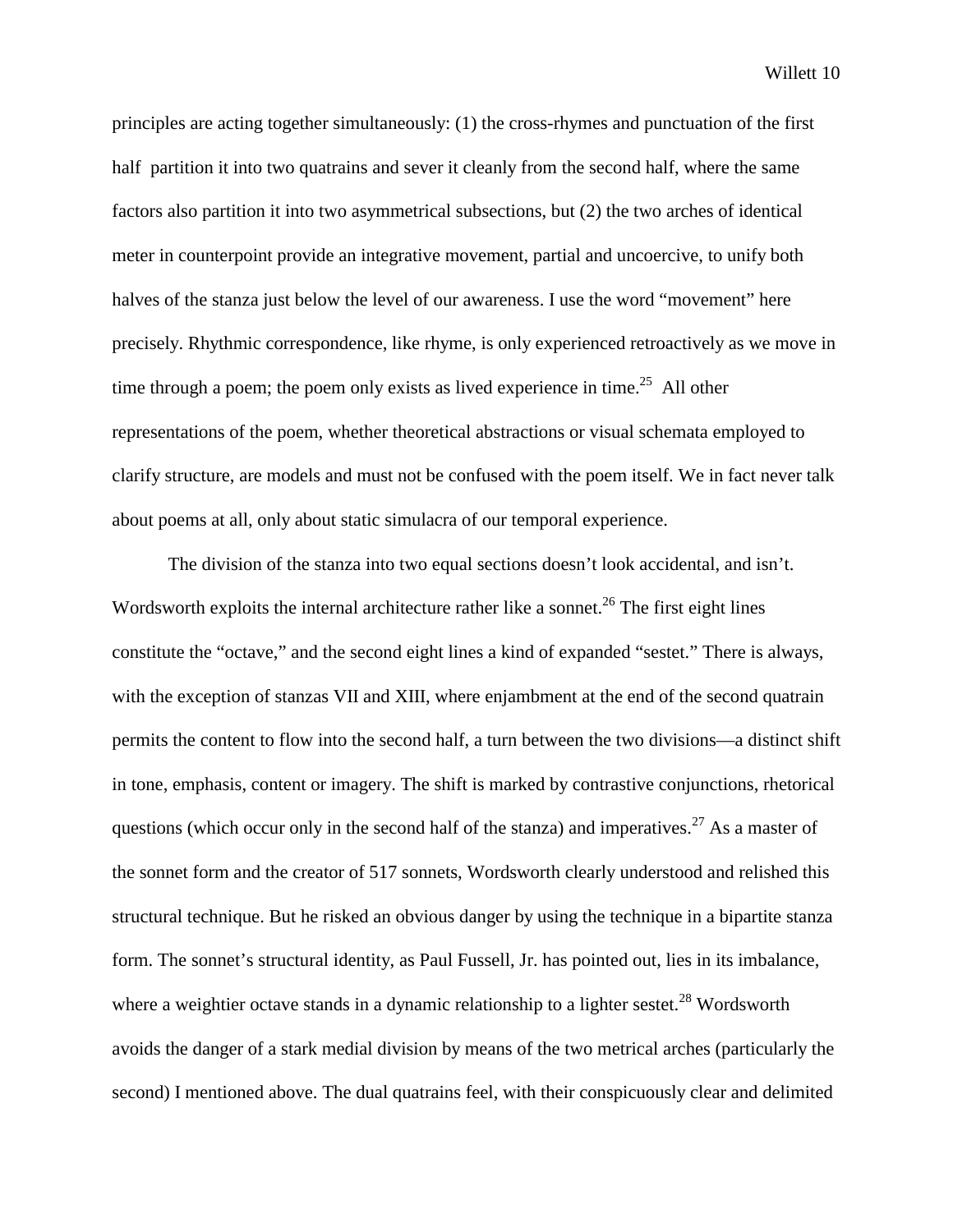principles are acting together simultaneously: (1) the cross-rhymes and punctuation of the first half partition it into two quatrains and sever it cleanly from the second half, where the same factors also partition it into two asymmetrical subsections, but (2) the two arches of identical meter in counterpoint provide an integrative movement, partial and uncoercive, to unify both halves of the stanza just below the level of our awareness. I use the word "movement" here precisely. Rhythmic correspondence, like rhyme, is only experienced retroactively as we move in time through a poem; the poem only exists as lived experience in time.[25] All other representations of the poem, whether theoretical abstractions or visual schemata employed to clarify structure, are models and must not be confused with the poem itself. We in fact never talk about poems at all, only about static simulacra of our temporal experience.

The division of the stanza into two equal sections doesn't look accidental, and isn't. Wordsworth exploits the internal architecture rather like a sonnet.[26] The first eight lines constitute the "octave," and the second eight lines a kind of expanded "sestet." There is always, with the exception of stanzas VII and XIII, where enjambment at the end of the second quatrain permits the content to flow into the second half, a turn between the two divisions—a distinct shift in tone, emphasis, content or imagery. The shift is marked by contrastive conjunctions, rhetorical questions (which occur only in the second half of the stanza) and imperatives.[27] As a master of the sonnet form and the creator of 517 sonnets, Wordsworth clearly understood and relished this structural technique. But he risked an obvious danger by using the technique in a bipartite stanza form. The sonnet's structural identity, as Paul Fussell, Jr. has pointed out, lies in its imbalance, where a weightier octave stands in a dynamic relationship to a lighter sestet.[28] Wordsworth avoids the danger of a stark medial division by means of the two metrical arches (particularly the second) I mentioned above. The dual quatrains feel, with their conspicuously clear and delimited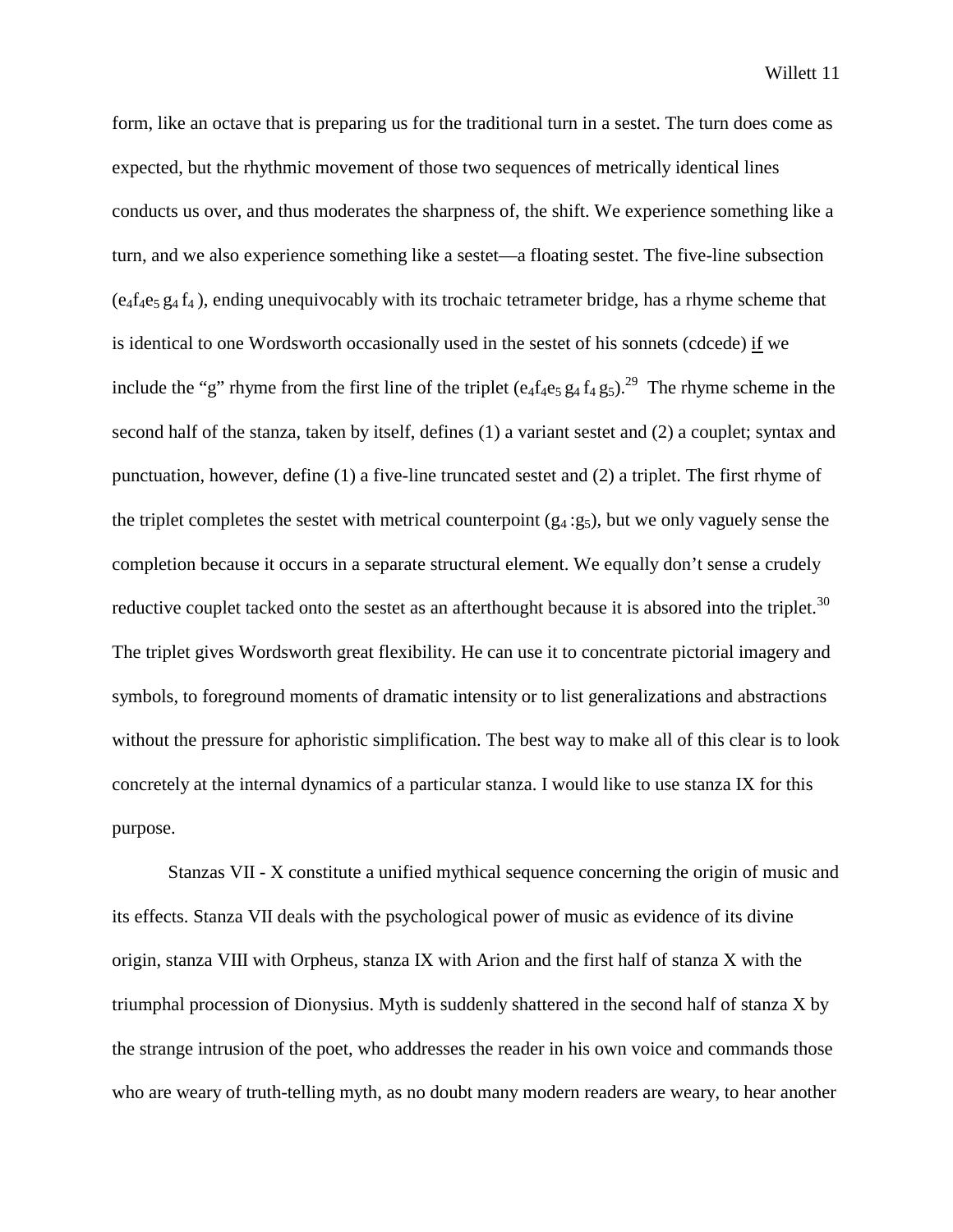form, like an octave that is preparing us for the traditional turn in a sestet. The turn does come as expected, but the rhythmic movement of those two sequences of metrically identical lines conducts us over, and thus moderates the sharpness of, the shift. We experience something like a turn, and we also experience something like a sestet—a floating sestet. The five-line subsection ($e_4f_4e_5$ $g_4$ $f_4$ ), ending unequivocably with its trochaic tetrameter bridge, has a rhyme scheme that is identical to one Wordsworth occasionally used in the sestet of his sonnets (cdcede) <u>if</u> we include the "g" rhyme from the first line of the triplet ($e_4f_4e_5$ $g_4$ $f_4$ $g_5$).[29] The rhyme scheme in the second half of the stanza, taken by itself, defines (1) a variant sestet and (2) a couplet; syntax and punctuation, however, define (1) a five-line truncated sestet and (2) a triplet. The first rhyme of the triplet completes the sestet with metrical counterpoint ($g_4$ :$g_5$), but we only vaguely sense the completion because it occurs in a separate structural element. We equally don't sense a crudely reductive couplet tacked onto the sestet as an afterthought because it is absored into the triplet.[30] The triplet gives Wordsworth great flexibility. He can use it to concentrate pictorial imagery and symbols, to foreground moments of dramatic intensity or to list generalizations and abstractions without the pressure for aphoristic simplification. The best way to make all of this clear is to look concretely at the internal dynamics of a particular stanza. I would like to use stanza IX for this purpose.

Stanzas VII - X constitute a unified mythical sequence concerning the origin of music and its effects. Stanza VII deals with the psychological power of music as evidence of its divine origin, stanza VIII with Orpheus, stanza IX with Arion and the first half of stanza X with the triumphal procession of Dionysius. Myth is suddenly shattered in the second half of stanza X by the strange intrusion of the poet, who addresses the reader in his own voice and commands those who are weary of truth-telling myth, as no doubt many modern readers are weary, to hear another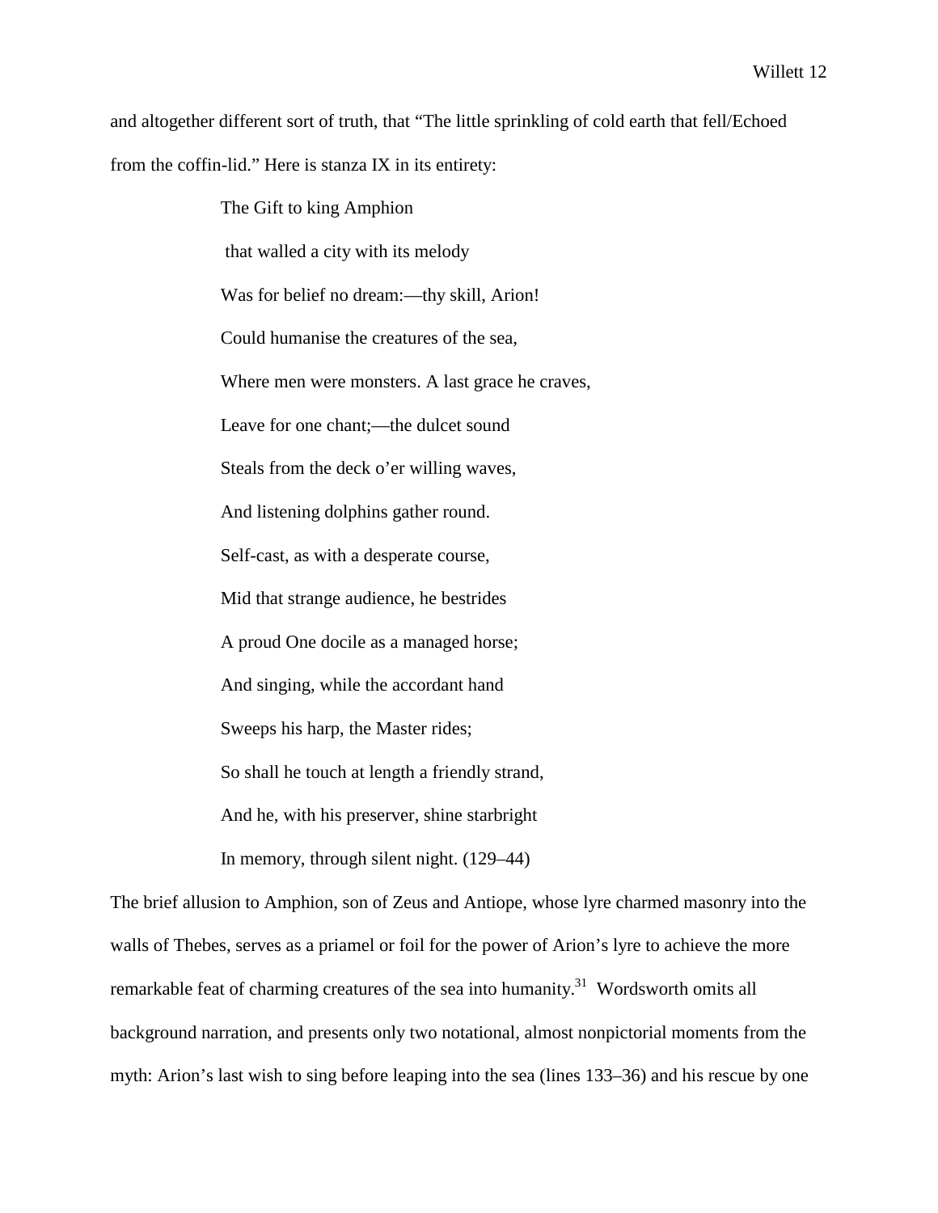and altogether different sort of truth, that "The little sprinkling of cold earth that fell/Echoed from the coffin-lid." Here is stanza IX in its entirety:

> The Gift to king Amphion  
> that walled a city with its melody  
> Was for belief no dream:—thy skill, Arion!  
> Could humanise the creatures of the sea,  
> Where men were monsters. A last grace he craves,  
> Leave for one chant;—the dulcet sound  
> Steals from the deck o'er willing waves,  
> And listening dolphins gather round.  
> Self-cast, as with a desperate course,  
> Mid that strange audience, he bestrides  
> A proud One docile as a managed horse;  
> And singing, while the accordant hand  
> Sweeps his harp, the Master rides;  
> So shall he touch at length a friendly strand,  
> And he, with his preserver, shine starbright  
> In memory, through silent night. (129–44)

The brief allusion to Amphion, son of Zeus and Antiope, whose lyre charmed masonry into the walls of Thebes, serves as a priamel or foil for the power of Arion's lyre to achieve the more remarkable feat of charming creatures of the sea into humanity.[31] Wordsworth omits all background narration, and presents only two notational, almost nonpictorial moments from the myth: Arion's last wish to sing before leaping into the sea (lines 133–36) and his rescue by one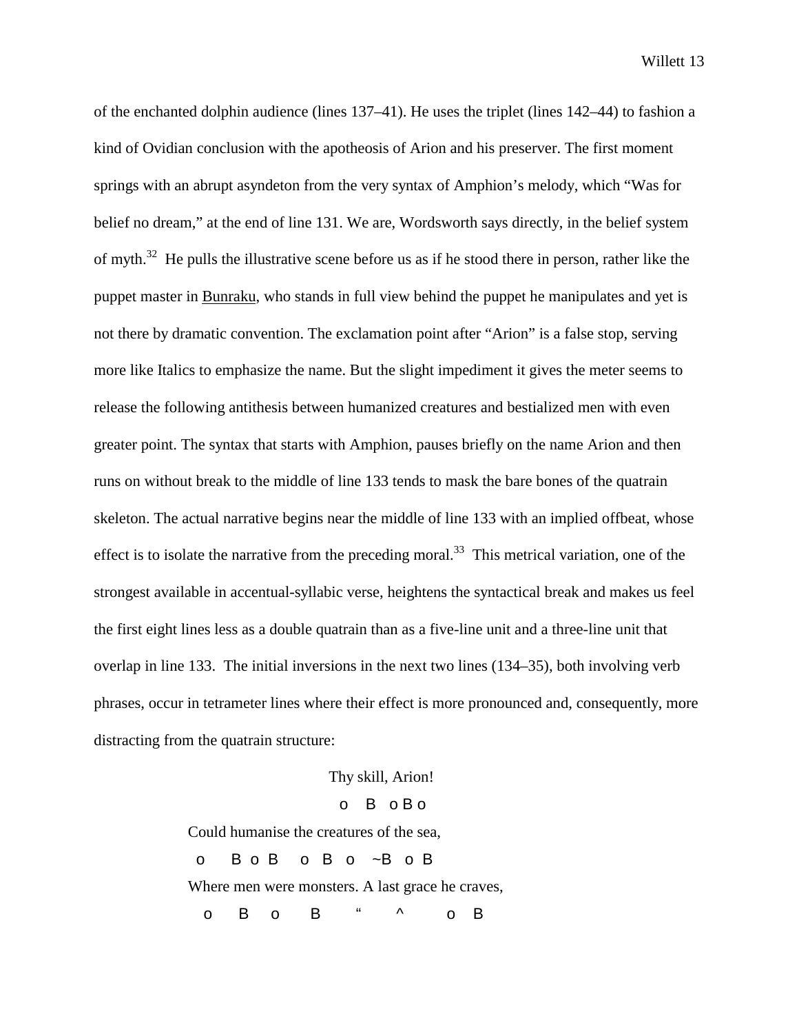of the enchanted dolphin audience (lines 137–41). He uses the triplet (lines 142–44) to fashion a kind of Ovidian conclusion with the apotheosis of Arion and his preserver. The first moment springs with an abrupt asyndeton from the very syntax of Amphion's melody, which "Was for belief no dream," at the end of line 131. We are, Wordsworth says directly, in the belief system of myth.[32] He pulls the illustrative scene before us as if he stood there in person, rather like the puppet master in Bunraku, who stands in full view behind the puppet he manipulates and yet is not there by dramatic convention. The exclamation point after "Arion" is a false stop, serving more like Italics to emphasize the name. But the slight impediment it gives the meter seems to release the following antithesis between humanized creatures and bestialized men with even greater point. The syntax that starts with Amphion, pauses briefly on the name Arion and then runs on without break to the middle of line 133 tends to mask the bare bones of the quatrain skeleton. The actual narrative begins near the middle of line 133 with an implied offbeat, whose effect is to isolate the narrative from the preceding moral.[33] This metrical variation, one of the strongest available in accentual-syllabic verse, heightens the syntactical break and makes us feel the first eight lines less as a double quatrain than as a five-line unit and a three-line unit that overlap in line 133. The initial inversions in the next two lines (134–35), both involving verb phrases, occur in tetrameter lines where their effect is more pronounced and, consequently, more distracting from the quatrain structure:

```
                    Thy skill, Arion!
                     o   B   o B o
Could humanise the creatures of the sea,
 o    B  o  B    o  B  o   ~B  o  B
Where men were monsters. A last grace he craves,
  o    B    o     B     "     ^       o   B
```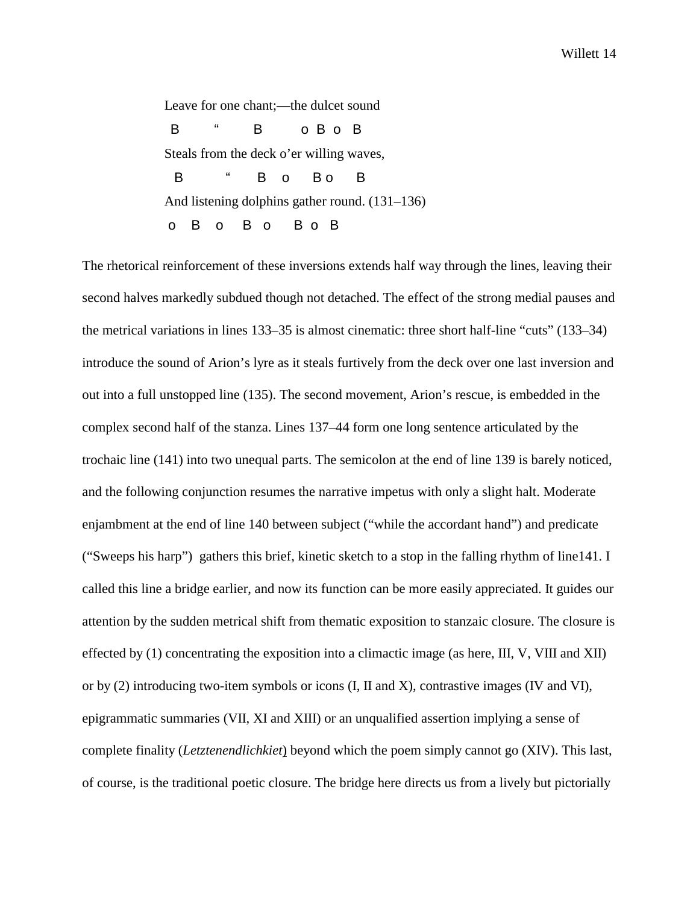Leave for one chant;—the dulcet sound

B &nbsp;&nbsp;&nbsp;&nbsp;&nbsp;&nbsp; “ &nbsp;&nbsp;&nbsp;&nbsp;&nbsp;&nbsp; B &nbsp;&nbsp;&nbsp;&nbsp;&nbsp;&nbsp; o B o B

Steals from the deck o’er willing waves,

B &nbsp;&nbsp;&nbsp;&nbsp;&nbsp;&nbsp; “ &nbsp;&nbsp;&nbsp;&nbsp; B &nbsp; o &nbsp;&nbsp; B o &nbsp;&nbsp; B

And listening dolphins gather round. (131–136)

o &nbsp; B &nbsp; o &nbsp;&nbsp; B &nbsp; o &nbsp;&nbsp; B o B

The rhetorical reinforcement of these inversions extends half way through the lines, leaving their second halves markedly subdued though not detached. The effect of the strong medial pauses and the metrical variations in lines 133–35 is almost cinematic: three short half-line “cuts” (133–34) introduce the sound of Arion’s lyre as it steals furtively from the deck over one last inversion and out into a full unstopped line (135). The second movement, Arion’s rescue, is embedded in the complex second half of the stanza. Lines 137–44 form one long sentence articulated by the trochaic line (141) into two unequal parts. The semicolon at the end of line 139 is barely noticed, and the following conjunction resumes the narrative impetus with only a slight halt. Moderate enjambment at the end of line 140 between subject (“while the accordant hand”) and predicate (“Sweeps his harp”) gathers this brief, kinetic sketch to a stop in the falling rhythm of line141. I called this line a bridge earlier, and now its function can be more easily appreciated. It guides our attention by the sudden metrical shift from thematic exposition to stanzaic closure. The closure is effected by (1) concentrating the exposition into a climactic image (as here, III, V, VIII and XII) or by (2) introducing two-item symbols or icons (I, II and X), contrastive images (IV and VI), epigrammatic summaries (VII, XI and XIII) or an unqualified assertion implying a sense of complete finality (*Letztenendlichkiet*) beyond which the poem simply cannot go (XIV). This last, of course, is the traditional poetic closure. The bridge here directs us from a lively but pictorially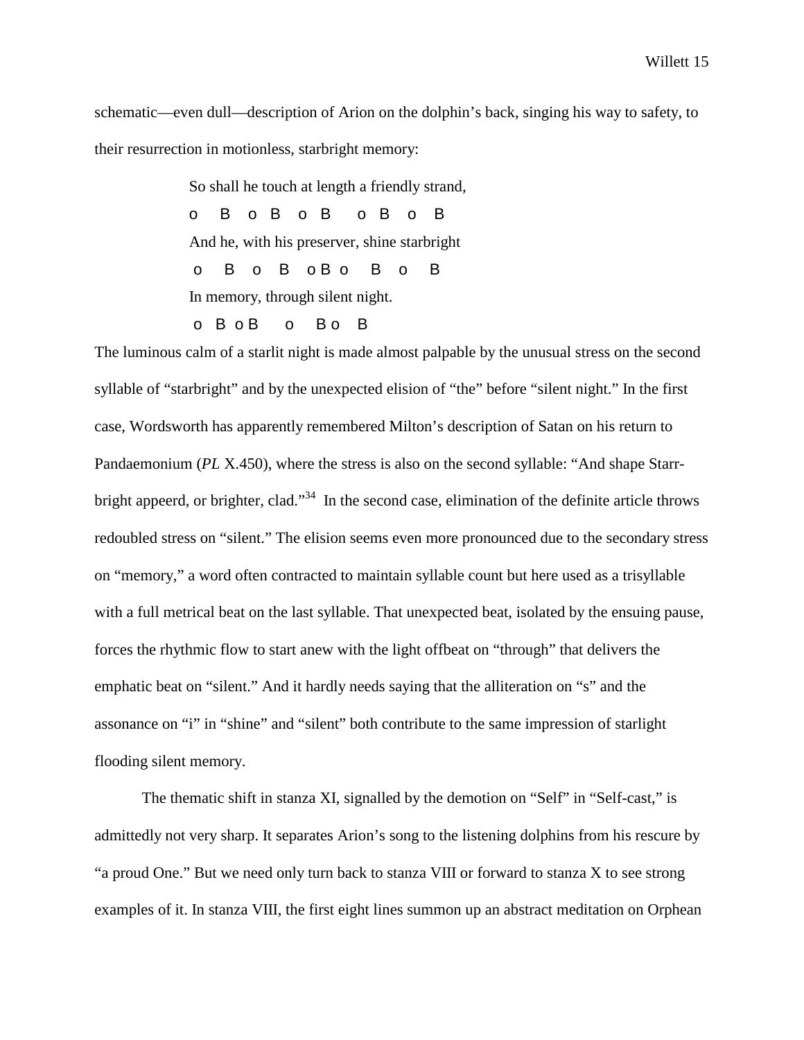schematic—even dull—description of Arion on the dolphin's back, singing his way to safety, to their resurrection in motionless, starbright memory:

```
So shall he touch at length a friendly strand,
o    B    o  B    o  B     o  B    o    B
And he, with his preserver, shine starbright
 o    B    o    B    o B  o     B    o     B
In memory, through silent night.
 o  B  o B      o     B  o    B
```

The luminous calm of a starlit night is made almost palpable by the unusual stress on the second syllable of "starbright" and by the unexpected elision of "the" before "silent night." In the first case, Wordsworth has apparently remembered Milton's description of Satan on his return to Pandaemonium (*PL* X.450), where the stress is also on the second syllable: "And shape Starr-bright appeerd, or brighter, clad."[34] In the second case, elimination of the definite article throws redoubled stress on "silent." The elision seems even more pronounced due to the secondary stress on "memory," a word often contracted to maintain syllable count but here used as a trisyllable with a full metrical beat on the last syllable. That unexpected beat, isolated by the ensuing pause, forces the rhythmic flow to start anew with the light offbeat on "through" that delivers the emphatic beat on "silent." And it hardly needs saying that the alliteration on "s" and the assonance on "i" in "shine" and "silent" both contribute to the same impression of starlight flooding silent memory.

The thematic shift in stanza XI, signalled by the demotion on "Self" in "Self-cast," is admittedly not very sharp. It separates Arion's song to the listening dolphins from his rescure by "a proud One." But we need only turn back to stanza VIII or forward to stanza X to see strong examples of it. In stanza VIII, the first eight lines summon up an abstract meditation on Orphean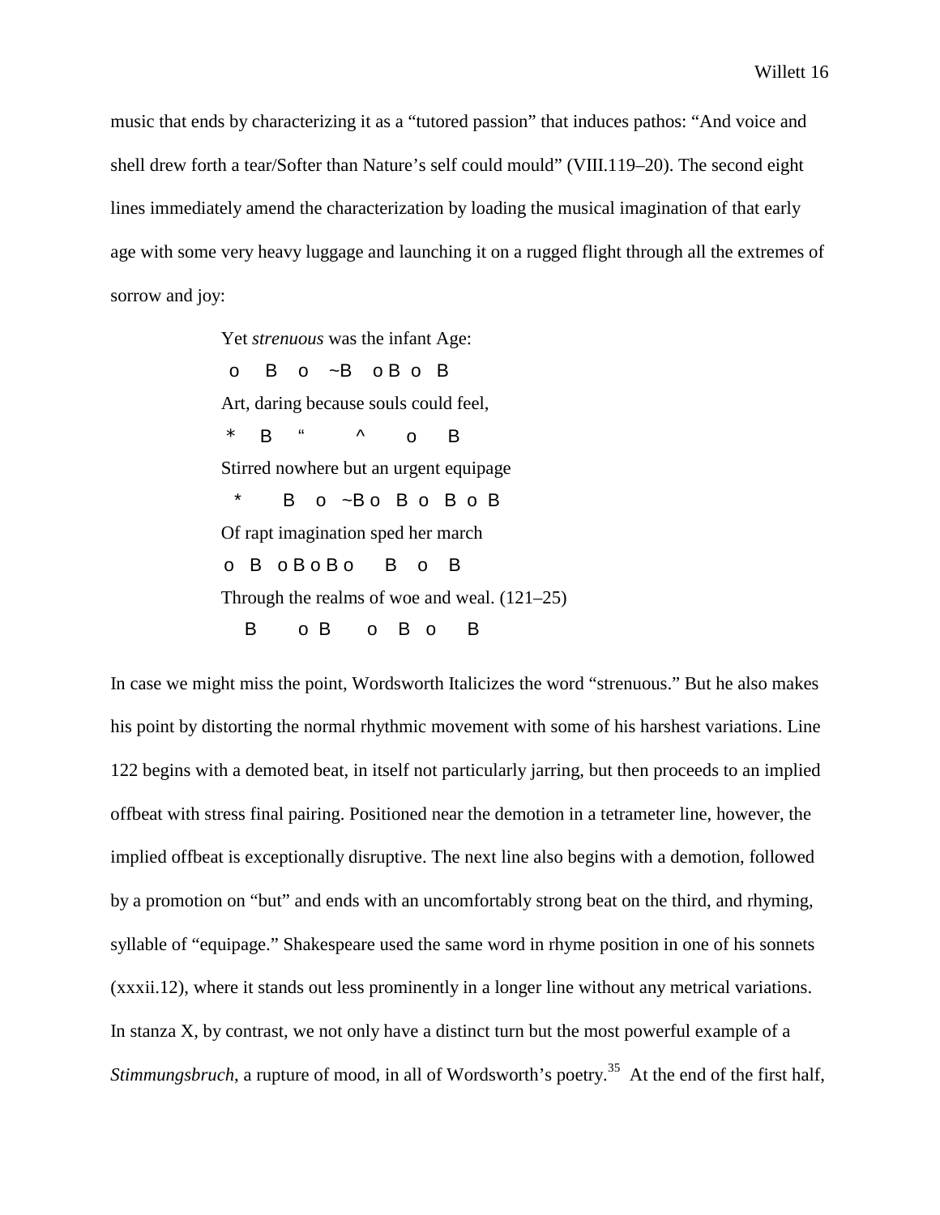music that ends by characterizing it as a “tutored passion” that induces pathos: “And voice and shell drew forth a tear/Softer than Nature’s self could mould” (VIII.119–20). The second eight lines immediately amend the characterization by loading the musical imagination of that early age with some very heavy luggage and launching it on a rugged flight through all the extremes of sorrow and joy:

```
Yet strenuous was the infant Age:
 o    B    o    ~B    o B  o   B
Art, daring because souls could feel,
 *    B    “          ^        o      B
Stirred nowhere but an urgent equipage
  *        B    o   ~B o   B   o   B  o  B
Of rapt imagination sped her march
o   B   o B o B o      B    o    B
Through the realms of woe and weal. (121–25)
   B        o B       o    B   o      B
```

In case we might miss the point, Wordsworth Italicizes the word “strenuous.” But he also makes his point by distorting the normal rhythmic movement with some of his harshest variations. Line 122 begins with a demoted beat, in itself not particularly jarring, but then proceeds to an implied offbeat with stress final pairing. Positioned near the demotion in a tetrameter line, however, the implied offbeat is exceptionally disruptive. The next line also begins with a demotion, followed by a promotion on “but” and ends with an uncomfortably strong beat on the third, and rhyming, syllable of “equipage.” Shakespeare used the same word in rhyme position in one of his sonnets (xxxii.12), where it stands out less prominently in a longer line without any metrical variations. In stanza X, by contrast, we not only have a distinct turn but the most powerful example of a *Stimmungsbruch*, a rupture of mood, in all of Wordsworth’s poetry.[35] At the end of the first half,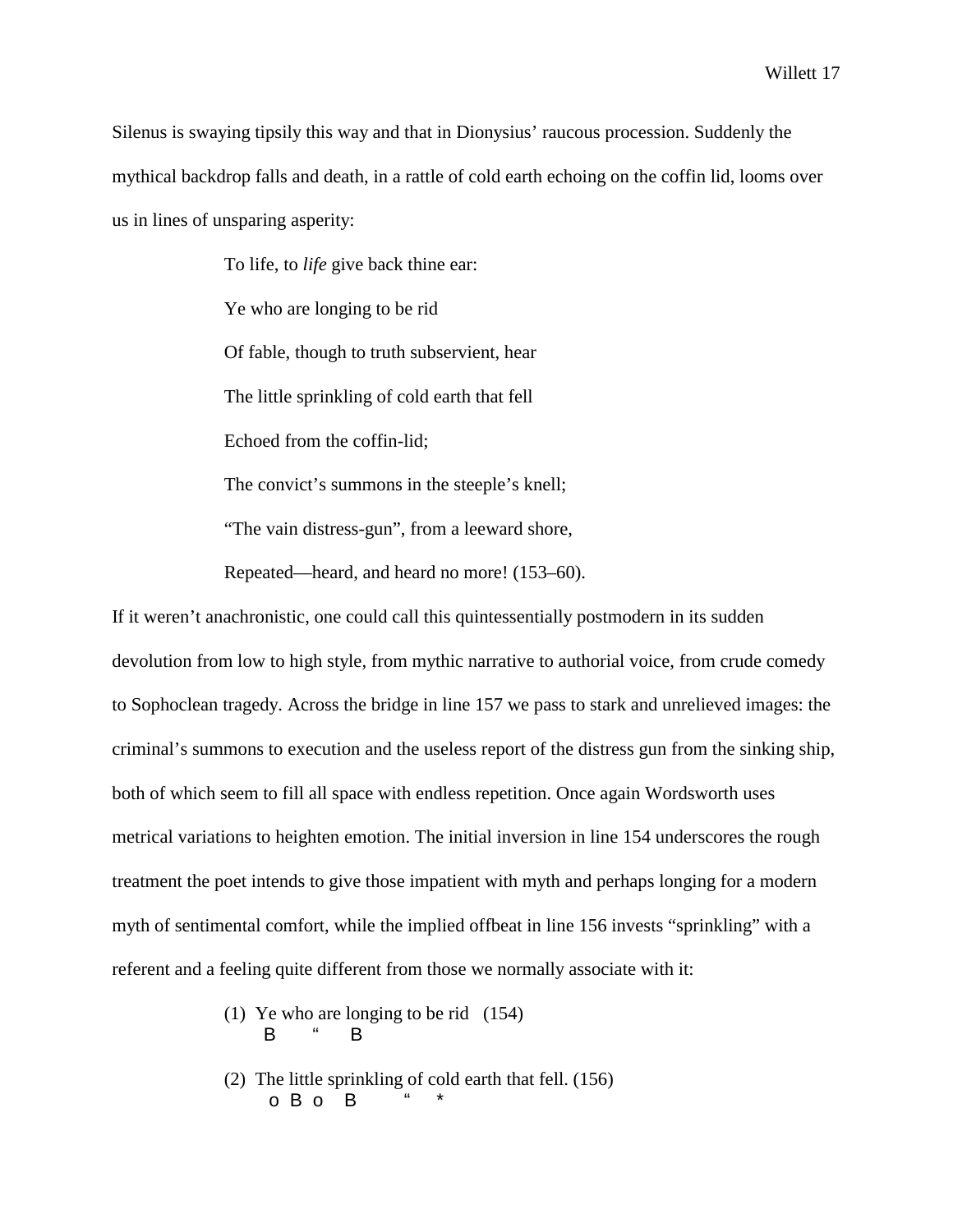Silenus is swaying tipsily this way and that in Dionysius' raucous procession. Suddenly the mythical backdrop falls and death, in a rattle of cold earth echoing on the coffin lid, looms over us in lines of unsparing asperity:

> To life, to *life* give back thine ear:
>
> Ye who are longing to be rid
>
> Of fable, though to truth subservient, hear
>
> The little sprinkling of cold earth that fell
>
> Echoed from the coffin-lid;
>
> The convict's summons in the steeple's knell;
>
> "The vain distress-gun", from a leeward shore,
>
> Repeated—heard, and heard no more! (153–60).

If it weren't anachronistic, one could call this quintessentially postmodern in its sudden devolution from low to high style, from mythic narrative to authorial voice, from crude comedy to Sophoclean tragedy. Across the bridge in line 157 we pass to stark and unrelieved images: the criminal's summons to execution and the useless report of the distress gun from the sinking ship, both of which seem to fill all space with endless repetition. Once again Wordsworth uses metrical variations to heighten emotion. The initial inversion in line 154 underscores the rough treatment the poet intends to give those impatient with myth and perhaps longing for a modern myth of sentimental comfort, while the implied offbeat in line 156 invests "sprinkling" with a referent and a feeling quite different from those we normally associate with it:

```
(1)  Ye who are longing to be rid   (154)
      B      “      B

(2)  The little sprinkling of cold earth that fell. (156)
       o  B  o    B          “     *
```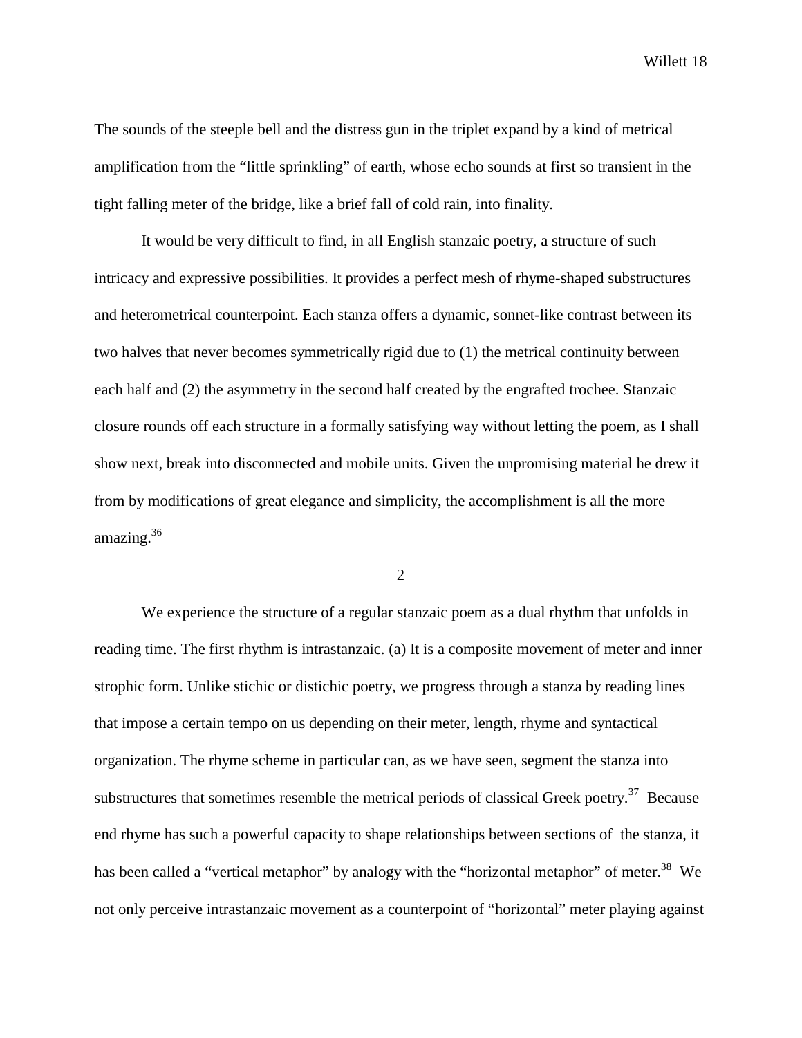The sounds of the steeple bell and the distress gun in the triplet expand by a kind of metrical amplification from the “little sprinkling” of earth, whose echo sounds at first so transient in the tight falling meter of the bridge, like a brief fall of cold rain, into finality.

It would be very difficult to find, in all English stanzaic poetry, a structure of such intricacy and expressive possibilities. It provides a perfect mesh of rhyme-shaped substructures and heterometrical counterpoint. Each stanza offers a dynamic, sonnet-like contrast between its two halves that never becomes symmetrically rigid due to (1) the metrical continuity between each half and (2) the asymmetry in the second half created by the engrafted trochee. Stanzaic closure rounds off each structure in a formally satisfying way without letting the poem, as I shall show next, break into disconnected and mobile units. Given the unpromising material he drew it from by modifications of great elegance and simplicity, the accomplishment is all the more amazing.[36]

## 2

We experience the structure of a regular stanzaic poem as a dual rhythm that unfolds in reading time. The first rhythm is intrastanzaic. (a) It is a composite movement of meter and inner strophic form. Unlike stichic or distichic poetry, we progress through a stanza by reading lines that impose a certain tempo on us depending on their meter, length, rhyme and syntactical organization. The rhyme scheme in particular can, as we have seen, segment the stanza into substructures that sometimes resemble the metrical periods of classical Greek poetry.[37] Because end rhyme has such a powerful capacity to shape relationships between sections of the stanza, it has been called a “vertical metaphor” by analogy with the “horizontal metaphor” of meter.[38] We not only perceive intrastanzaic movement as a counterpoint of “horizontal” meter playing against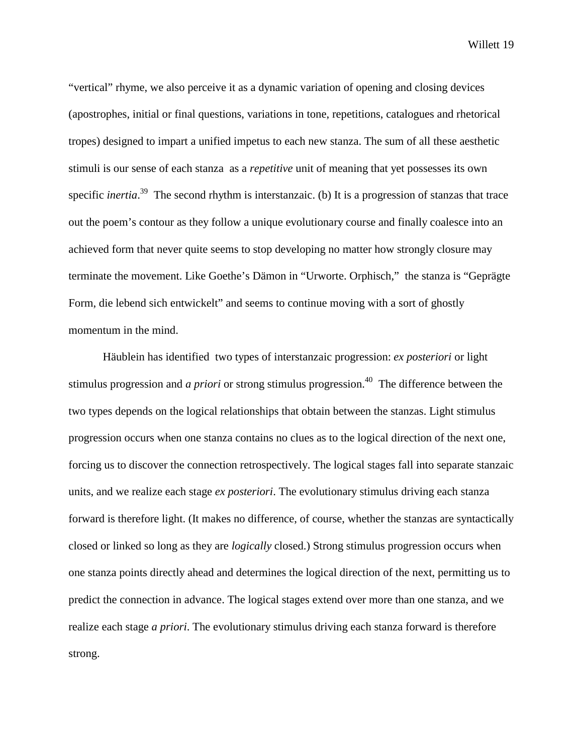"vertical" rhyme, we also perceive it as a dynamic variation of opening and closing devices (apostrophes, initial or final questions, variations in tone, repetitions, catalogues and rhetorical tropes) designed to impart a unified impetus to each new stanza. The sum of all these aesthetic stimuli is our sense of each stanza as a *repetitive* unit of meaning that yet possesses its own specific *inertia*.[39] The second rhythm is interstanzaic. (b) It is a progression of stanzas that trace out the poem's contour as they follow a unique evolutionary course and finally coalesce into an achieved form that never quite seems to stop developing no matter how strongly closure may terminate the movement. Like Goethe's Dämon in "Urworte. Orphisch," the stanza is "Geprägte Form, die lebend sich entwickelt" and seems to continue moving with a sort of ghostly momentum in the mind.

Häublein has identified two types of interstanzaic progression: *ex posteriori* or light stimulus progression and *a priori* or strong stimulus progression.[40] The difference between the two types depends on the logical relationships that obtain between the stanzas. Light stimulus progression occurs when one stanza contains no clues as to the logical direction of the next one, forcing us to discover the connection retrospectively. The logical stages fall into separate stanzaic units, and we realize each stage *ex posteriori*. The evolutionary stimulus driving each stanza forward is therefore light. (It makes no difference, of course, whether the stanzas are syntactically closed or linked so long as they are *logically* closed.) Strong stimulus progression occurs when one stanza points directly ahead and determines the logical direction of the next, permitting us to predict the connection in advance. The logical stages extend over more than one stanza, and we realize each stage *a priori*. The evolutionary stimulus driving each stanza forward is therefore strong.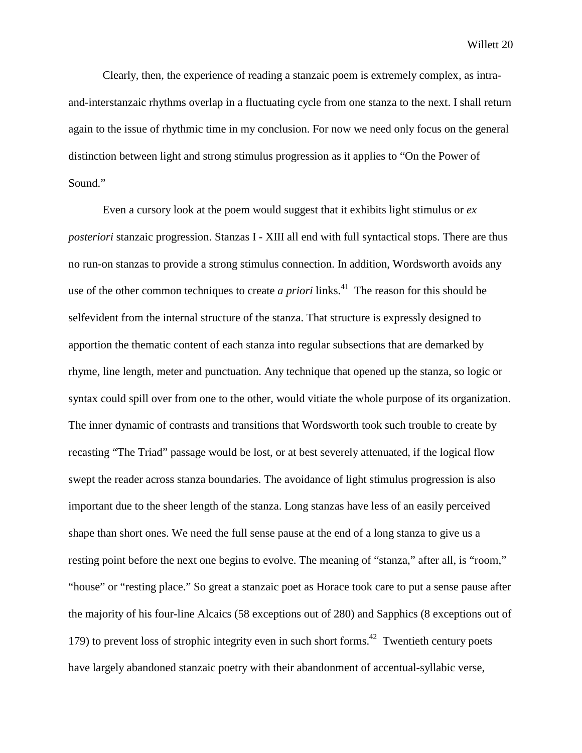Clearly, then, the experience of reading a stanzaic poem is extremely complex, as intra-and-interstanzaic rhythms overlap in a fluctuating cycle from one stanza to the next. I shall return again to the issue of rhythmic time in my conclusion. For now we need only focus on the general distinction between light and strong stimulus progression as it applies to "On the Power of Sound."

Even a cursory look at the poem would suggest that it exhibits light stimulus or *ex posteriori* stanzaic progression. Stanzas I - XIII all end with full syntactical stops. There are thus no run-on stanzas to provide a strong stimulus connection. In addition, Wordsworth avoids any use of the other common techniques to create *a priori* links.[41] The reason for this should be selfevident from the internal structure of the stanza. That structure is expressly designed to apportion the thematic content of each stanza into regular subsections that are demarked by rhyme, line length, meter and punctuation. Any technique that opened up the stanza, so logic or syntax could spill over from one to the other, would vitiate the whole purpose of its organization. The inner dynamic of contrasts and transitions that Wordsworth took such trouble to create by recasting "The Triad" passage would be lost, or at best severely attenuated, if the logical flow swept the reader across stanza boundaries. The avoidance of light stimulus progression is also important due to the sheer length of the stanza. Long stanzas have less of an easily perceived shape than short ones. We need the full sense pause at the end of a long stanza to give us a resting point before the next one begins to evolve. The meaning of "stanza," after all, is "room," "house" or "resting place." So great a stanzaic poet as Horace took care to put a sense pause after the majority of his four-line Alcaics (58 exceptions out of 280) and Sapphics (8 exceptions out of 179) to prevent loss of strophic integrity even in such short forms.[42] Twentieth century poets have largely abandoned stanzaic poetry with their abandonment of accentual-syllabic verse,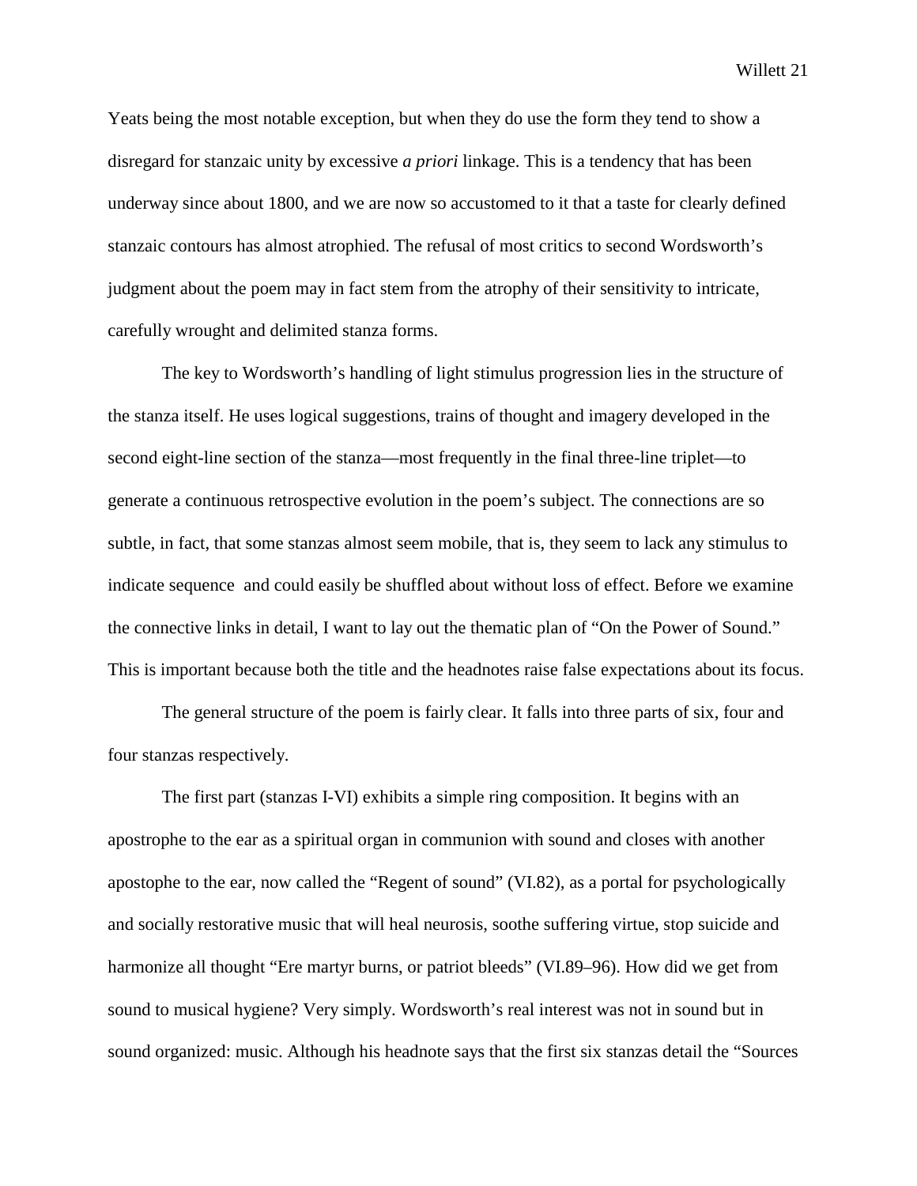Yeats being the most notable exception, but when they do use the form they tend to show a disregard for stanzaic unity by excessive *a priori* linkage. This is a tendency that has been underway since about 1800, and we are now so accustomed to it that a taste for clearly defined stanzaic contours has almost atrophied. The refusal of most critics to second Wordsworth's judgment about the poem may in fact stem from the atrophy of their sensitivity to intricate, carefully wrought and delimited stanza forms.

The key to Wordsworth's handling of light stimulus progression lies in the structure of the stanza itself. He uses logical suggestions, trains of thought and imagery developed in the second eight-line section of the stanza—most frequently in the final three-line triplet—to generate a continuous retrospective evolution in the poem's subject. The connections are so subtle, in fact, that some stanzas almost seem mobile, that is, they seem to lack any stimulus to indicate sequence and could easily be shuffled about without loss of effect. Before we examine the connective links in detail, I want to lay out the thematic plan of "On the Power of Sound." This is important because both the title and the headnotes raise false expectations about its focus.

The general structure of the poem is fairly clear. It falls into three parts of six, four and four stanzas respectively.

The first part (stanzas I-VI) exhibits a simple ring composition. It begins with an apostrophe to the ear as a spiritual organ in communion with sound and closes with another apostophe to the ear, now called the "Regent of sound" (VI.82), as a portal for psychologically and socially restorative music that will heal neurosis, soothe suffering virtue, stop suicide and harmonize all thought "Ere martyr burns, or patriot bleeds" (VI.89–96). How did we get from sound to musical hygiene? Very simply. Wordsworth's real interest was not in sound but in sound organized: music. Although his headnote says that the first six stanzas detail the "Sources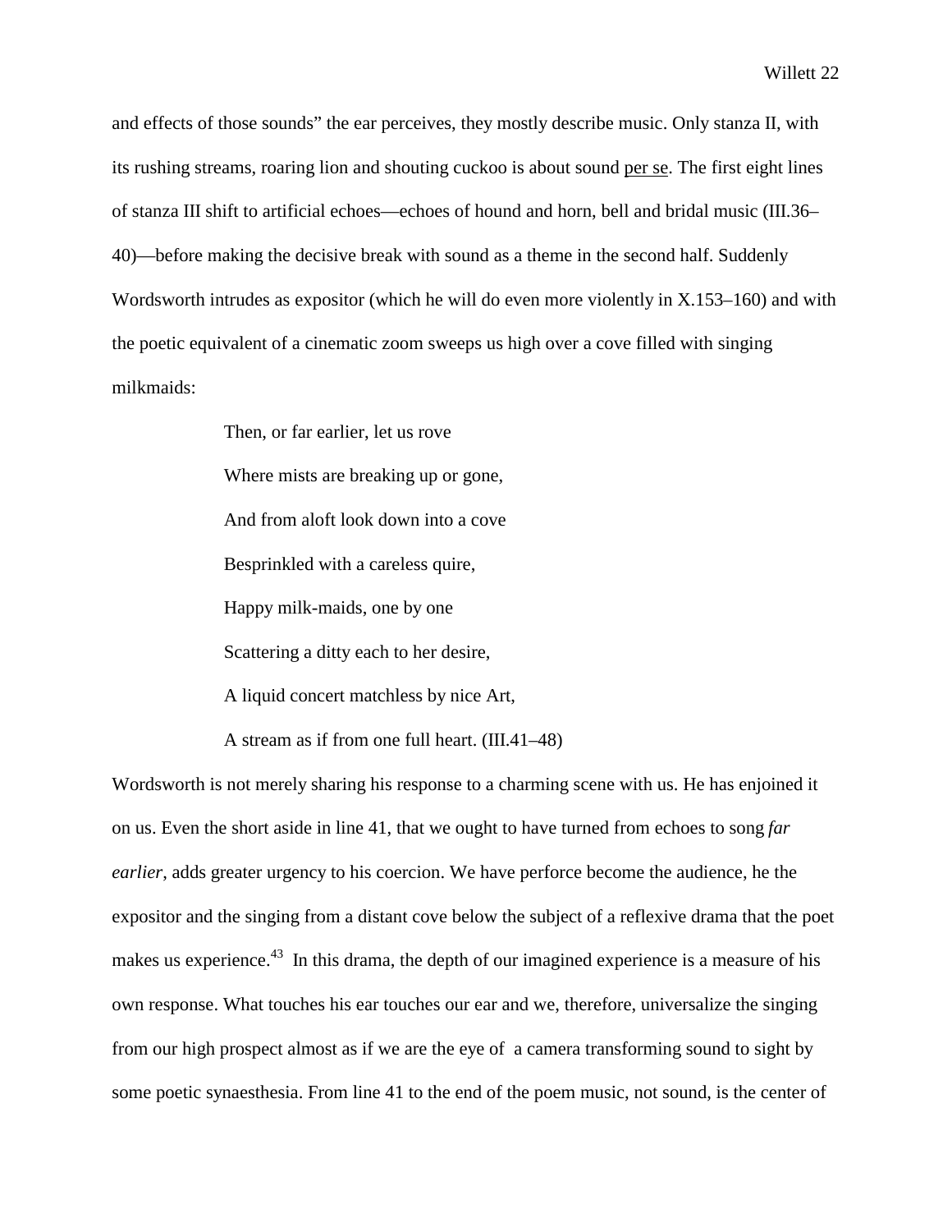and effects of those sounds" the ear perceives, they mostly describe music. Only stanza II, with its rushing streams, roaring lion and shouting cuckoo is about sound per se. The first eight lines of stanza III shift to artificial echoes—echoes of hound and horn, bell and bridal music (III.36–40)—before making the decisive break with sound as a theme in the second half. Suddenly Wordsworth intrudes as expositor (which he will do even more violently in X.153–160) and with the poetic equivalent of a cinematic zoom sweeps us high over a cove filled with singing milkmaids:

> Then, or far earlier, let us rove
>
> Where mists are breaking up or gone,
>
> And from aloft look down into a cove
>
> Besprinkled with a careless quire,
>
> Happy milk-maids, one by one
>
> Scattering a ditty each to her desire,
>
> A liquid concert matchless by nice Art,
>
> A stream as if from one full heart. (III.41–48)

Wordsworth is not merely sharing his response to a charming scene with us. He has enjoined it on us. Even the short aside in line 41, that we ought to have turned from echoes to song *far earlier*, adds greater urgency to his coercion. We have perforce become the audience, he the expositor and the singing from a distant cove below the subject of a reflexive drama that the poet makes us experience.[43] In this drama, the depth of our imagined experience is a measure of his own response. What touches his ear touches our ear and we, therefore, universalize the singing from our high prospect almost as if we are the eye of a camera transforming sound to sight by some poetic synaesthesia. From line 41 to the end of the poem music, not sound, is the center of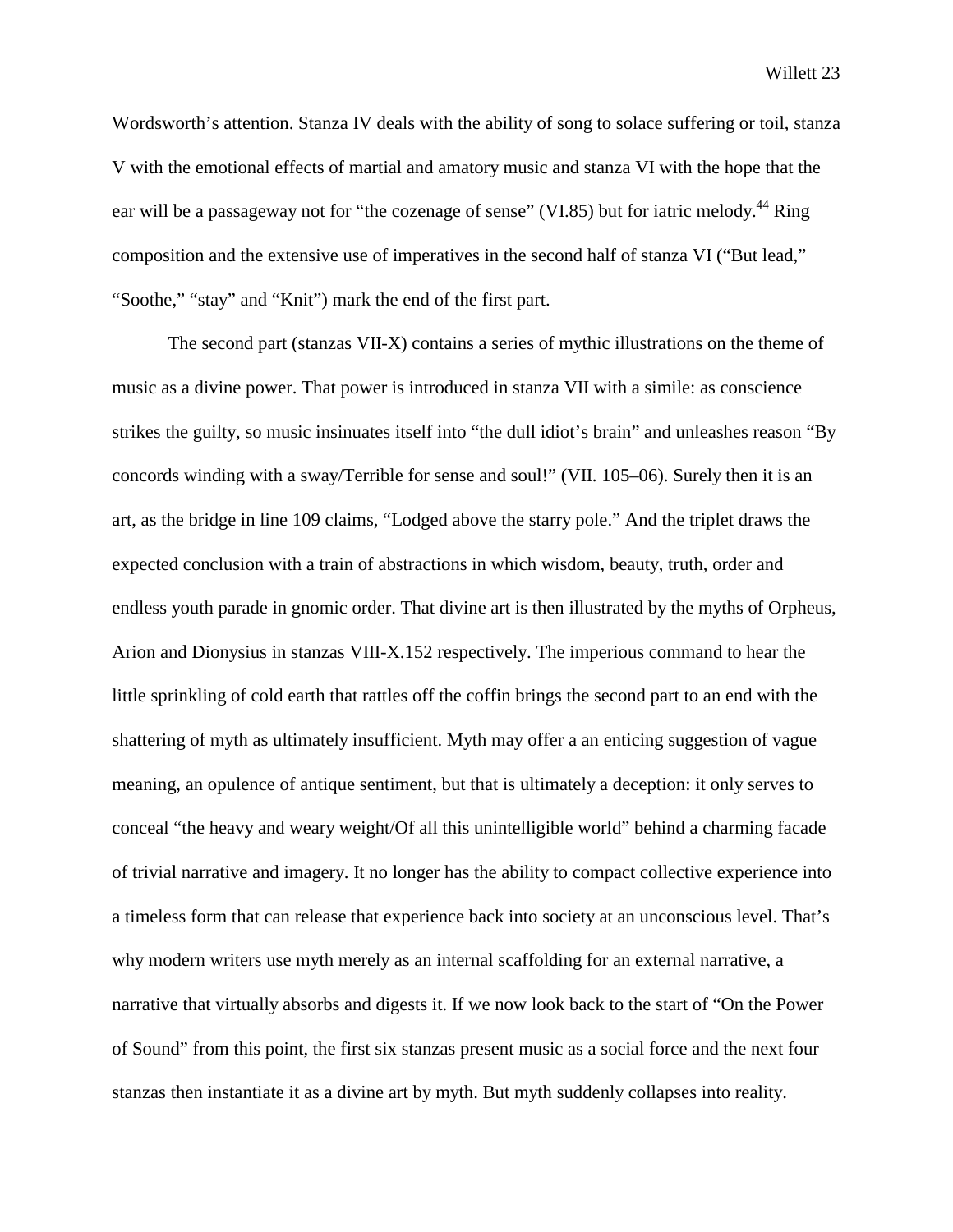Wordsworth's attention. Stanza IV deals with the ability of song to solace suffering or toil, stanza V with the emotional effects of martial and amatory music and stanza VI with the hope that the ear will be a passageway not for "the cozenage of sense" (VI.85) but for iatric melody.[44] Ring composition and the extensive use of imperatives in the second half of stanza VI ("But lead," "Soothe," "stay" and "Knit") mark the end of the first part.

The second part (stanzas VII-X) contains a series of mythic illustrations on the theme of music as a divine power. That power is introduced in stanza VII with a simile: as conscience strikes the guilty, so music insinuates itself into "the dull idiot's brain" and unleashes reason "By concords winding with a sway/Terrible for sense and soul!" (VII. 105–06). Surely then it is an art, as the bridge in line 109 claims, "Lodged above the starry pole." And the triplet draws the expected conclusion with a train of abstractions in which wisdom, beauty, truth, order and endless youth parade in gnomic order. That divine art is then illustrated by the myths of Orpheus, Arion and Dionysius in stanzas VIII-X.152 respectively. The imperious command to hear the little sprinkling of cold earth that rattles off the coffin brings the second part to an end with the shattering of myth as ultimately insufficient. Myth may offer a an enticing suggestion of vague meaning, an opulence of antique sentiment, but that is ultimately a deception: it only serves to conceal "the heavy and weary weight/Of all this unintelligible world" behind a charming facade of trivial narrative and imagery. It no longer has the ability to compact collective experience into a timeless form that can release that experience back into society at an unconscious level. That's why modern writers use myth merely as an internal scaffolding for an external narrative, a narrative that virtually absorbs and digests it. If we now look back to the start of "On the Power of Sound" from this point, the first six stanzas present music as a social force and the next four stanzas then instantiate it as a divine art by myth. But myth suddenly collapses into reality.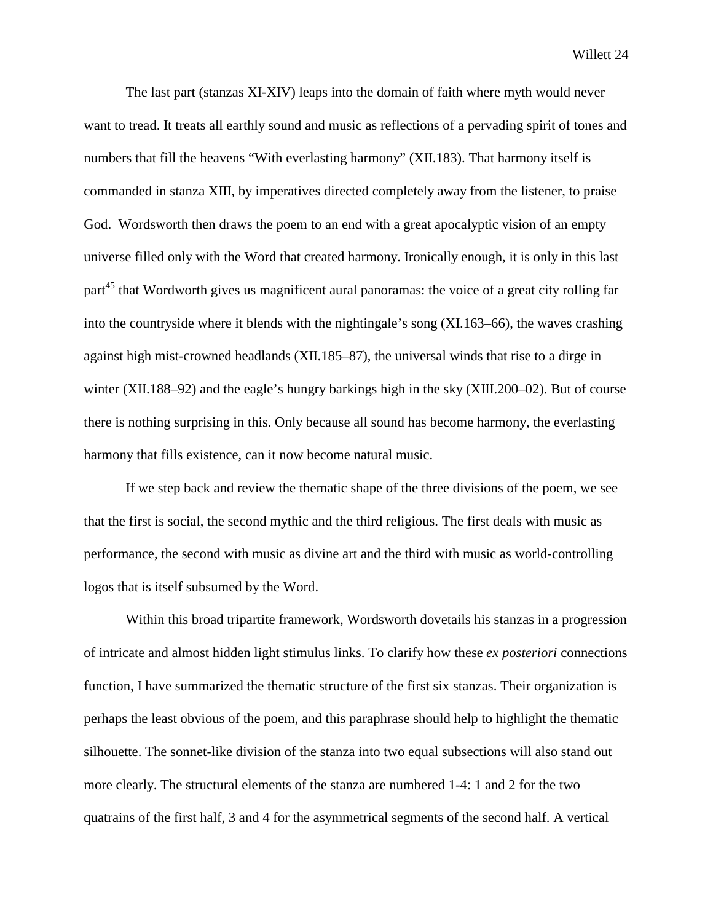The last part (stanzas XI-XIV) leaps into the domain of faith where myth would never want to tread. It treats all earthly sound and music as reflections of a pervading spirit of tones and numbers that fill the heavens “With everlasting harmony” (XII.183). That harmony itself is commanded in stanza XIII, by imperatives directed completely away from the listener, to praise God.  Wordsworth then draws the poem to an end with a great apocalyptic vision of an empty universe filled only with the Word that created harmony. Ironically enough, it is only in this last part[45] that Wordworth gives us magnificent aural panoramas: the voice of a great city rolling far into the countryside where it blends with the nightingale’s song (XI.163–66), the waves crashing against high mist-crowned headlands (XII.185–87), the universal winds that rise to a dirge in winter (XII.188–92) and the eagle’s hungry barkings high in the sky (XIII.200–02). But of course there is nothing surprising in this. Only because all sound has become harmony, the everlasting harmony that fills existence, can it now become natural music.

If we step back and review the thematic shape of the three divisions of the poem, we see that the first is social, the second mythic and the third religious. The first deals with music as performance, the second with music as divine art and the third with music as world-controlling logos that is itself subsumed by the Word.

Within this broad tripartite framework, Wordsworth dovetails his stanzas in a progression of intricate and almost hidden light stimulus links. To clarify how these *ex posteriori* connections function, I have summarized the thematic structure of the first six stanzas. Their organization is perhaps the least obvious of the poem, and this paraphrase should help to highlight the thematic silhouette. The sonnet-like division of the stanza into two equal subsections will also stand out more clearly. The structural elements of the stanza are numbered 1-4: 1 and 2 for the two quatrains of the first half, 3 and 4 for the asymmetrical segments of the second half. A vertical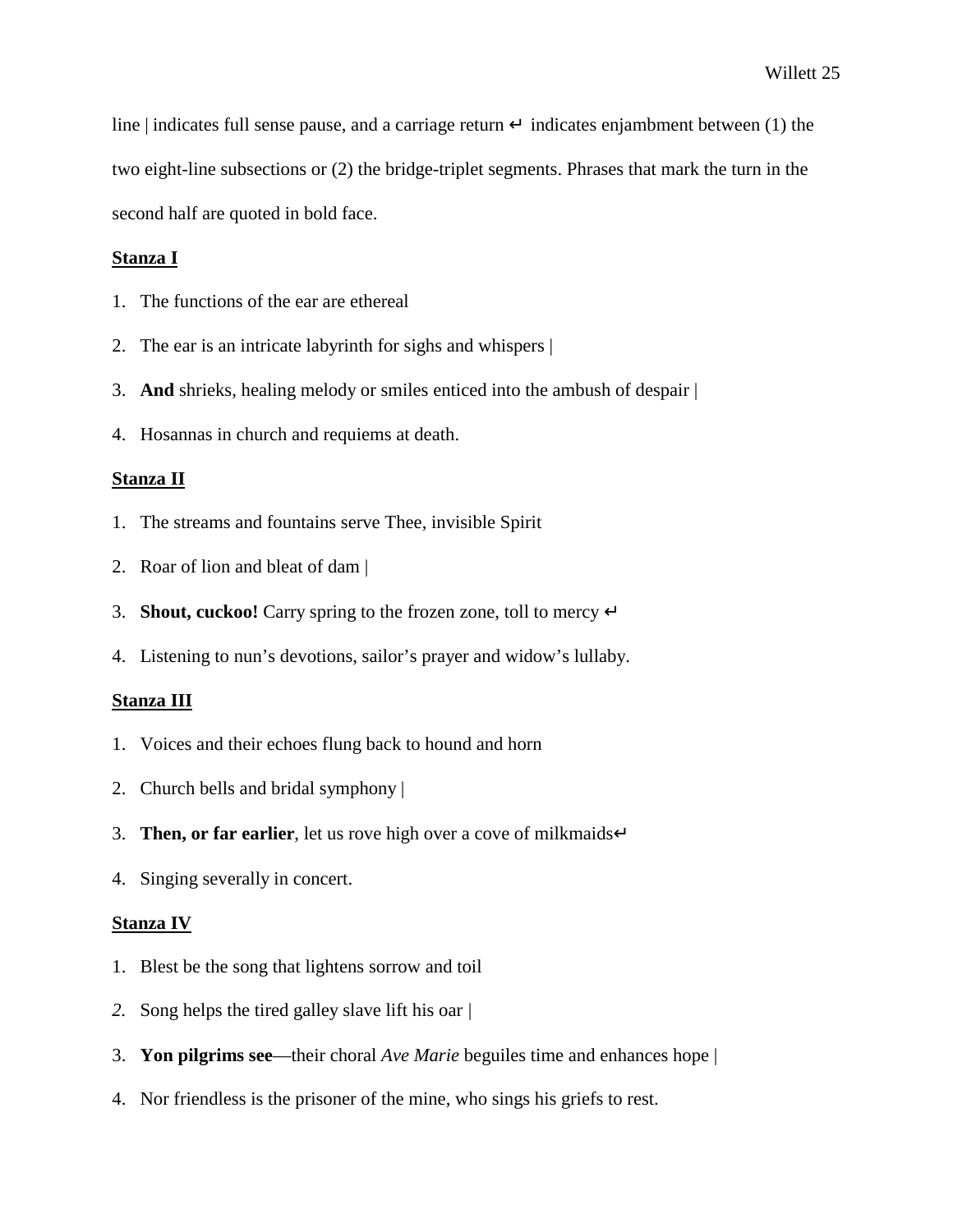line | indicates full sense pause, and a carriage return ↵ indicates enjambment between (1) the two eight-line subsections or (2) the bridge-triplet segments. Phrases that mark the turn in the second half are quoted in bold face.

**Stanza I**

1. The functions of the ear are ethereal
2. The ear is an intricate labyrinth for sighs and whispers |
3. **And** shrieks, healing melody or smiles enticed into the ambush of despair |
4. Hosannas in church and requiems at death.

**Stanza II**

1. The streams and fountains serve Thee, invisible Spirit
2. Roar of lion and bleat of dam |
3. **Shout, cuckoo!** Carry spring to the frozen zone, toll to mercy ↵
4. Listening to nun's devotions, sailor's prayer and widow's lullaby.

**Stanza III**

1. Voices and their echoes flung back to hound and horn
2. Church bells and bridal symphony |
3. **Then, or far earlier**, let us rove high over a cove of milkmaids↵
4. Singing severally in concert.

**Stanza IV**

1. Blest be the song that lightens sorrow and toil
2. Song helps the tired galley slave lift his oar |
3. **Yon pilgrims see**—their choral *Ave Marie* beguiles time and enhances hope |
4. Nor friendless is the prisoner of the mine, who sings his griefs to rest.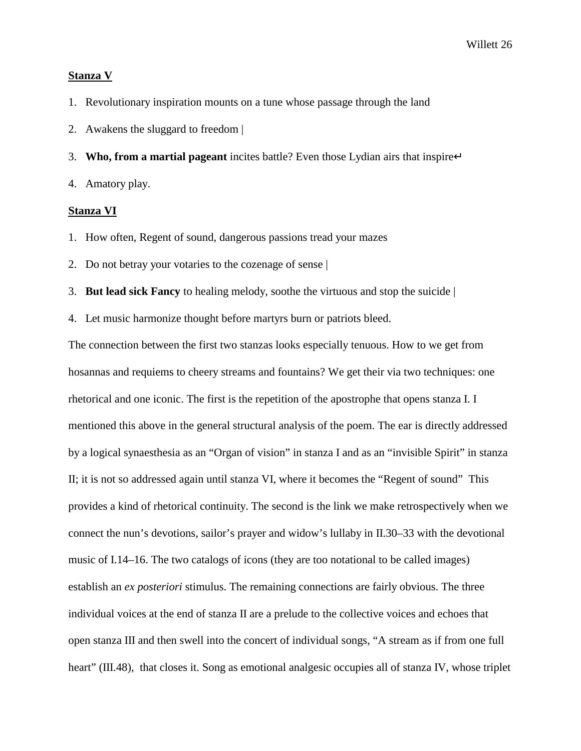**Stanza V**

1. Revolutionary inspiration mounts on a tune whose passage through the land
2. Awakens the sluggard to freedom |
3. **Who, from a martial pageant** incites battle? Even those Lydian airs that inspire↵
4. Amatory play.

**Stanza VI**

1. How often, Regent of sound, dangerous passions tread your mazes
2. Do not betray your votaries to the cozenage of sense |
3. **But lead sick Fancy** to healing melody, soothe the virtuous and stop the suicide |
4. Let music harmonize thought before martyrs burn or patriots bleed.

The connection between the first two stanzas looks especially tenuous. How to we get from hosannas and requiems to cheery streams and fountains? We get their via two techniques: one rhetorical and one iconic. The first is the repetition of the apostrophe that opens stanza I. I mentioned this above in the general structural analysis of the poem. The ear is directly addressed by a logical synaesthesia as an "Organ of vision" in stanza I and as an "invisible Spirit" in stanza II; it is not so addressed again until stanza VI, where it becomes the "Regent of sound" This provides a kind of rhetorical continuity. The second is the link we make retrospectively when we connect the nun's devotions, sailor's prayer and widow's lullaby in II.30–33 with the devotional music of I.14–16. The two catalogs of icons (they are too notational to be called images) establish an *ex posteriori* stimulus. The remaining connections are fairly obvious. The three individual voices at the end of stanza II are a prelude to the collective voices and echoes that open stanza III and then swell into the concert of individual songs, "A stream as if from one full heart" (III.48), that closes it. Song as emotional analgesic occupies all of stanza IV, whose triplet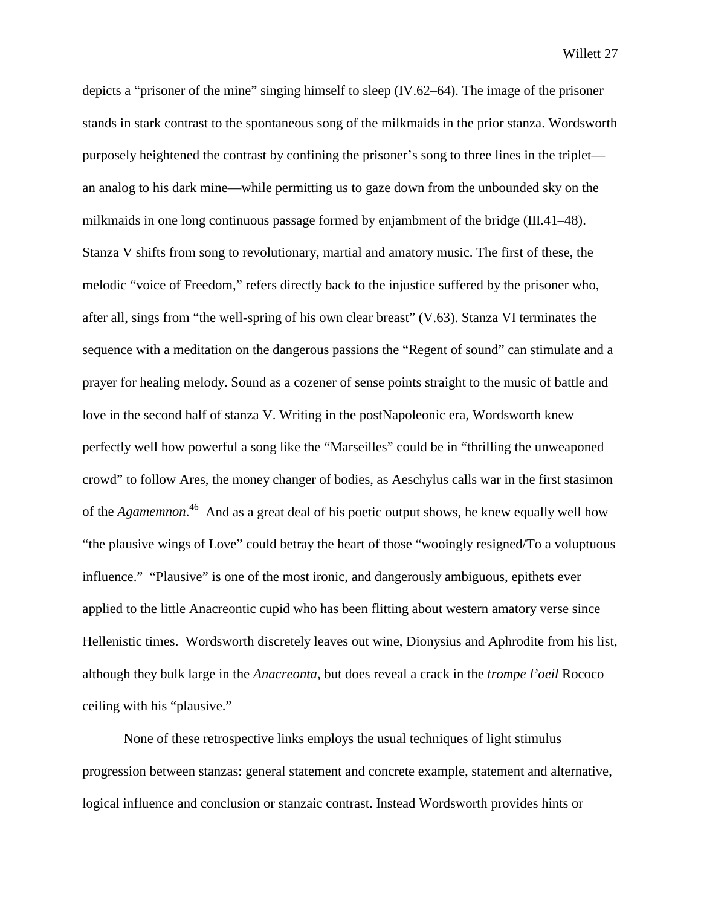depicts a "prisoner of the mine" singing himself to sleep (IV.62–64). The image of the prisoner stands in stark contrast to the spontaneous song of the milkmaids in the prior stanza. Wordsworth purposely heightened the contrast by confining the prisoner's song to three lines in the triplet—an analog to his dark mine—while permitting us to gaze down from the unbounded sky on the milkmaids in one long continuous passage formed by enjambment of the bridge (III.41–48). Stanza V shifts from song to revolutionary, martial and amatory music. The first of these, the melodic "voice of Freedom," refers directly back to the injustice suffered by the prisoner who, after all, sings from "the well-spring of his own clear breast" (V.63). Stanza VI terminates the sequence with a meditation on the dangerous passions the "Regent of sound" can stimulate and a prayer for healing melody. Sound as a cozener of sense points straight to the music of battle and love in the second half of stanza V. Writing in the postNapoleonic era, Wordsworth knew perfectly well how powerful a song like the "Marseilles" could be in "thrilling the unweaponed crowd" to follow Ares, the money changer of bodies, as Aeschylus calls war in the first stasimon of the *Agamemnon*.[46] And as a great deal of his poetic output shows, he knew equally well how "the plausive wings of Love" could betray the heart of those "wooingly resigned/To a voluptuous influence." "Plausive" is one of the most ironic, and dangerously ambiguous, epithets ever applied to the little Anacreontic cupid who has been flitting about western amatory verse since Hellenistic times. Wordsworth discretely leaves out wine, Dionysius and Aphrodite from his list, although they bulk large in the *Anacreonta*, but does reveal a crack in the *trompe l'oeil* Rococo ceiling with his "plausive."

None of these retrospective links employs the usual techniques of light stimulus progression between stanzas: general statement and concrete example, statement and alternative, logical influence and conclusion or stanzaic contrast. Instead Wordsworth provides hints or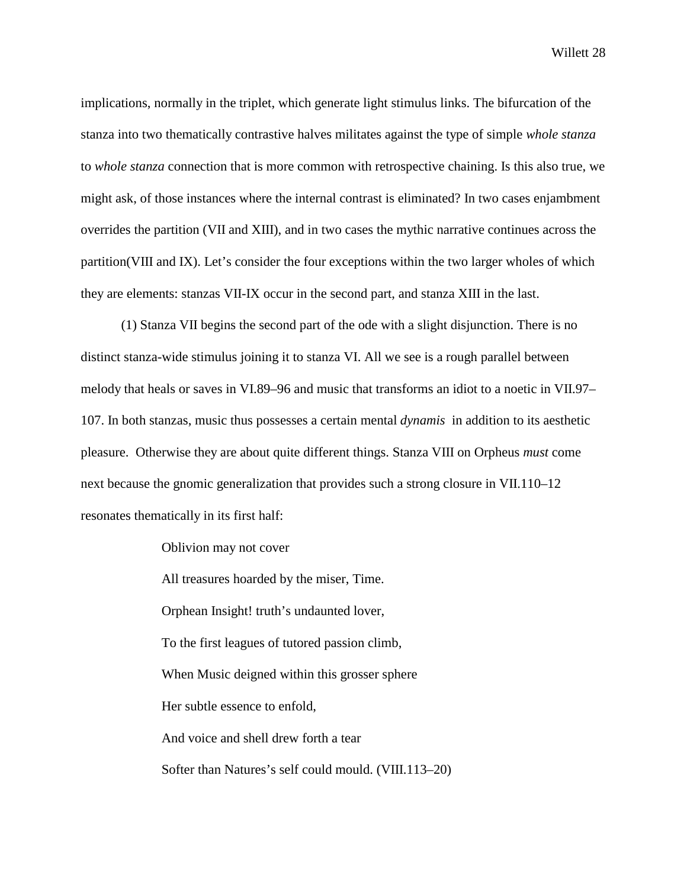implications, normally in the triplet, which generate light stimulus links. The bifurcation of the stanza into two thematically contrastive halves militates against the type of simple *whole stanza* to *whole stanza* connection that is more common with retrospective chaining. Is this also true, we might ask, of those instances where the internal contrast is eliminated? In two cases enjambment overrides the partition (VII and XIII), and in two cases the mythic narrative continues across the partition(VIII and IX). Let's consider the four exceptions within the two larger wholes of which they are elements: stanzas VII-IX occur in the second part, and stanza XIII in the last.

(1) Stanza VII begins the second part of the ode with a slight disjunction. There is no distinct stanza-wide stimulus joining it to stanza VI. All we see is a rough parallel between melody that heals or saves in VI.89–96 and music that transforms an idiot to a noetic in VII.97–107. In both stanzas, music thus possesses a certain mental *dynamis* in addition to its aesthetic pleasure. Otherwise they are about quite different things. Stanza VIII on Orpheus *must* come next because the gnomic generalization that provides such a strong closure in VII.110–12 resonates thematically in its first half:

> Oblivion may not cover
>
> All treasures hoarded by the miser, Time.
>
> Orphean Insight! truth's undaunted lover,
>
> To the first leagues of tutored passion climb,
>
> When Music deigned within this grosser sphere
>
> Her subtle essence to enfold,
>
> And voice and shell drew forth a tear
>
> Softer than Natures's self could mould. (VIII.113–20)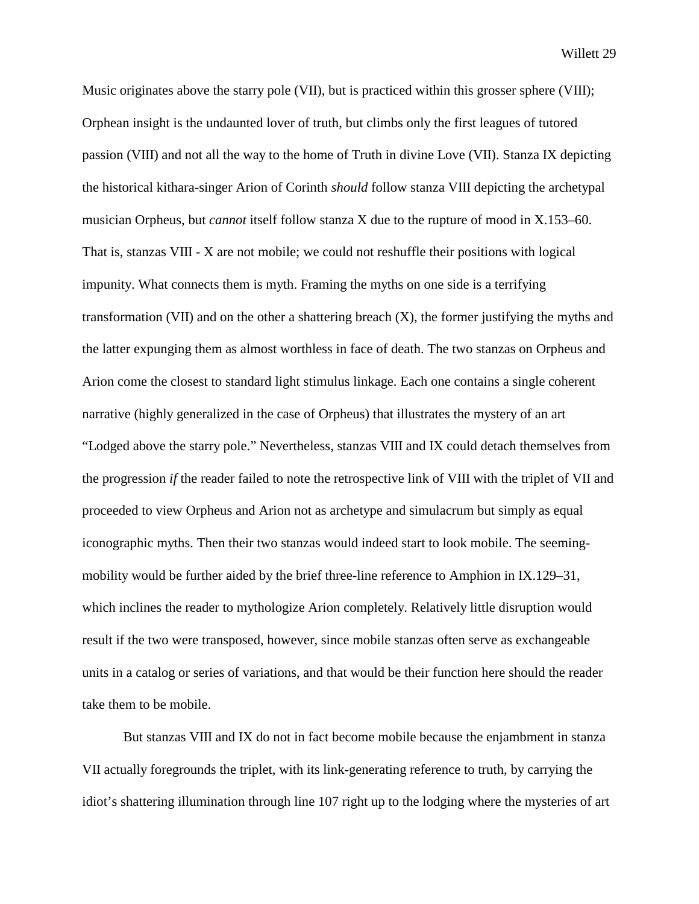Music originates above the starry pole (VII), but is practiced within this grosser sphere (VIII); Orphean insight is the undaunted lover of truth, but climbs only the first leagues of tutored passion (VIII) and not all the way to the home of Truth in divine Love (VII). Stanza IX depicting the historical kithara-singer Arion of Corinth *should* follow stanza VIII depicting the archetypal musician Orpheus, but *cannot* itself follow stanza X due to the rupture of mood in X.153–60. That is, stanzas VIII - X are not mobile; we could not reshuffle their positions with logical impunity. What connects them is myth. Framing the myths on one side is a terrifying transformation (VII) and on the other a shattering breach (X), the former justifying the myths and the latter expunging them as almost worthless in face of death. The two stanzas on Orpheus and Arion come the closest to standard light stimulus linkage. Each one contains a single coherent narrative (highly generalized in the case of Orpheus) that illustrates the mystery of an art "Lodged above the starry pole." Nevertheless, stanzas VIII and IX could detach themselves from the progression *if* the reader failed to note the retrospective link of VIII with the triplet of VII and proceeded to view Orpheus and Arion not as archetype and simulacrum but simply as equal iconographic myths. Then their two stanzas would indeed start to look mobile. The seeming-mobility would be further aided by the brief three-line reference to Amphion in IX.129–31, which inclines the reader to mythologize Arion completely. Relatively little disruption would result if the two were transposed, however, since mobile stanzas often serve as exchangeable units in a catalog or series of variations, and that would be their function here should the reader take them to be mobile.

But stanzas VIII and IX do not in fact become mobile because the enjambment in stanza VII actually foregrounds the triplet, with its link-generating reference to truth, by carrying the idiot's shattering illumination through line 107 right up to the lodging where the mysteries of art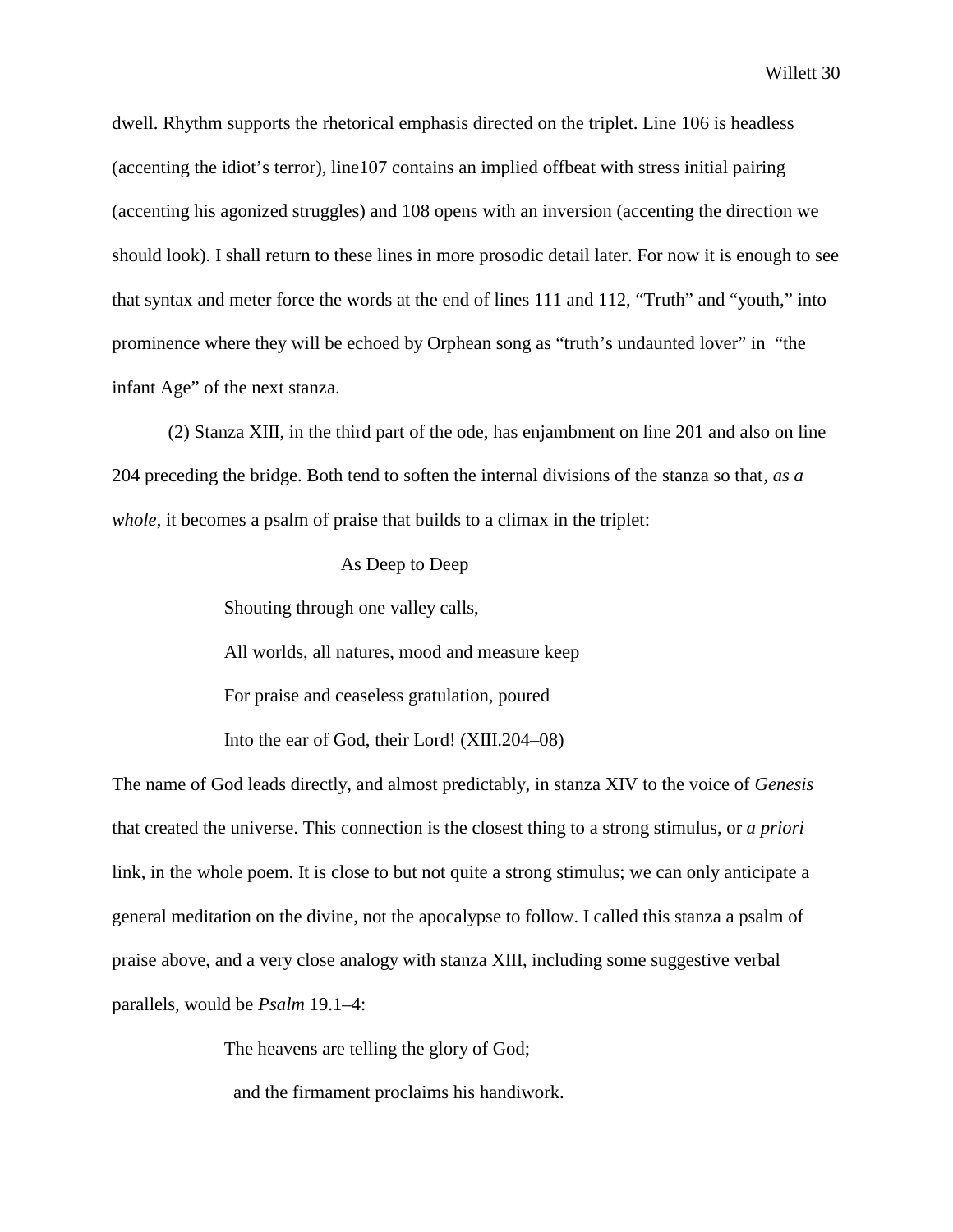dwell. Rhythm supports the rhetorical emphasis directed on the triplet. Line 106 is headless (accenting the idiot's terror), line107 contains an implied offbeat with stress initial pairing (accenting his agonized struggles) and 108 opens with an inversion (accenting the direction we should look). I shall return to these lines in more prosodic detail later. For now it is enough to see that syntax and meter force the words at the end of lines 111 and 112, "Truth" and "youth," into prominence where they will be echoed by Orphean song as "truth's undaunted lover" in "the infant Age" of the next stanza.

(2) Stanza XIII, in the third part of the ode, has enjambment on line 201 and also on line 204 preceding the bridge. Both tend to soften the internal divisions of the stanza so that, *as a whole*, it becomes a psalm of praise that builds to a climax in the triplet:

> As Deep to Deep
>
> Shouting through one valley calls,
>
> All worlds, all natures, mood and measure keep
>
> For praise and ceaseless gratulation, poured
>
> Into the ear of God, their Lord! (XIII.204–08)

The name of God leads directly, and almost predictably, in stanza XIV to the voice of *Genesis* that created the universe. This connection is the closest thing to a strong stimulus, or *a priori* link, in the whole poem. It is close to but not quite a strong stimulus; we can only anticipate a general meditation on the divine, not the apocalypse to follow. I called this stanza a psalm of praise above, and a very close analogy with stanza XIII, including some suggestive verbal parallels, would be *Psalm* 19.1–4:

> The heavens are telling the glory of God;
>
> and the firmament proclaims his handiwork.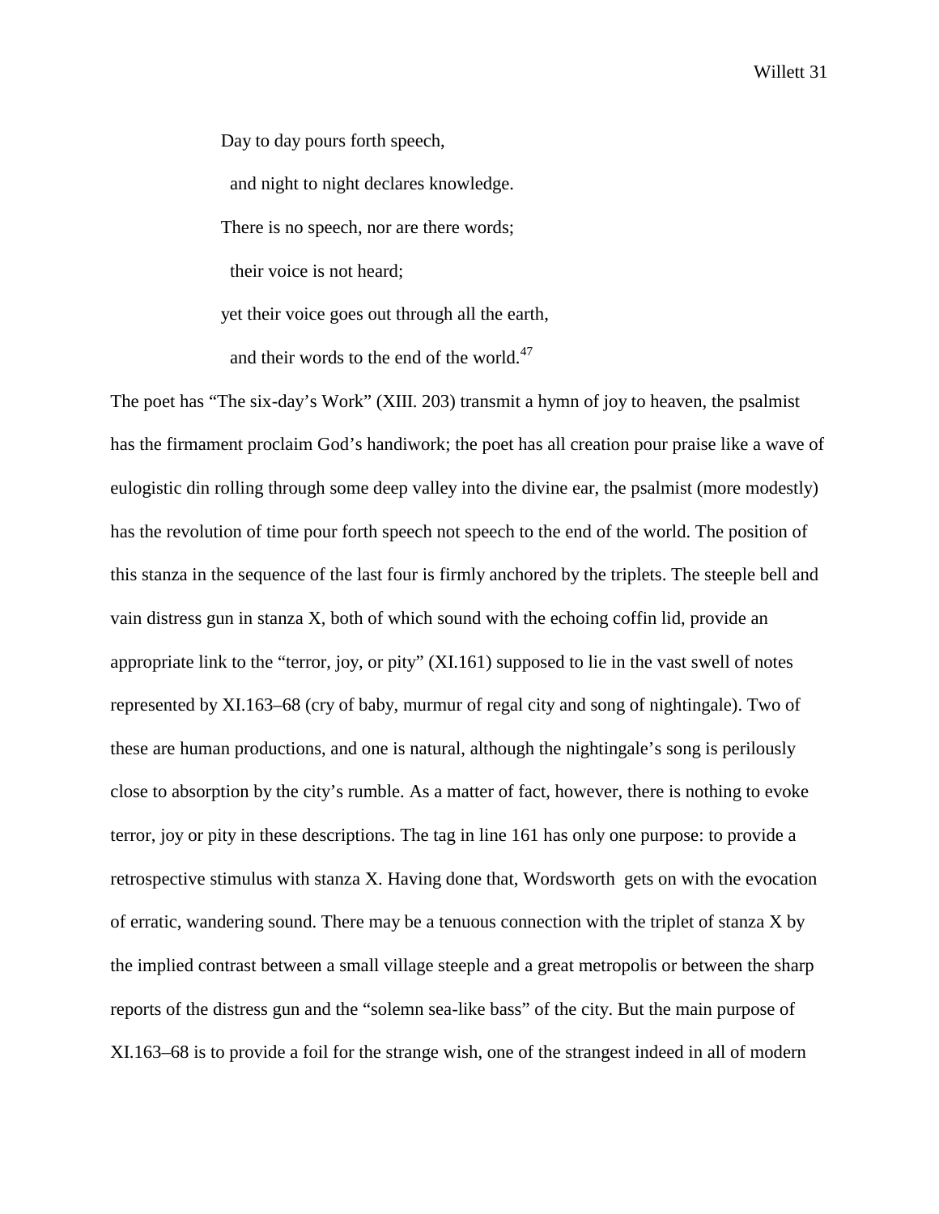> Day to day pours forth speech,
>
> &nbsp;&nbsp;and night to night declares knowledge.
>
> There is no speech, nor are there words;
>
> &nbsp;&nbsp;their voice is not heard;
>
> yet their voice goes out through all the earth,
>
> &nbsp;&nbsp;and their words to the end of the world.[47]

The poet has "The six-day's Work" (XIII. 203) transmit a hymn of joy to heaven, the psalmist has the firmament proclaim God's handiwork; the poet has all creation pour praise like a wave of eulogistic din rolling through some deep valley into the divine ear, the psalmist (more modestly) has the revolution of time pour forth speech not speech to the end of the world. The position of this stanza in the sequence of the last four is firmly anchored by the triplets. The steeple bell and vain distress gun in stanza X, both of which sound with the echoing coffin lid, provide an appropriate link to the "terror, joy, or pity" (XI.161) supposed to lie in the vast swell of notes represented by XI.163–68 (cry of baby, murmur of regal city and song of nightingale). Two of these are human productions, and one is natural, although the nightingale's song is perilously close to absorption by the city's rumble. As a matter of fact, however, there is nothing to evoke terror, joy or pity in these descriptions. The tag in line 161 has only one purpose: to provide a retrospective stimulus with stanza X. Having done that, Wordsworth gets on with the evocation of erratic, wandering sound. There may be a tenuous connection with the triplet of stanza X by the implied contrast between a small village steeple and a great metropolis or between the sharp reports of the distress gun and the "solemn sea-like bass" of the city. But the main purpose of XI.163–68 is to provide a foil for the strange wish, one of the strangest indeed in all of modern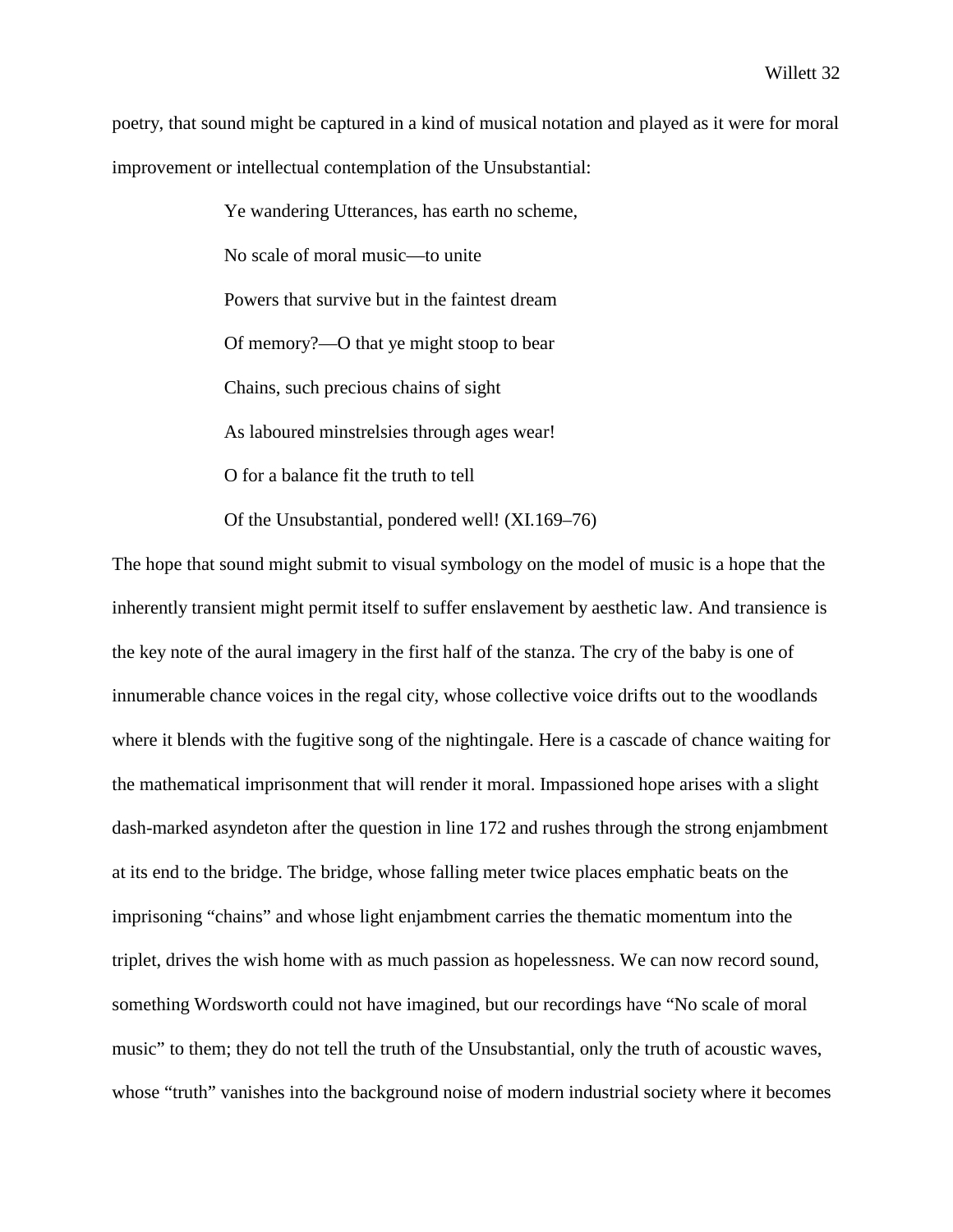poetry, that sound might be captured in a kind of musical notation and played as it were for moral improvement or intellectual contemplation of the Unsubstantial:

> Ye wandering Utterances, has earth no scheme,
>
> No scale of moral music—to unite
>
> Powers that survive but in the faintest dream
>
> Of memory?—O that ye might stoop to bear
>
> Chains, such precious chains of sight
>
> As laboured minstrelsies through ages wear!
>
> O for a balance fit the truth to tell
>
> Of the Unsubstantial, pondered well! (XI.169–76)

The hope that sound might submit to visual symbology on the model of music is a hope that the inherently transient might permit itself to suffer enslavement by aesthetic law. And transience is the key note of the aural imagery in the first half of the stanza. The cry of the baby is one of innumerable chance voices in the regal city, whose collective voice drifts out to the woodlands where it blends with the fugitive song of the nightingale. Here is a cascade of chance waiting for the mathematical imprisonment that will render it moral. Impassioned hope arises with a slight dash-marked asyndeton after the question in line 172 and rushes through the strong enjambment at its end to the bridge. The bridge, whose falling meter twice places emphatic beats on the imprisoning "chains" and whose light enjambment carries the thematic momentum into the triplet, drives the wish home with as much passion as hopelessness. We can now record sound, something Wordsworth could not have imagined, but our recordings have "No scale of moral music" to them; they do not tell the truth of the Unsubstantial, only the truth of acoustic waves, whose "truth" vanishes into the background noise of modern industrial society where it becomes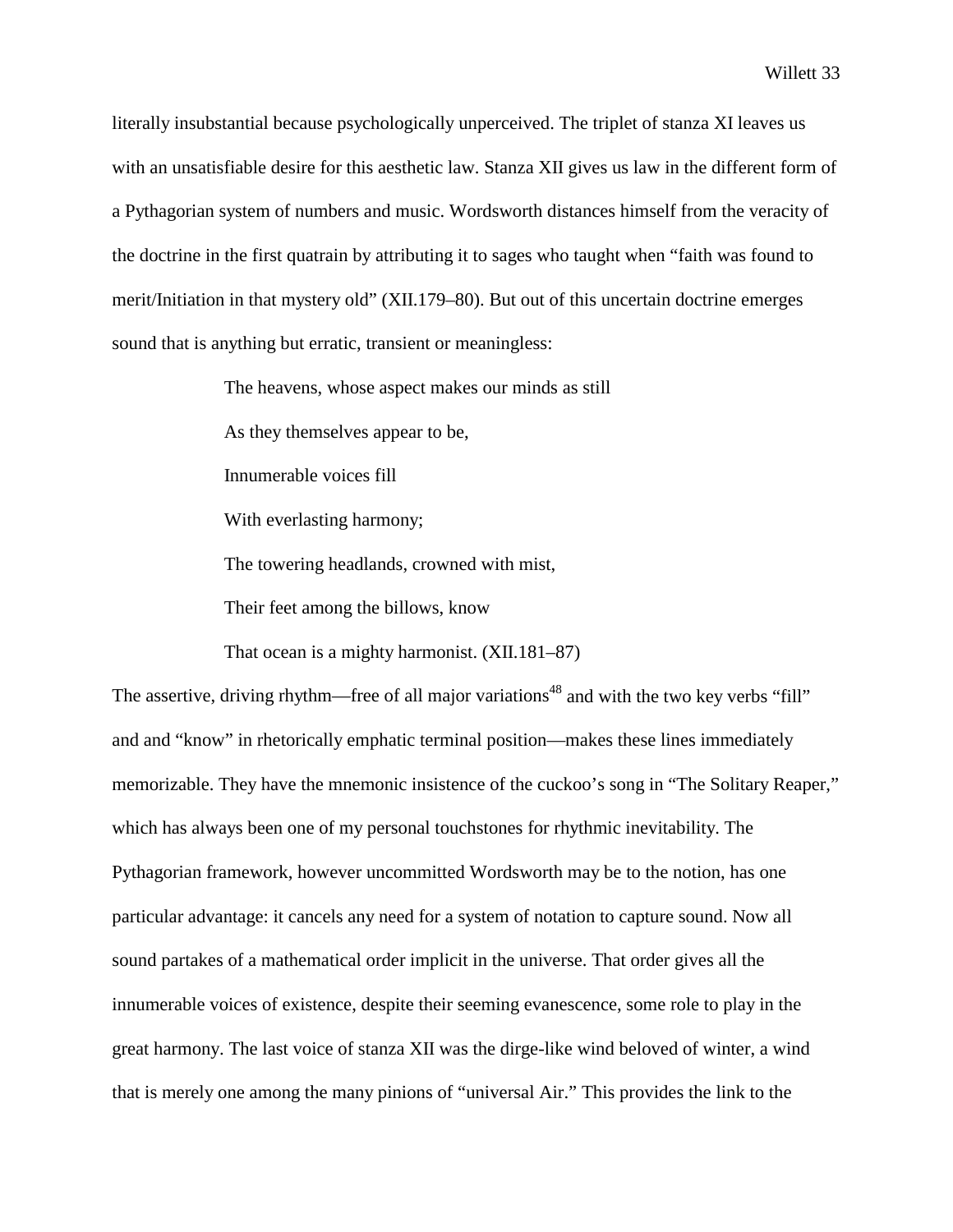literally insubstantial because psychologically unperceived. The triplet of stanza XI leaves us with an unsatisfiable desire for this aesthetic law. Stanza XII gives us law in the different form of a Pythagorian system of numbers and music. Wordsworth distances himself from the veracity of the doctrine in the first quatrain by attributing it to sages who taught when "faith was found to merit/Initiation in that mystery old" (XII.179–80). But out of this uncertain doctrine emerges sound that is anything but erratic, transient or meaningless:

> The heavens, whose aspect makes our minds as still
>
> As they themselves appear to be,
>
> Innumerable voices fill
>
> With everlasting harmony;
>
> The towering headlands, crowned with mist,
>
> Their feet among the billows, know
>
> That ocean is a mighty harmonist. (XII.181–87)

The assertive, driving rhythm—free of all major variations[48] and with the two key verbs "fill" and and "know" in rhetorically emphatic terminal position—makes these lines immediately memorizable. They have the mnemonic insistence of the cuckoo's song in "The Solitary Reaper," which has always been one of my personal touchstones for rhythmic inevitability. The Pythagorian framework, however uncommitted Wordsworth may be to the notion, has one particular advantage: it cancels any need for a system of notation to capture sound. Now all sound partakes of a mathematical order implicit in the universe. That order gives all the innumerable voices of existence, despite their seeming evanescence, some role to play in the great harmony. The last voice of stanza XII was the dirge-like wind beloved of winter, a wind that is merely one among the many pinions of "universal Air." This provides the link to the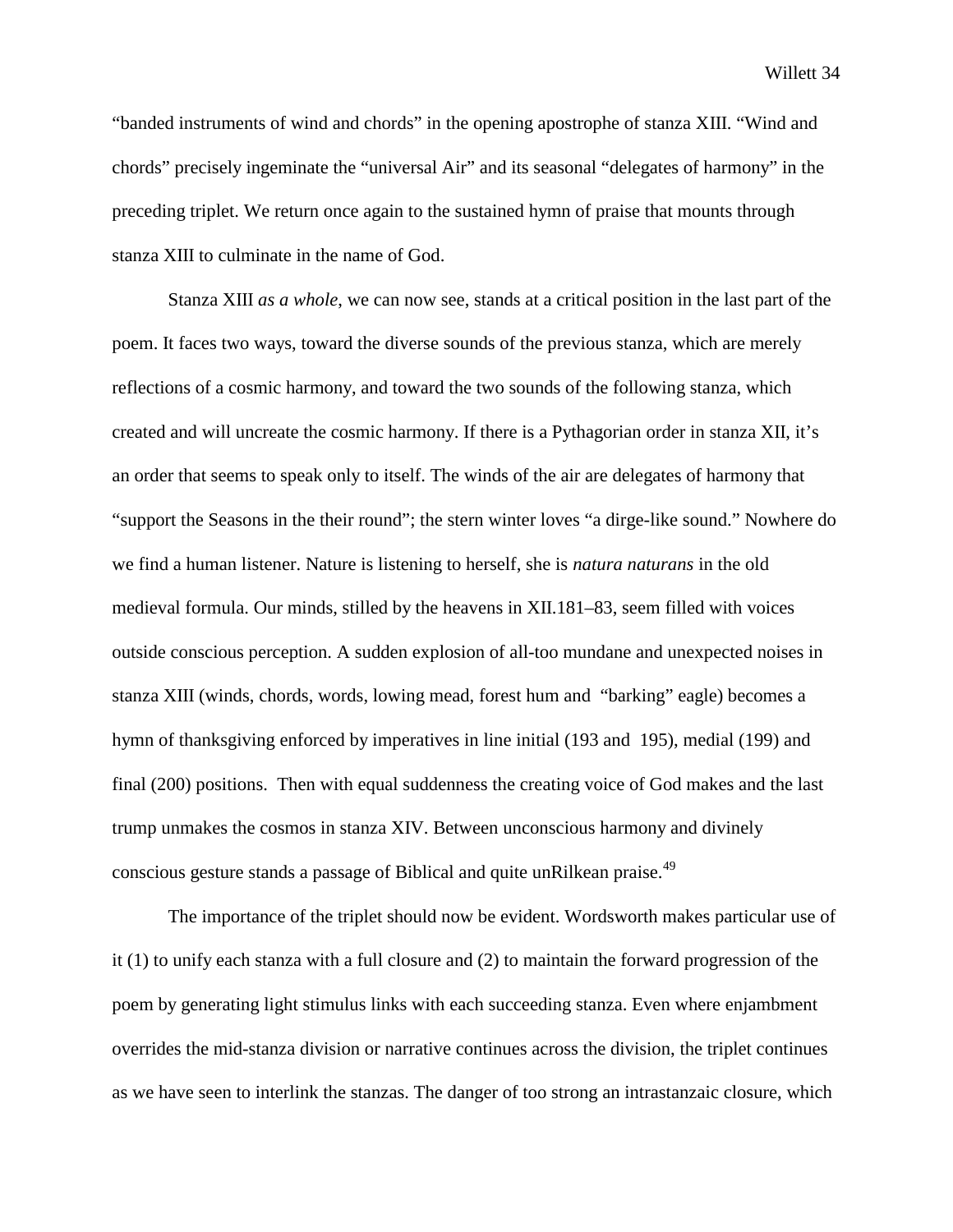"banded instruments of wind and chords" in the opening apostrophe of stanza XIII. "Wind and chords" precisely ingeminate the "universal Air" and its seasonal "delegates of harmony" in the preceding triplet. We return once again to the sustained hymn of praise that mounts through stanza XIII to culminate in the name of God.

Stanza XIII *as a whole*, we can now see, stands at a critical position in the last part of the poem. It faces two ways, toward the diverse sounds of the previous stanza, which are merely reflections of a cosmic harmony, and toward the two sounds of the following stanza, which created and will uncreate the cosmic harmony. If there is a Pythagorian order in stanza XII, it's an order that seems to speak only to itself. The winds of the air are delegates of harmony that "support the Seasons in the their round"; the stern winter loves "a dirge-like sound." Nowhere do we find a human listener. Nature is listening to herself, she is *natura naturans* in the old medieval formula. Our minds, stilled by the heavens in XII.181–83, seem filled with voices outside conscious perception. A sudden explosion of all-too mundane and unexpected noises in stanza XIII (winds, chords, words, lowing mead, forest hum and "barking" eagle) becomes a hymn of thanksgiving enforced by imperatives in line initial (193 and 195), medial (199) and final (200) positions. Then with equal suddenness the creating voice of God makes and the last trump unmakes the cosmos in stanza XIV. Between unconscious harmony and divinely conscious gesture stands a passage of Biblical and quite unRilkean praise.[49]

The importance of the triplet should now be evident. Wordsworth makes particular use of it (1) to unify each stanza with a full closure and (2) to maintain the forward progression of the poem by generating light stimulus links with each succeeding stanza. Even where enjambment overrides the mid-stanza division or narrative continues across the division, the triplet continues as we have seen to interlink the stanzas. The danger of too strong an intrastanzaic closure, which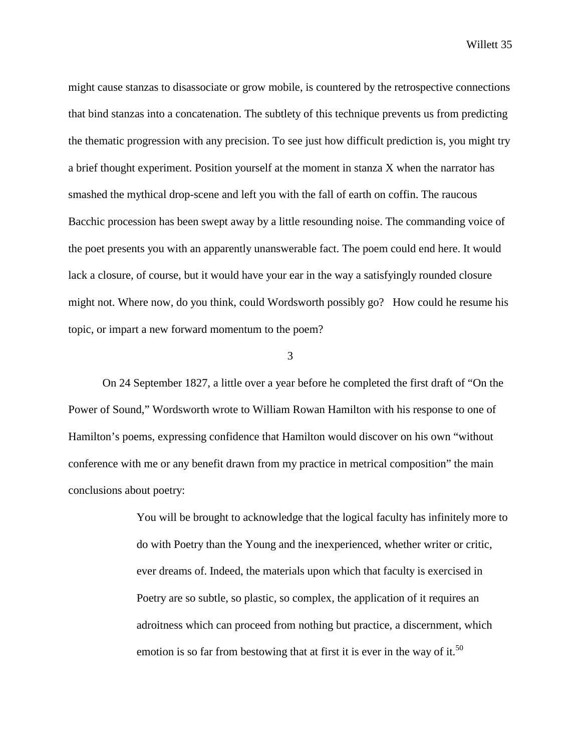might cause stanzas to disassociate or grow mobile, is countered by the retrospective connections that bind stanzas into a concatenation. The subtlety of this technique prevents us from predicting the thematic progression with any precision. To see just how difficult prediction is, you might try a brief thought experiment. Position yourself at the moment in stanza X when the narrator has smashed the mythical drop-scene and left you with the fall of earth on coffin. The raucous Bacchic procession has been swept away by a little resounding noise. The commanding voice of the poet presents you with an apparently unanswerable fact. The poem could end here. It would lack a closure, of course, but it would have your ear in the way a satisfyingly rounded closure might not. Where now, do you think, could Wordsworth possibly go? How could he resume his topic, or impart a new forward momentum to the poem?

## 3

On 24 September 1827, a little over a year before he completed the first draft of "On the Power of Sound," Wordsworth wrote to William Rowan Hamilton with his response to one of Hamilton's poems, expressing confidence that Hamilton would discover on his own "without conference with me or any benefit drawn from my practice in metrical composition" the main conclusions about poetry:

> You will be brought to acknowledge that the logical faculty has infinitely more to do with Poetry than the Young and the inexperienced, whether writer or critic, ever dreams of. Indeed, the materials upon which that faculty is exercised in Poetry are so subtle, so plastic, so complex, the application of it requires an adroitness which can proceed from nothing but practice, a discernment, which emotion is so far from bestowing that at first it is ever in the way of it.[50]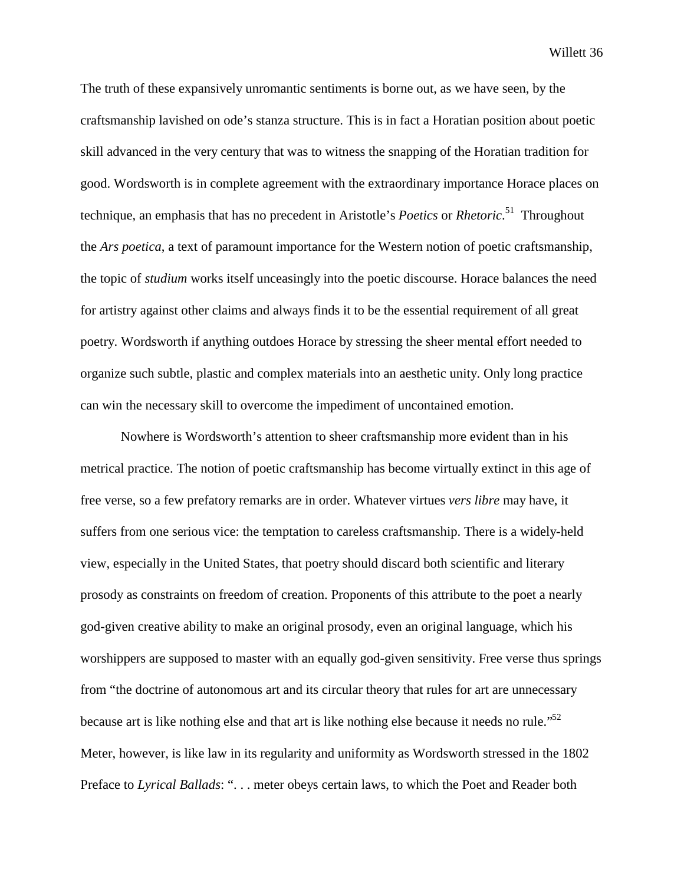The truth of these expansively unromantic sentiments is borne out, as we have seen, by the craftsmanship lavished on ode's stanza structure. This is in fact a Horatian position about poetic skill advanced in the very century that was to witness the snapping of the Horatian tradition for good. Wordsworth is in complete agreement with the extraordinary importance Horace places on technique, an emphasis that has no precedent in Aristotle's *Poetics* or *Rhetoric*.[51] Throughout the *Ars poetica*, a text of paramount importance for the Western notion of poetic craftsmanship, the topic of *studium* works itself unceasingly into the poetic discourse. Horace balances the need for artistry against other claims and always finds it to be the essential requirement of all great poetry. Wordsworth if anything outdoes Horace by stressing the sheer mental effort needed to organize such subtle, plastic and complex materials into an aesthetic unity. Only long practice can win the necessary skill to overcome the impediment of uncontained emotion.

Nowhere is Wordsworth's attention to sheer craftsmanship more evident than in his metrical practice. The notion of poetic craftsmanship has become virtually extinct in this age of free verse, so a few prefatory remarks are in order. Whatever virtues *vers libre* may have, it suffers from one serious vice: the temptation to careless craftsmanship. There is a widely-held view, especially in the United States, that poetry should discard both scientific and literary prosody as constraints on freedom of creation. Proponents of this attribute to the poet a nearly god-given creative ability to make an original prosody, even an original language, which his worshippers are supposed to master with an equally god-given sensitivity. Free verse thus springs from "the doctrine of autonomous art and its circular theory that rules for art are unnecessary because art is like nothing else and that art is like nothing else because it needs no rule."[52] Meter, however, is like law in its regularity and uniformity as Wordsworth stressed in the 1802 Preface to *Lyrical Ballads*: ". . . meter obeys certain laws, to which the Poet and Reader both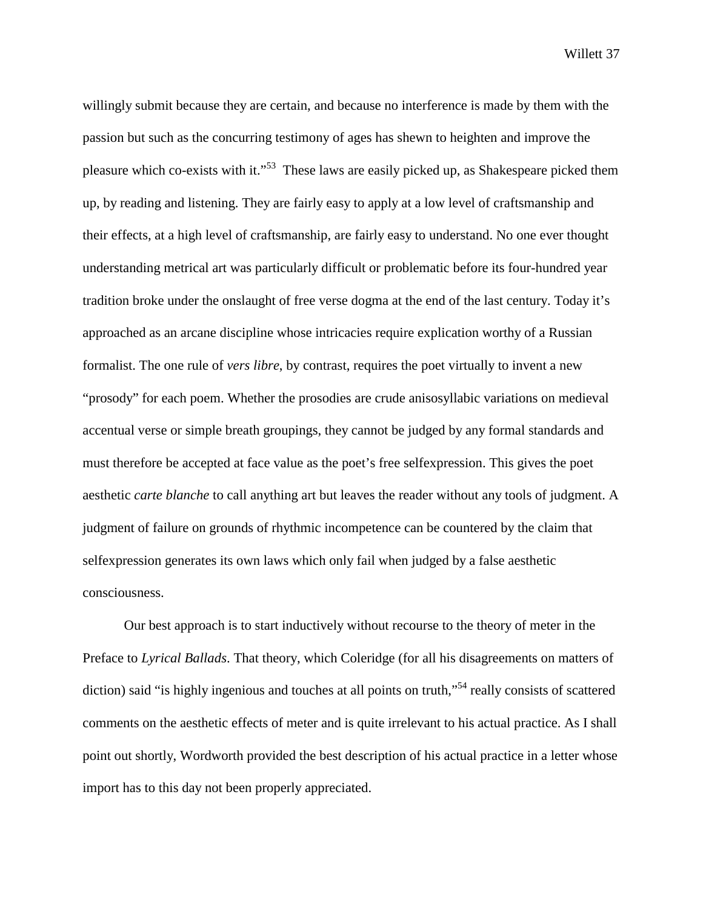willingly submit because they are certain, and because no interference is made by them with the passion but such as the concurring testimony of ages has shewn to heighten and improve the pleasure which co-exists with it."[53] These laws are easily picked up, as Shakespeare picked them up, by reading and listening. They are fairly easy to apply at a low level of craftsmanship and their effects, at a high level of craftsmanship, are fairly easy to understand. No one ever thought understanding metrical art was particularly difficult or problematic before its four-hundred year tradition broke under the onslaught of free verse dogma at the end of the last century. Today it's approached as an arcane discipline whose intricacies require explication worthy of a Russian formalist. The one rule of *vers libre*, by contrast, requires the poet virtually to invent a new "prosody" for each poem. Whether the prosodies are crude anisosyllabic variations on medieval accentual verse or simple breath groupings, they cannot be judged by any formal standards and must therefore be accepted at face value as the poet's free selfexpression. This gives the poet aesthetic *carte blanche* to call anything art but leaves the reader without any tools of judgment. A judgment of failure on grounds of rhythmic incompetence can be countered by the claim that selfexpression generates its own laws which only fail when judged by a false aesthetic consciousness.

Our best approach is to start inductively without recourse to the theory of meter in the Preface to *Lyrical Ballads*. That theory, which Coleridge (for all his disagreements on matters of diction) said "is highly ingenious and touches at all points on truth,"[54] really consists of scattered comments on the aesthetic effects of meter and is quite irrelevant to his actual practice. As I shall point out shortly, Wordworth provided the best description of his actual practice in a letter whose import has to this day not been properly appreciated.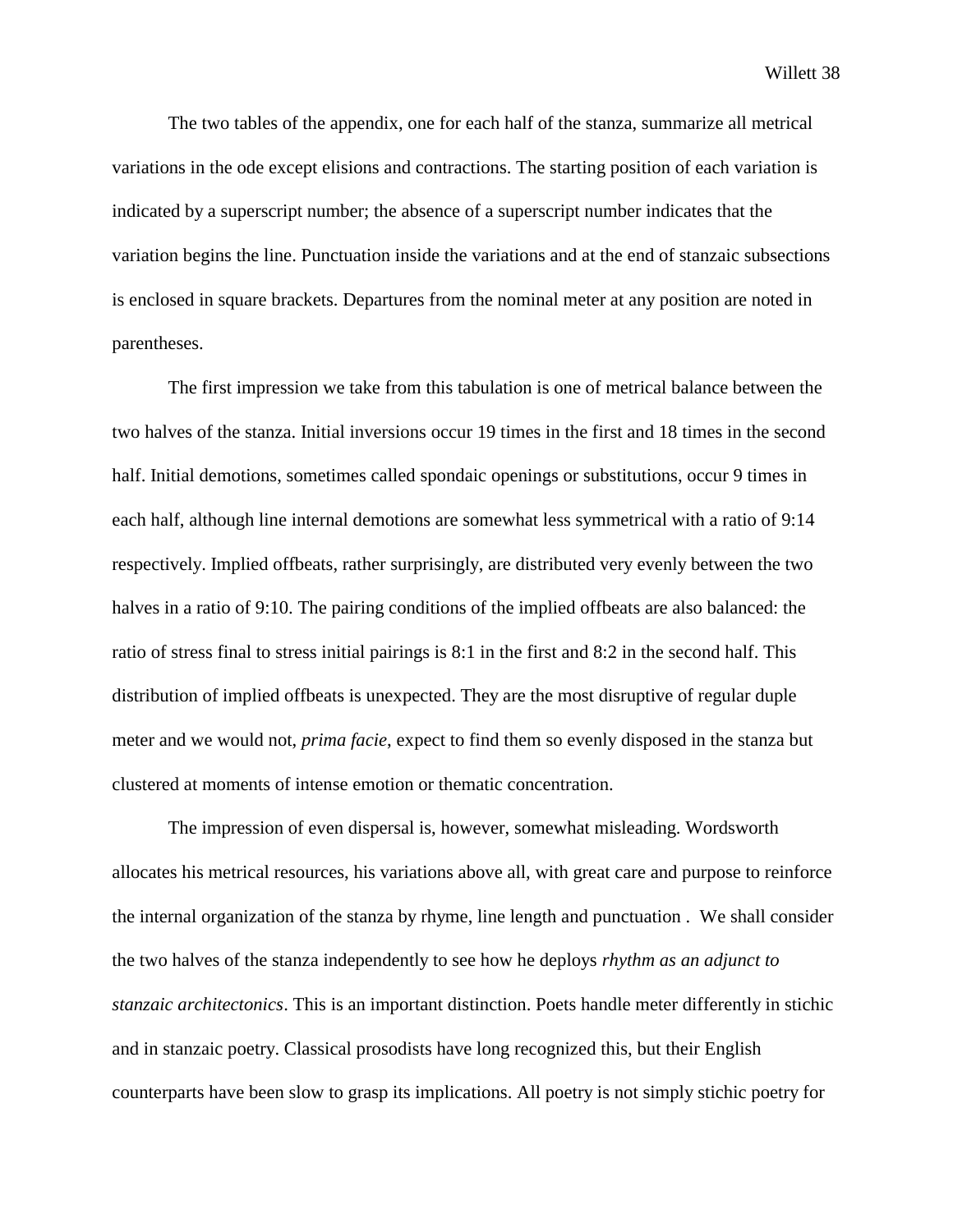The two tables of the appendix, one for each half of the stanza, summarize all metrical variations in the ode except elisions and contractions. The starting position of each variation is indicated by a superscript number; the absence of a superscript number indicates that the variation begins the line. Punctuation inside the variations and at the end of stanzaic subsections is enclosed in square brackets. Departures from the nominal meter at any position are noted in parentheses.

The first impression we take from this tabulation is one of metrical balance between the two halves of the stanza. Initial inversions occur 19 times in the first and 18 times in the second half. Initial demotions, sometimes called spondaic openings or substitutions, occur 9 times in each half, although line internal demotions are somewhat less symmetrical with a ratio of 9:14 respectively. Implied offbeats, rather surprisingly, are distributed very evenly between the two halves in a ratio of 9:10. The pairing conditions of the implied offbeats are also balanced: the ratio of stress final to stress initial pairings is 8:1 in the first and 8:2 in the second half. This distribution of implied offbeats is unexpected. They are the most disruptive of regular duple meter and we would not, *prima facie*, expect to find them so evenly disposed in the stanza but clustered at moments of intense emotion or thematic concentration.

The impression of even dispersal is, however, somewhat misleading. Wordsworth allocates his metrical resources, his variations above all, with great care and purpose to reinforce the internal organization of the stanza by rhyme, line length and punctuation . We shall consider the two halves of the stanza independently to see how he deploys *rhythm as an adjunct to stanzaic architectonics*. This is an important distinction. Poets handle meter differently in stichic and in stanzaic poetry. Classical prosodists have long recognized this, but their English counterparts have been slow to grasp its implications. All poetry is not simply stichic poetry for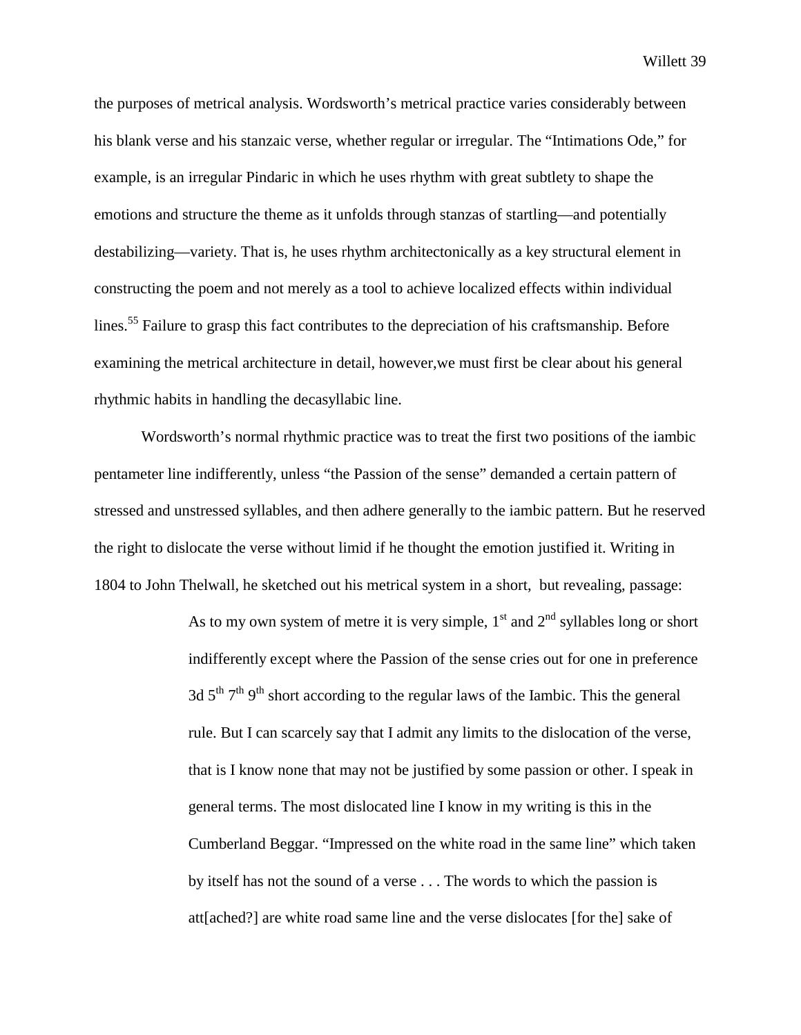the purposes of metrical analysis. Wordsworth's metrical practice varies considerably between his blank verse and his stanzaic verse, whether regular or irregular. The "Intimations Ode," for example, is an irregular Pindaric in which he uses rhythm with great subtlety to shape the emotions and structure the theme as it unfolds through stanzas of startling—and potentially destabilizing—variety. That is, he uses rhythm architectonically as a key structural element in constructing the poem and not merely as a tool to achieve localized effects within individual lines.[55] Failure to grasp this fact contributes to the depreciation of his craftsmanship. Before examining the metrical architecture in detail, however,we must first be clear about his general rhythmic habits in handling the decasyllabic line.

Wordsworth's normal rhythmic practice was to treat the first two positions of the iambic pentameter line indifferently, unless "the Passion of the sense" demanded a certain pattern of stressed and unstressed syllables, and then adhere generally to the iambic pattern. But he reserved the right to dislocate the verse without limid if he thought the emotion justified it. Writing in 1804 to John Thelwall, he sketched out his metrical system in a short,  but revealing, passage:

> As to my own system of metre it is very simple, 1st and 2nd syllables long or short indifferently except where the Passion of the sense cries out for one in preference 3d 5th 7th 9th short according to the regular laws of the Iambic. This the general rule. But I can scarcely say that I admit any limits to the dislocation of the verse, that is I know none that may not be justified by some passion or other. I speak in general terms. The most dislocated line I know in my writing is this in the Cumberland Beggar. "Impressed on the white road in the same line" which taken by itself has not the sound of a verse . . . The words to which the passion is att[ached?] are white road same line and the verse dislocates [for the] sake of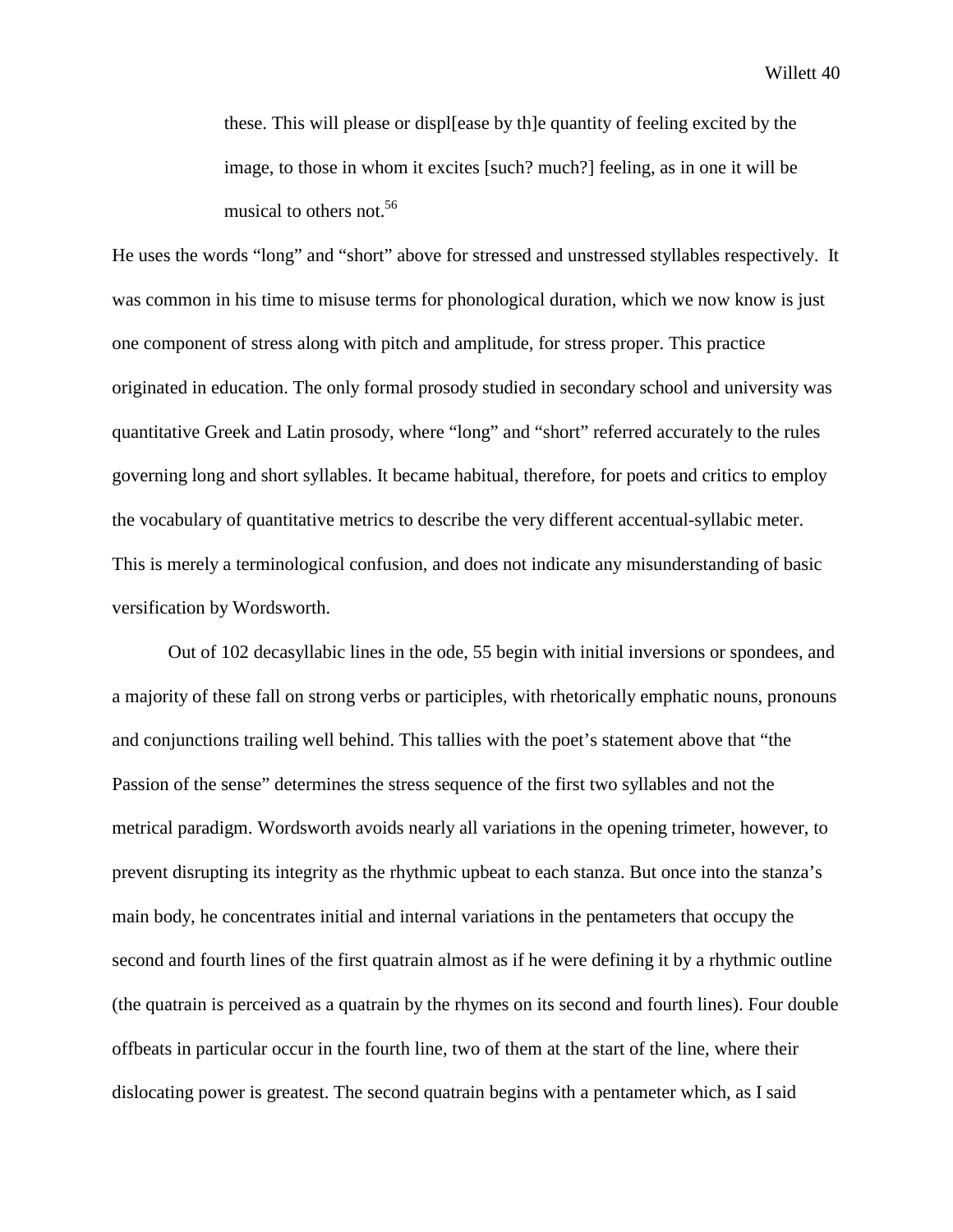> these. This will please or displ[ease by th]e quantity of feeling excited by the image, to those in whom it excites [such? much?] feeling, as in one it will be musical to others not.[56]

He uses the words "long" and "short" above for stressed and unstressed styllables respectively. It was common in his time to misuse terms for phonological duration, which we now know is just one component of stress along with pitch and amplitude, for stress proper. This practice originated in education. The only formal prosody studied in secondary school and university was quantitative Greek and Latin prosody, where "long" and "short" referred accurately to the rules governing long and short syllables. It became habitual, therefore, for poets and critics to employ the vocabulary of quantitative metrics to describe the very different accentual-syllabic meter. This is merely a terminological confusion, and does not indicate any misunderstanding of basic versification by Wordsworth.

Out of 102 decasyllabic lines in the ode, 55 begin with initial inversions or spondees, and a majority of these fall on strong verbs or participles, with rhetorically emphatic nouns, pronouns and conjunctions trailing well behind. This tallies with the poet's statement above that "the Passion of the sense" determines the stress sequence of the first two syllables and not the metrical paradigm. Wordsworth avoids nearly all variations in the opening trimeter, however, to prevent disrupting its integrity as the rhythmic upbeat to each stanza. But once into the stanza's main body, he concentrates initial and internal variations in the pentameters that occupy the second and fourth lines of the first quatrain almost as if he were defining it by a rhythmic outline (the quatrain is perceived as a quatrain by the rhymes on its second and fourth lines). Four double offbeats in particular occur in the fourth line, two of them at the start of the line, where their dislocating power is greatest. The second quatrain begins with a pentameter which, as I said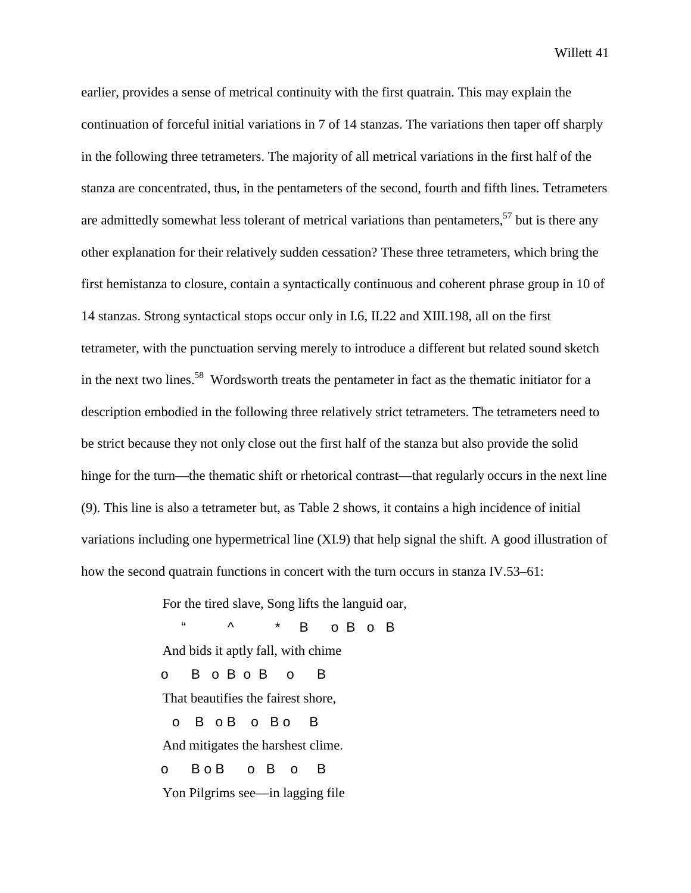earlier, provides a sense of metrical continuity with the first quatrain. This may explain the continuation of forceful initial variations in 7 of 14 stanzas. The variations then taper off sharply in the following three tetrameters. The majority of all metrical variations in the first half of the stanza are concentrated, thus, in the pentameters of the second, fourth and fifth lines. Tetrameters are admittedly somewhat less tolerant of metrical variations than pentameters,[57] but is there any other explanation for their relatively sudden cessation? These three tetrameters, which bring the first hemistanza to closure, contain a syntactically continuous and coherent phrase group in 10 of 14 stanzas. Strong syntactical stops occur only in I.6, II.22 and XIII.198, all on the first tetrameter, with the punctuation serving merely to introduce a different but related sound sketch in the next two lines.[58] Wordsworth treats the pentameter in fact as the thematic initiator for a description embodied in the following three relatively strict tetrameters. The tetrameters need to be strict because they not only close out the first half of the stanza but also provide the solid hinge for the turn—the thematic shift or rhetorical contrast—that regularly occurs in the next line (9). This line is also a tetrameter but, as Table 2 shows, it contains a high incidence of initial variations including one hypermetrical line (XI.9) that help signal the shift. A good illustration of how the second quatrain functions in concert with the turn occurs in stanza IV.53–61:

```
For the tired slave, Song lifts the languid oar,
  “      ^      *   B    o B  o  B
And bids it aptly fall, with chime
o    B  o B  o B    o    B
That beautifies the fairest shore,
  o   B  o B   o  B o    B
And mitigates the harshest clime.
o    B o B    o  B   o    B
Yon Pilgrims see—in lagging file
```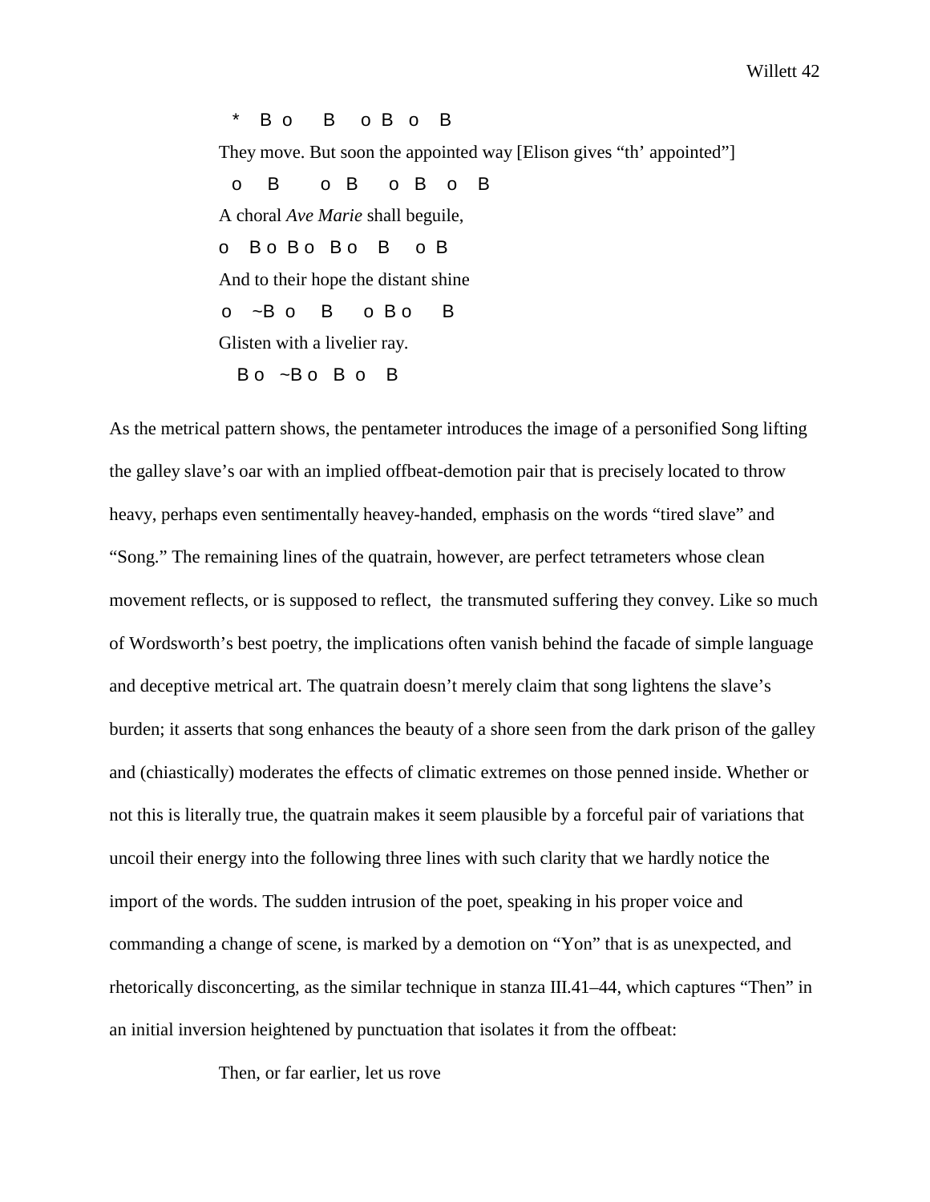```
  *   B o     B    o B   o    B
They move. But soon the appointed way [Elison gives "th' appointed"]
  o     B       o  B     o   B    o    B
A choral Ave Marie shall beguile,
o    B o  B o   B o    B     o  B
And to their hope the distant shine
 o    ~B  o     B      o  B o      B
Glisten with a livelier ray.
   B o   ~B o   B  o    B
```

As the metrical pattern shows, the pentameter introduces the image of a personified Song lifting the galley slave's oar with an implied offbeat-demotion pair that is precisely located to throw heavy, perhaps even sentimentally heavey-handed, emphasis on the words "tired slave" and "Song." The remaining lines of the quatrain, however, are perfect tetrameters whose clean movement reflects, or is supposed to reflect,  the transmuted suffering they convey. Like so much of Wordsworth's best poetry, the implications often vanish behind the facade of simple language and deceptive metrical art. The quatrain doesn't merely claim that song lightens the slave's burden; it asserts that song enhances the beauty of a shore seen from the dark prison of the galley and (chiastically) moderates the effects of climatic extremes on those penned inside. Whether or not this is literally true, the quatrain makes it seem plausible by a forceful pair of variations that uncoil their energy into the following three lines with such clarity that we hardly notice the import of the words. The sudden intrusion of the poet, speaking in his proper voice and commanding a change of scene, is marked by a demotion on "Yon" that is as unexpected, and rhetorically disconcerting, as the similar technique in stanza III.41–44, which captures "Then" in an initial inversion heightened by punctuation that isolates it from the offbeat:

Then, or far earlier, let us rove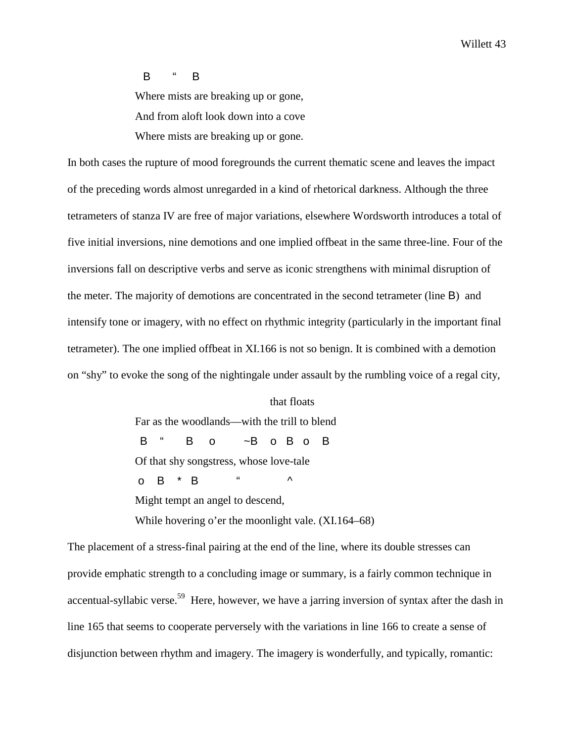B " B

Where mists are breaking up or gone,

And from aloft look down into a cove

Where mists are breaking up or gone.

In both cases the rupture of mood foregrounds the current thematic scene and leaves the impact of the preceding words almost unregarded in a kind of rhetorical darkness. Although the three tetrameters of stanza IV are free of major variations, elsewhere Wordsworth introduces a total of five initial inversions, nine demotions and one implied offbeat in the same three-line. Four of the inversions fall on descriptive verbs and serve as iconic strengthens with minimal disruption of the meter. The majority of demotions are concentrated in the second tetrameter (line B) and intensify tone or imagery, with no effect on rhythmic integrity (particularly in the important final tetrameter). The one implied offbeat in XI.166 is not so benign. It is combined with a demotion on "shy" to evoke the song of the nightingale under assault by the rumbling voice of a regal city,

that floats

Far as the woodlands—with the trill to blend

B " B o ~B o B o B

Of that shy songstress, whose love-tale

o B * B " ^

Might tempt an angel to descend,

While hovering o'er the moonlight vale. (XI.164–68)

The placement of a stress-final pairing at the end of the line, where its double stresses can provide emphatic strength to a concluding image or summary, is a fairly common technique in accentual-syllabic verse.[59] Here, however, we have a jarring inversion of syntax after the dash in line 165 that seems to cooperate perversely with the variations in line 166 to create a sense of disjunction between rhythm and imagery. The imagery is wonderfully, and typically, romantic: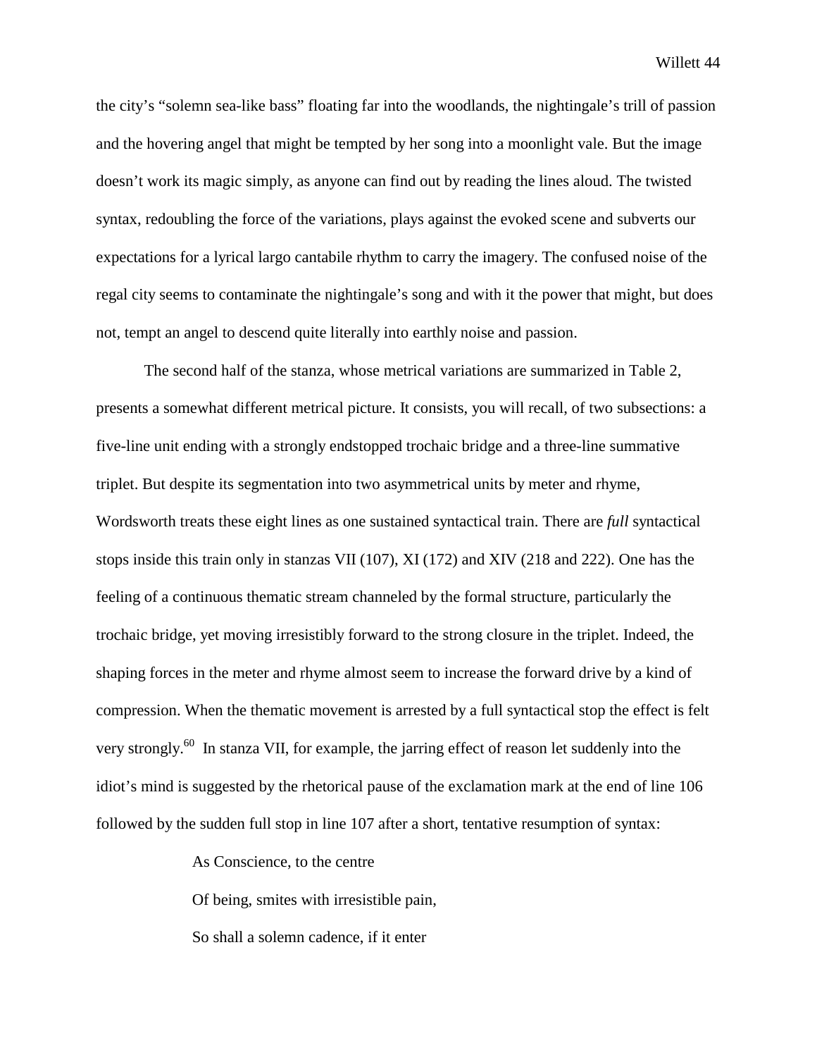the city's "solemn sea-like bass" floating far into the woodlands, the nightingale's trill of passion and the hovering angel that might be tempted by her song into a moonlight vale. But the image doesn't work its magic simply, as anyone can find out by reading the lines aloud. The twisted syntax, redoubling the force of the variations, plays against the evoked scene and subverts our expectations for a lyrical largo cantabile rhythm to carry the imagery. The confused noise of the regal city seems to contaminate the nightingale's song and with it the power that might, but does not, tempt an angel to descend quite literally into earthly noise and passion.

The second half of the stanza, whose metrical variations are summarized in Table 2, presents a somewhat different metrical picture. It consists, you will recall, of two subsections: a five-line unit ending with a strongly endstopped trochaic bridge and a three-line summative triplet. But despite its segmentation into two asymmetrical units by meter and rhyme, Wordsworth treats these eight lines as one sustained syntactical train. There are *full* syntactical stops inside this train only in stanzas VII (107), XI (172) and XIV (218 and 222). One has the feeling of a continuous thematic stream channeled by the formal structure, particularly the trochaic bridge, yet moving irresistibly forward to the strong closure in the triplet. Indeed, the shaping forces in the meter and rhyme almost seem to increase the forward drive by a kind of compression. When the thematic movement is arrested by a full syntactical stop the effect is felt very strongly.[60] In stanza VII, for example, the jarring effect of reason let suddenly into the idiot's mind is suggested by the rhetorical pause of the exclamation mark at the end of line 106 followed by the sudden full stop in line 107 after a short, tentative resumption of syntax:

> As Conscience, to the centre
>
> Of being, smites with irresistible pain,
>
> So shall a solemn cadence, if it enter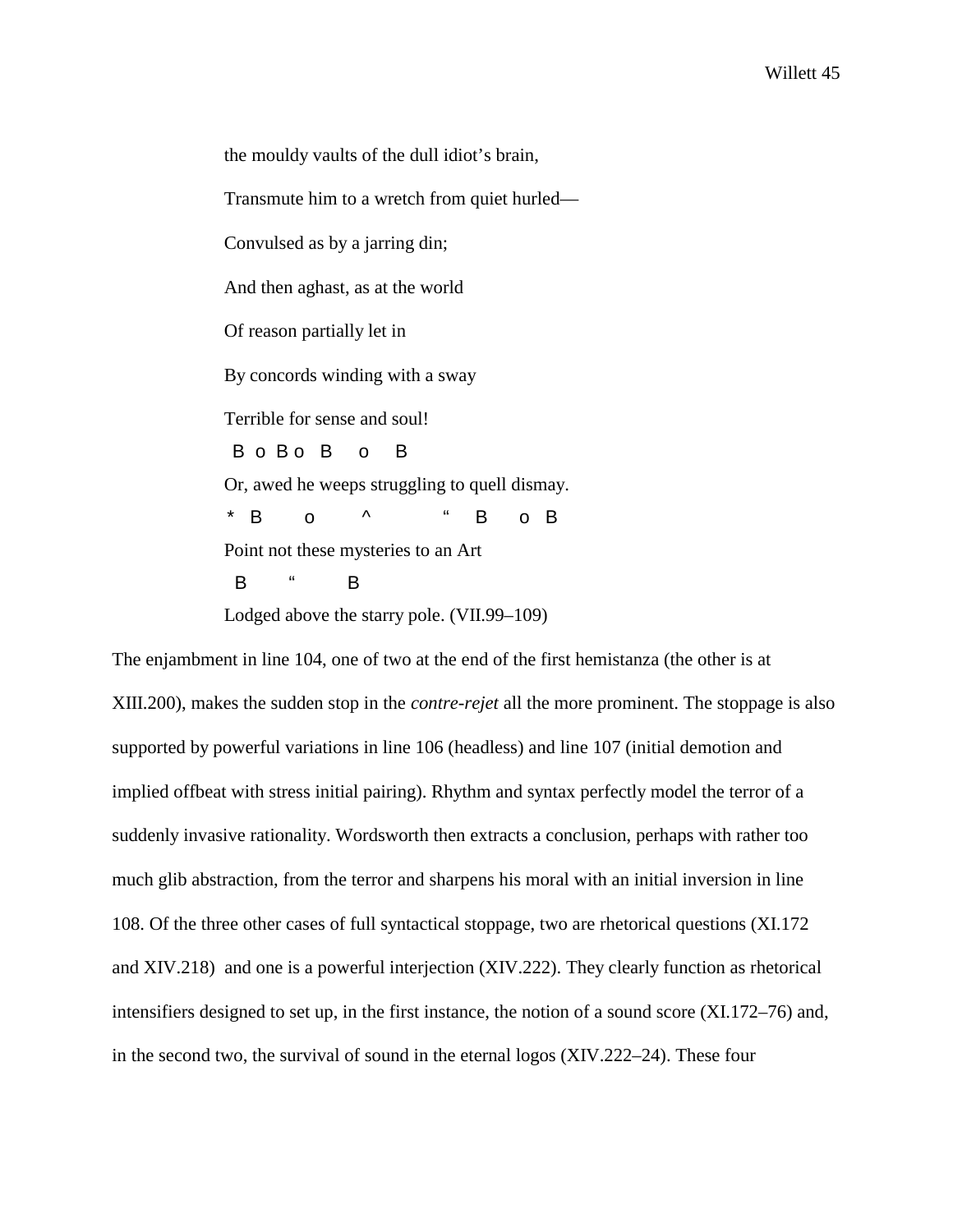the mouldy vaults of the dull idiot's brain,

Transmute him to a wretch from quiet hurled—

Convulsed as by a jarring din;

And then aghast, as at the world

Of reason partially let in

By concords winding with a sway

Terrible for sense and soul!

```
 B  o  B o   B     o     B
```

Or, awed he weeps struggling to quell dismay.

```
 *   B        o         ^              "     B      o   B
```

Point not these mysteries to an Art

```
  B        "          B
```

Lodged above the starry pole. (VII.99–109)

The enjambment in line 104, one of two at the end of the first hemistanza (the other is at XIII.200), makes the sudden stop in the *contre-rejet* all the more prominent. The stoppage is also supported by powerful variations in line 106 (headless) and line 107 (initial demotion and implied offbeat with stress initial pairing). Rhythm and syntax perfectly model the terror of a suddenly invasive rationality. Wordsworth then extracts a conclusion, perhaps with rather too much glib abstraction, from the terror and sharpens his moral with an initial inversion in line 108. Of the three other cases of full syntactical stoppage, two are rhetorical questions (XI.172 and XIV.218) and one is a powerful interjection (XIV.222). They clearly function as rhetorical intensifiers designed to set up, in the first instance, the notion of a sound score (XI.172–76) and, in the second two, the survival of sound in the eternal logos (XIV.222–24). These four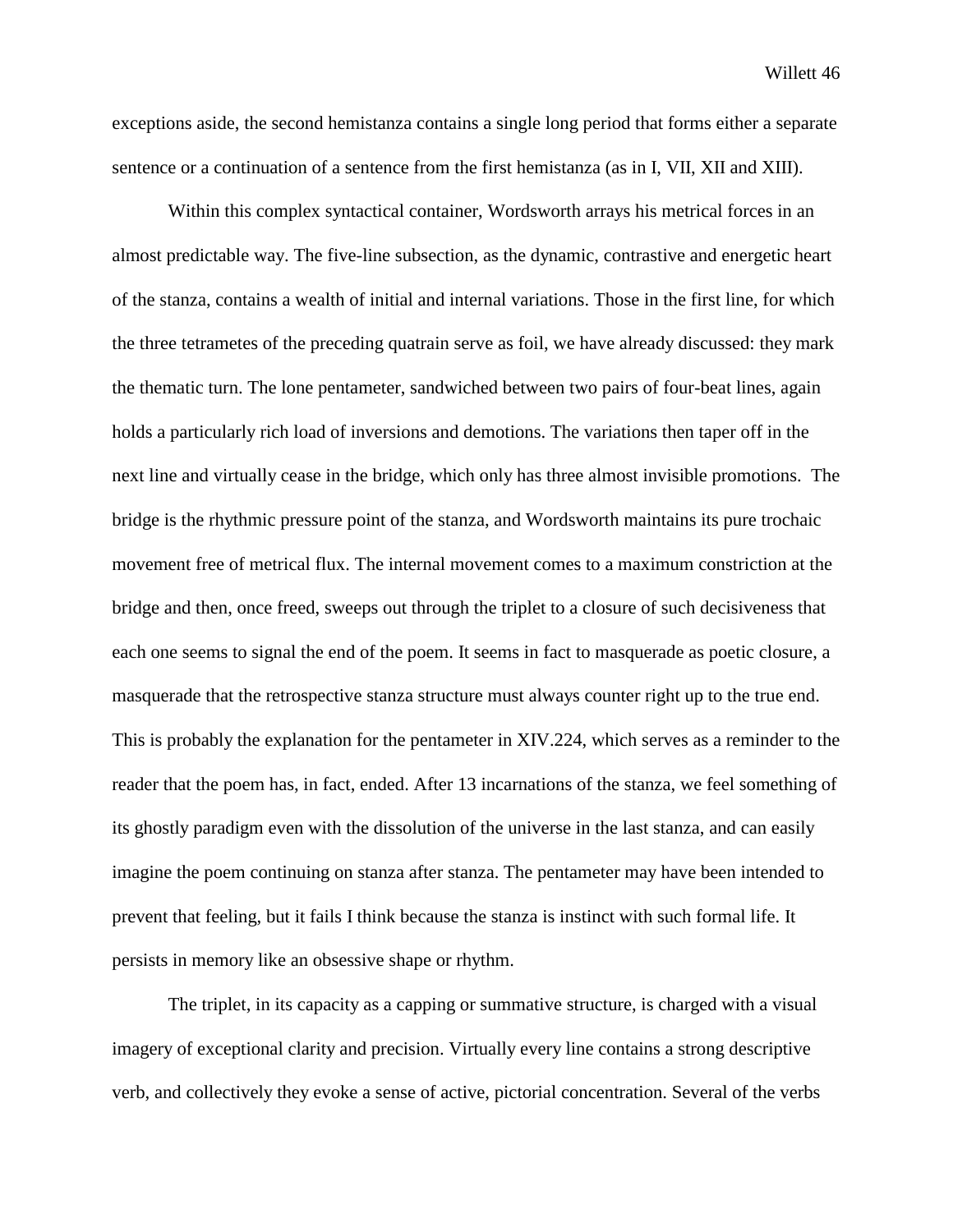exceptions aside, the second hemistanza contains a single long period that forms either a separate sentence or a continuation of a sentence from the first hemistanza (as in I, VII, XII and XIII).

Within this complex syntactical container, Wordsworth arrays his metrical forces in an almost predictable way. The five-line subsection, as the dynamic, contrastive and energetic heart of the stanza, contains a wealth of initial and internal variations. Those in the first line, for which the three tetrametes of the preceding quatrain serve as foil, we have already discussed: they mark the thematic turn. The lone pentameter, sandwiched between two pairs of four-beat lines, again holds a particularly rich load of inversions and demotions. The variations then taper off in the next line and virtually cease in the bridge, which only has three almost invisible promotions. The bridge is the rhythmic pressure point of the stanza, and Wordsworth maintains its pure trochaic movement free of metrical flux. The internal movement comes to a maximum constriction at the bridge and then, once freed, sweeps out through the triplet to a closure of such decisiveness that each one seems to signal the end of the poem. It seems in fact to masquerade as poetic closure, a masquerade that the retrospective stanza structure must always counter right up to the true end. This is probably the explanation for the pentameter in XIV.224, which serves as a reminder to the reader that the poem has, in fact, ended. After 13 incarnations of the stanza, we feel something of its ghostly paradigm even with the dissolution of the universe in the last stanza, and can easily imagine the poem continuing on stanza after stanza. The pentameter may have been intended to prevent that feeling, but it fails I think because the stanza is instinct with such formal life. It persists in memory like an obsessive shape or rhythm.

The triplet, in its capacity as a capping or summative structure, is charged with a visual imagery of exceptional clarity and precision. Virtually every line contains a strong descriptive verb, and collectively they evoke a sense of active, pictorial concentration. Several of the verbs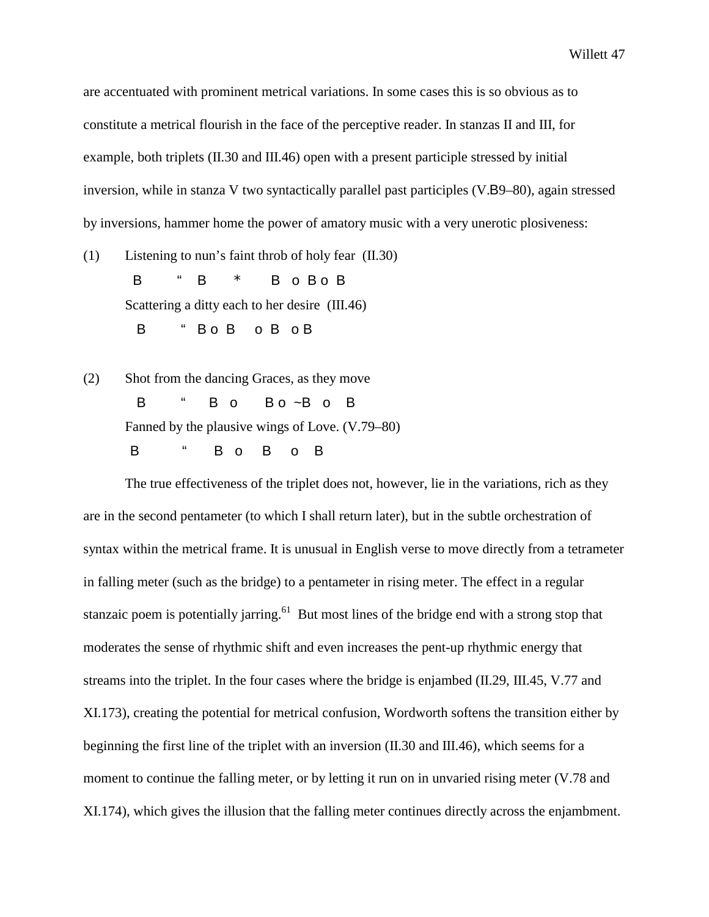are accentuated with prominent metrical variations. In some cases this is so obvious as to constitute a metrical flourish in the face of the perceptive reader. In stanzas II and III, for example, both triplets (II.30 and III.46) open with a present participle stressed by initial inversion, while in stanza V two syntactically parallel past participles (V.B9–80), again stressed by inversions, hammer home the power of amatory music with a very unerotic plosiveness:

(1) Listening to nun's faint throb of holy fear (II.30)
```
  B      "   B      *       B   o  B o  B
```
Scattering a ditty each to her desire (III.46)
```
   B      "   B o  B     o  B   o B
```

(2) Shot from the dancing Graces, as they move
```
   B       "      B   o       B o  ~B   o    B
```
Fanned by the plausive wings of Love. (V.79–80)
```
  B        "       B   o     B     o    B
```

The true effectiveness of the triplet does not, however, lie in the variations, rich as they are in the second pentameter (to which I shall return later), but in the subtle orchestration of syntax within the metrical frame. It is unusual in English verse to move directly from a tetrameter in falling meter (such as the bridge) to a pentameter in rising meter. The effect in a regular stanzaic poem is potentially jarring.[61] But most lines of the bridge end with a strong stop that moderates the sense of rhythmic shift and even increases the pent-up rhythmic energy that streams into the triplet. In the four cases where the bridge is enjambed (II.29, III.45, V.77 and XI.173), creating the potential for metrical confusion, Wordworth softens the transition either by beginning the first line of the triplet with an inversion (II.30 and III.46), which seems for a moment to continue the falling meter, or by letting it run on in unvaried rising meter (V.78 and XI.174), which gives the illusion that the falling meter continues directly across the enjambment.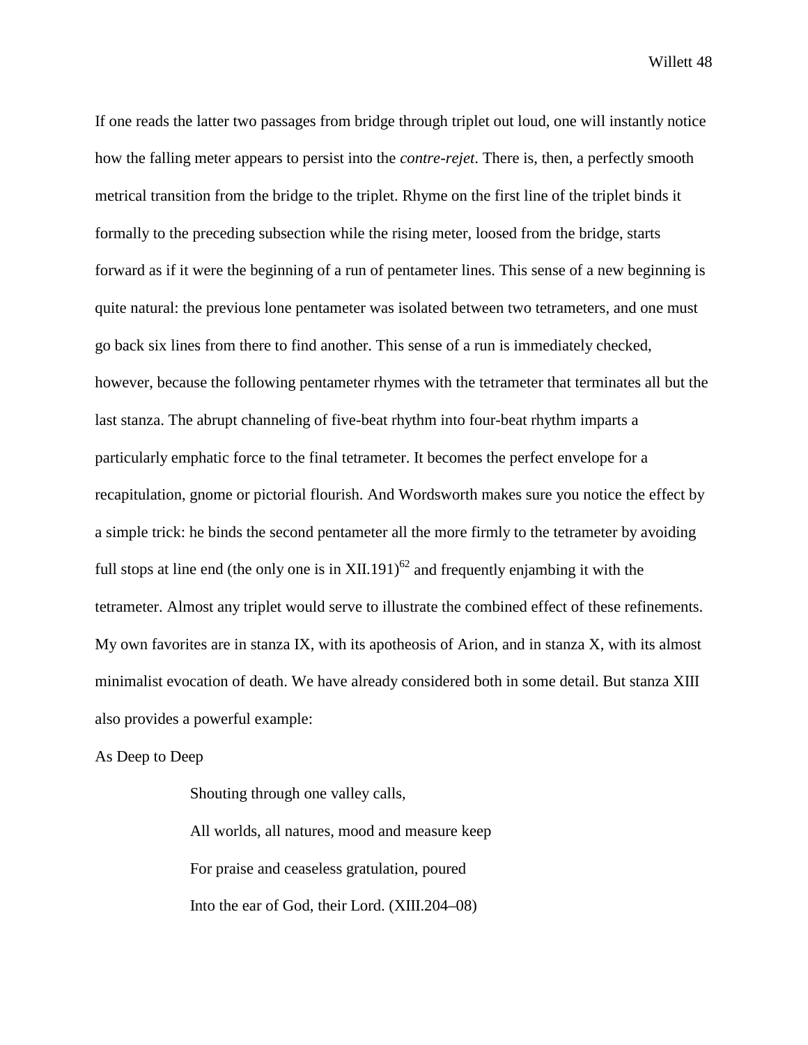If one reads the latter two passages from bridge through triplet out loud, one will instantly notice how the falling meter appears to persist into the *contre-rejet*. There is, then, a perfectly smooth metrical transition from the bridge to the triplet. Rhyme on the first line of the triplet binds it formally to the preceding subsection while the rising meter, loosed from the bridge, starts forward as if it were the beginning of a run of pentameter lines. This sense of a new beginning is quite natural: the previous lone pentameter was isolated between two tetrameters, and one must go back six lines from there to find another. This sense of a run is immediately checked, however, because the following pentameter rhymes with the tetrameter that terminates all but the last stanza. The abrupt channeling of five-beat rhythm into four-beat rhythm imparts a particularly emphatic force to the final tetrameter. It becomes the perfect envelope for a recapitulation, gnome or pictorial flourish. And Wordsworth makes sure you notice the effect by a simple trick: he binds the second pentameter all the more firmly to the tetrameter by avoiding full stops at line end (the only one is in XII.191)[62] and frequently enjambing it with the tetrameter. Almost any triplet would serve to illustrate the combined effect of these refinements. My own favorites are in stanza IX, with its apotheosis of Arion, and in stanza X, with its almost minimalist evocation of death. We have already considered both in some detail. But stanza XIII also provides a powerful example:

As Deep to Deep

> Shouting through one valley calls,
>
> All worlds, all natures, mood and measure keep
>
> For praise and ceaseless gratulation, poured
>
> Into the ear of God, their Lord. (XIII.204–08)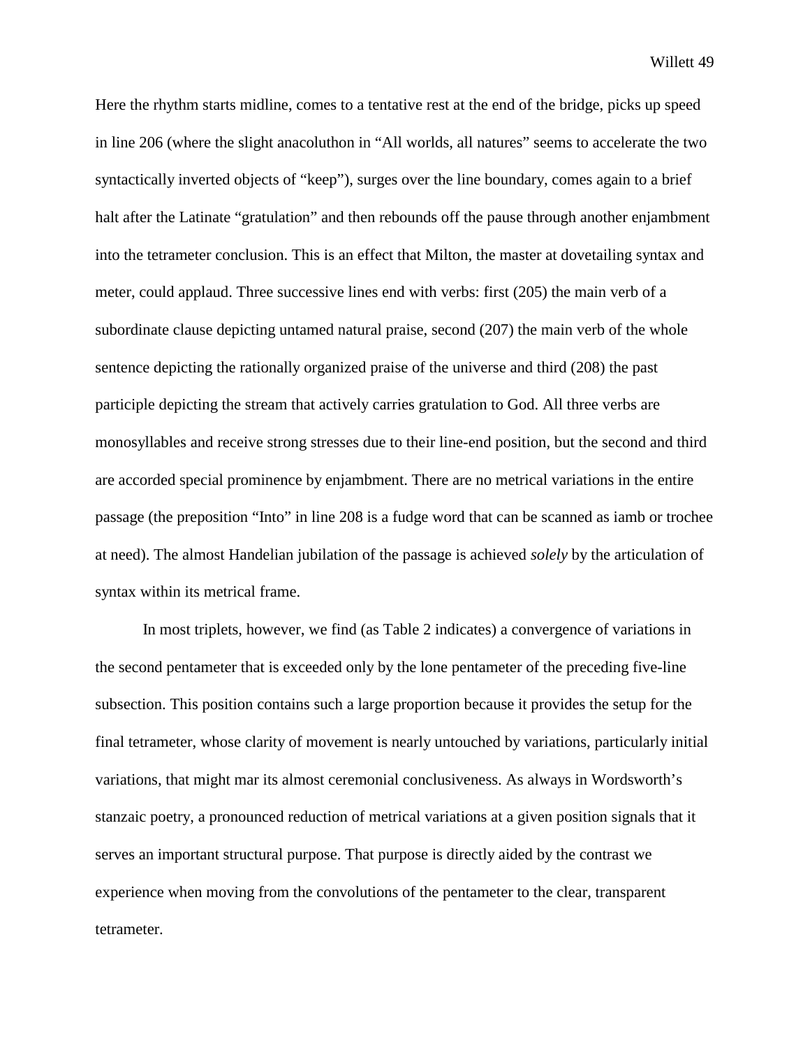Here the rhythm starts midline, comes to a tentative rest at the end of the bridge, picks up speed in line 206 (where the slight anacoluthon in "All worlds, all natures" seems to accelerate the two syntactically inverted objects of "keep"), surges over the line boundary, comes again to a brief halt after the Latinate "gratulation" and then rebounds off the pause through another enjambment into the tetrameter conclusion. This is an effect that Milton, the master at dovetailing syntax and meter, could applaud. Three successive lines end with verbs: first (205) the main verb of a subordinate clause depicting untamed natural praise, second (207) the main verb of the whole sentence depicting the rationally organized praise of the universe and third (208) the past participle depicting the stream that actively carries gratulation to God. All three verbs are monosyllables and receive strong stresses due to their line-end position, but the second and third are accorded special prominence by enjambment. There are no metrical variations in the entire passage (the preposition "Into" in line 208 is a fudge word that can be scanned as iamb or trochee at need). The almost Handelian jubilation of the passage is achieved *solely* by the articulation of syntax within its metrical frame.

In most triplets, however, we find (as Table 2 indicates) a convergence of variations in the second pentameter that is exceeded only by the lone pentameter of the preceding five-line subsection. This position contains such a large proportion because it provides the setup for the final tetrameter, whose clarity of movement is nearly untouched by variations, particularly initial variations, that might mar its almost ceremonial conclusiveness. As always in Wordsworth's stanzaic poetry, a pronounced reduction of metrical variations at a given position signals that it serves an important structural purpose. That purpose is directly aided by the contrast we experience when moving from the convolutions of the pentameter to the clear, transparent tetrameter.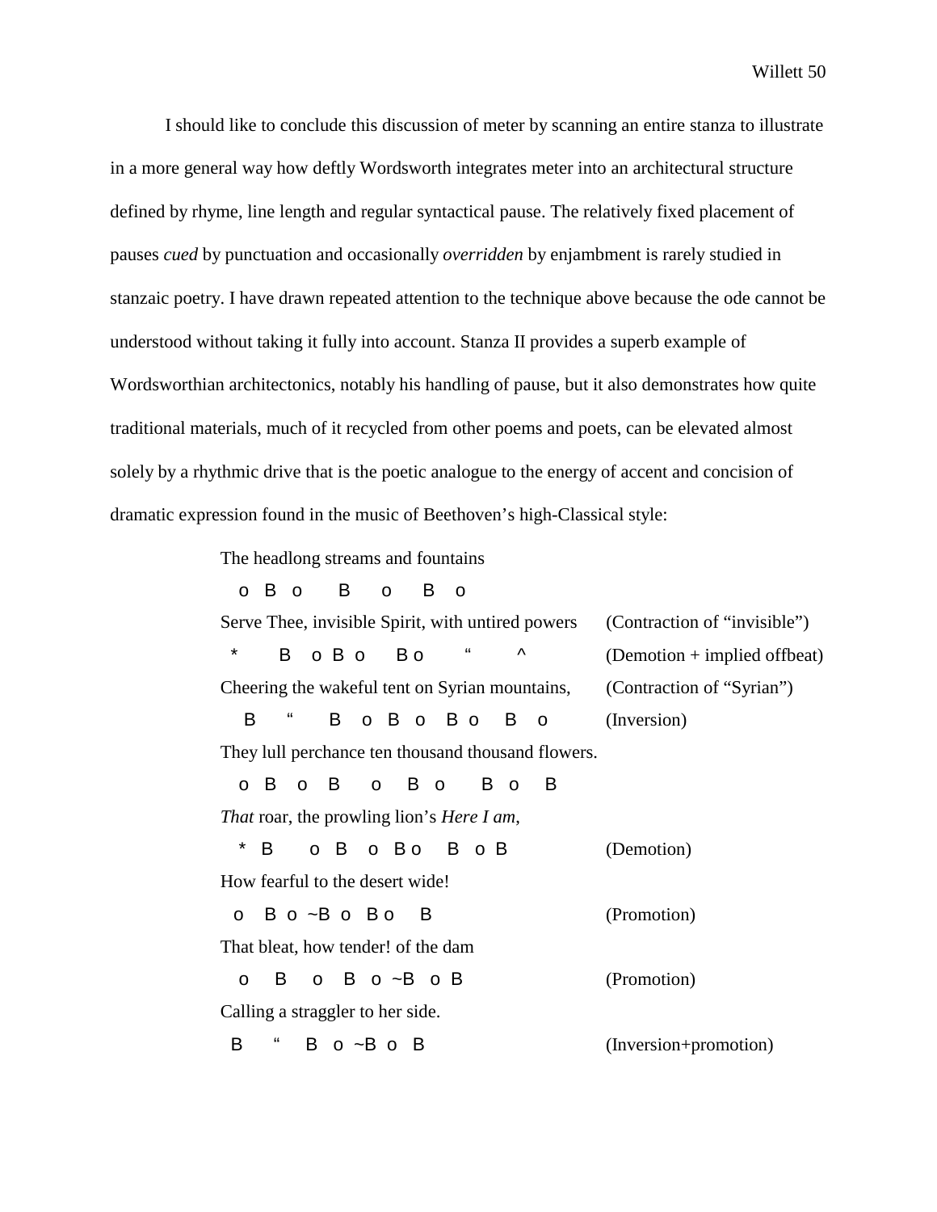I should like to conclude this discussion of meter by scanning an entire stanza to illustrate in a more general way how deftly Wordsworth integrates meter into an architectural structure defined by rhyme, line length and regular syntactical pause. The relatively fixed placement of pauses *cued* by punctuation and occasionally *overridden* by enjambment is rarely studied in stanzaic poetry. I have drawn repeated attention to the technique above because the ode cannot be understood without taking it fully into account. Stanza II provides a superb example of Wordsworthian architectonics, notably his handling of pause, but it also demonstrates how quite traditional materials, much of it recycled from other poems and poets, can be elevated almost solely by a rhythmic drive that is the poetic analogue to the energy of accent and concision of dramatic expression found in the music of Beethoven's high-Classical style:

```
The headlong streams and fountains
  o  B  o      B     o     B    o
Serve Thee, invisible Spirit, with untired powers      (Contraction of "invisible")
 *       B    o  B  o      B  o        "         ^          (Demotion + implied offbeat)
Cheering the wakeful tent on Syrian mountains,         (Contraction of "Syrian")
   B      "       B    o   B   o    B  o     B    o          (Inversion)
They lull perchance ten thousand thousand flowers.
  o   B    o    B      o     B   o       B   o     B
That roar, the prowling lion's Here I am,
  *   B        o   B    o   B o     B   o  B                 (Demotion)
How fearful to the desert wide!
 o     B   o  ~B  o   B o      B                            (Promotion)
That bleat, how tender! of the dam
  o     B     o     B   o  ~B   o  B                         (Promotion)
Calling a straggler to her side.
 B      "      B   o  ~B  o   B                              (Inversion+promotion)
```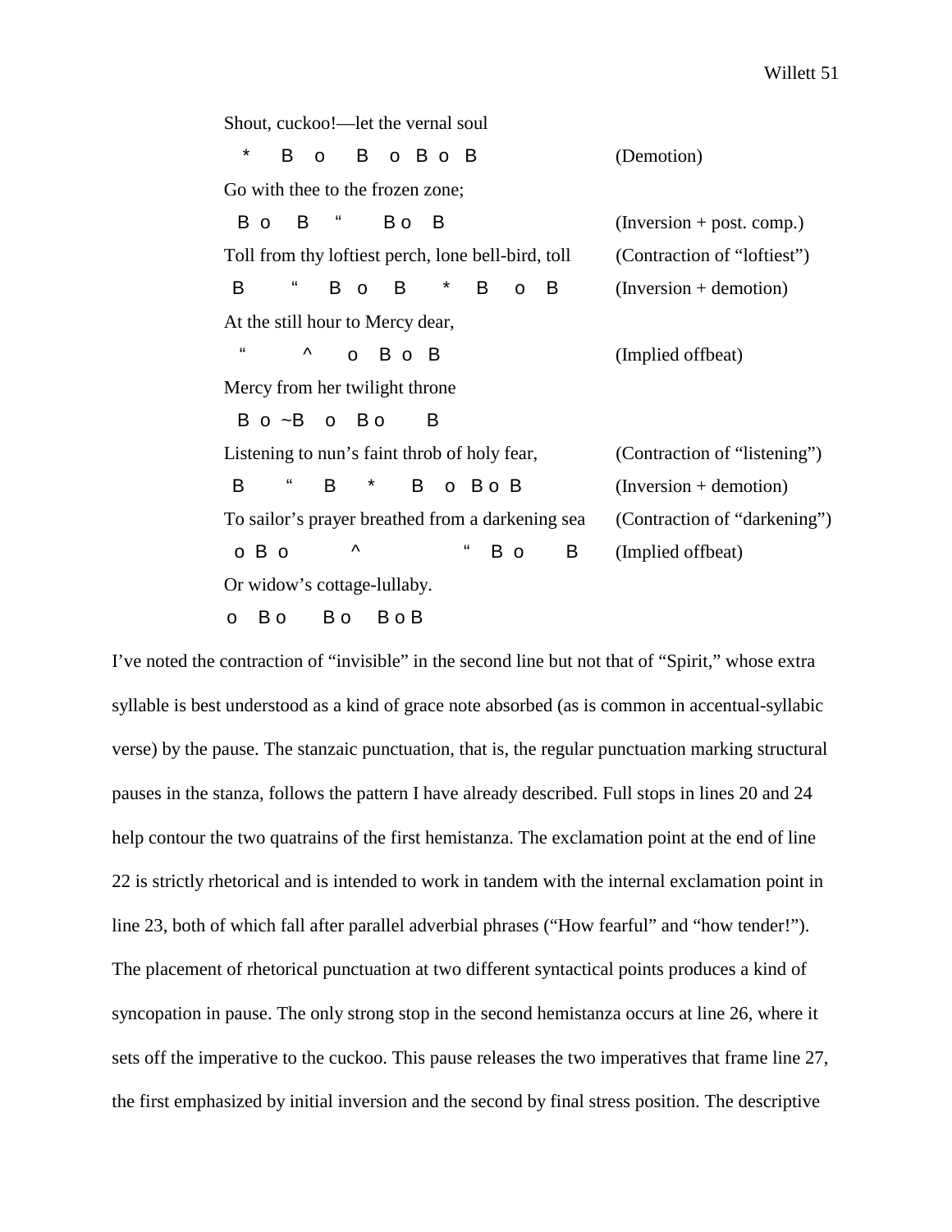Shout, cuckoo!—let the vernal soul

```
  *    B   o     B   o  B  o  B                    (Demotion)
```

Go with thee to the frozen zone;

```
 B o    B    "      B o   B                        (Inversion + post. comp.)
```

Toll from thy loftiest perch, lone bell-bird, toll   (Contraction of "loftiest")

```
 B       "     B  o    B     *    B    o   B       (Inversion + demotion)
```

At the still hour to Mercy dear,

```
  "         ^      o   B  o  B                     (Implied offbeat)
```

Mercy from her twilight throne

```
 B  o ~B   o   B o      B
```

Listening to nun's faint throb of holy fear,   (Contraction of "listening")

```
 B      "     B     *      B   o  B o  B           (Inversion + demotion)
```

To sailor's prayer breathed from a darkening sea   (Contraction of "darkening")

```
 o  B  o          ^                 "    B  o      B   (Implied offbeat)
```

Or widow's cottage-lullaby.

```
 o   B o     B o    B o B
```

I've noted the contraction of "invisible" in the second line but not that of "Spirit," whose extra syllable is best understood as a kind of grace note absorbed (as is common in accentual-syllabic verse) by the pause. The stanzaic punctuation, that is, the regular punctuation marking structural pauses in the stanza, follows the pattern I have already described. Full stops in lines 20 and 24 help contour the two quatrains of the first hemistanza. The exclamation point at the end of line 22 is strictly rhetorical and is intended to work in tandem with the internal exclamation point in line 23, both of which fall after parallel adverbial phrases ("How fearful" and "how tender!"). The placement of rhetorical punctuation at two different syntactical points produces a kind of syncopation in pause. The only strong stop in the second hemistanza occurs at line 26, where it sets off the imperative to the cuckoo. This pause releases the two imperatives that frame line 27, the first emphasized by initial inversion and the second by final stress position. The descriptive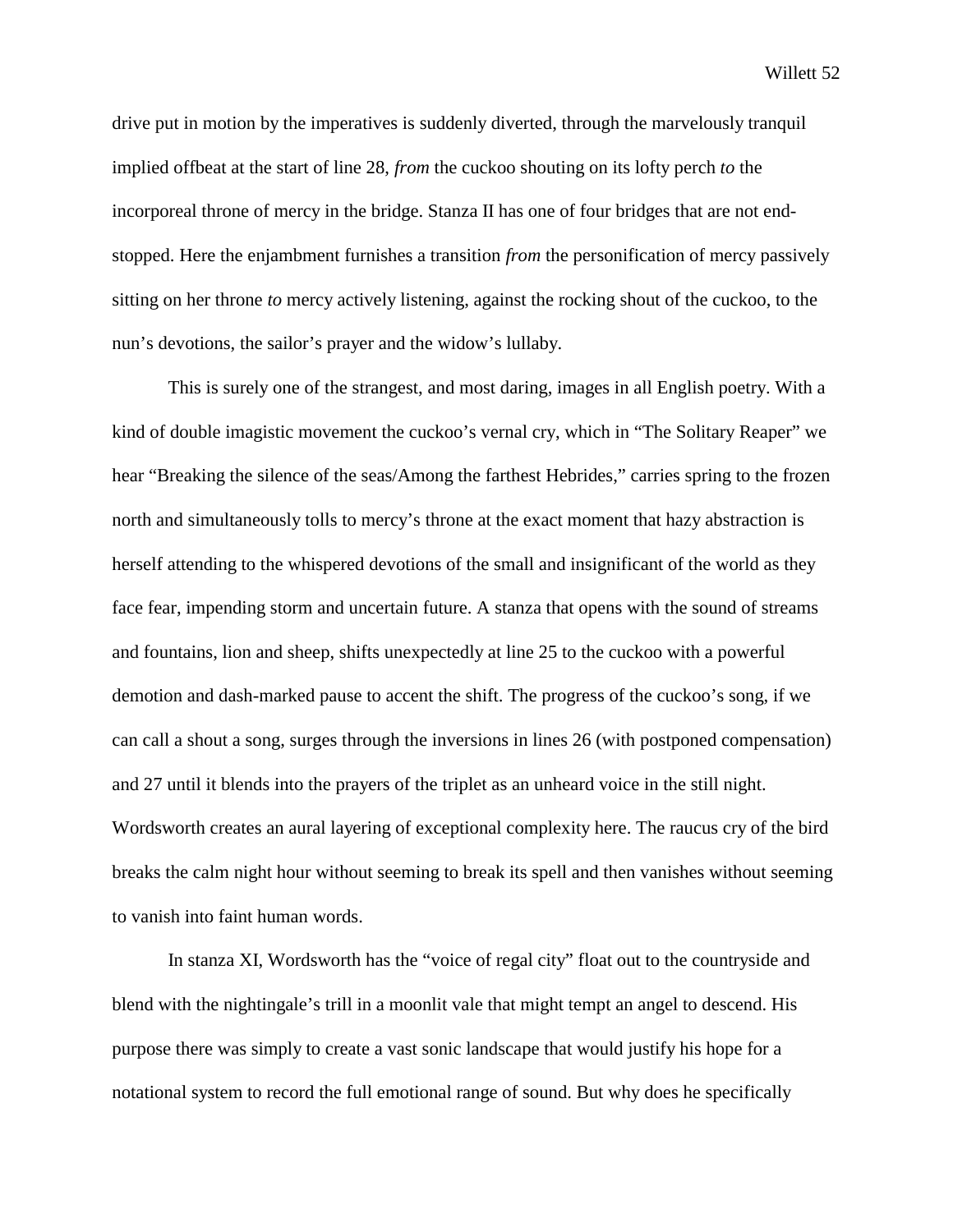drive put in motion by the imperatives is suddenly diverted, through the marvelously tranquil implied offbeat at the start of line 28, *from* the cuckoo shouting on its lofty perch *to* the incorporeal throne of mercy in the bridge. Stanza II has one of four bridges that are not end-stopped. Here the enjambment furnishes a transition *from* the personification of mercy passively sitting on her throne *to* mercy actively listening, against the rocking shout of the cuckoo, to the nun's devotions, the sailor's prayer and the widow's lullaby.

This is surely one of the strangest, and most daring, images in all English poetry. With a kind of double imagistic movement the cuckoo's vernal cry, which in "The Solitary Reaper" we hear "Breaking the silence of the seas/Among the farthest Hebrides," carries spring to the frozen north and simultaneously tolls to mercy's throne at the exact moment that hazy abstraction is herself attending to the whispered devotions of the small and insignificant of the world as they face fear, impending storm and uncertain future. A stanza that opens with the sound of streams and fountains, lion and sheep, shifts unexpectedly at line 25 to the cuckoo with a powerful demotion and dash-marked pause to accent the shift. The progress of the cuckoo's song, if we can call a shout a song, surges through the inversions in lines 26 (with postponed compensation) and 27 until it blends into the prayers of the triplet as an unheard voice in the still night. Wordsworth creates an aural layering of exceptional complexity here. The raucous cry of the bird breaks the calm night hour without seeming to break its spell and then vanishes without seeming to vanish into faint human words.

In stanza XI, Wordsworth has the "voice of regal city" float out to the countryside and blend with the nightingale's trill in a moonlit vale that might tempt an angel to descend. His purpose there was simply to create a vast sonic landscape that would justify his hope for a notational system to record the full emotional range of sound. But why does he specifically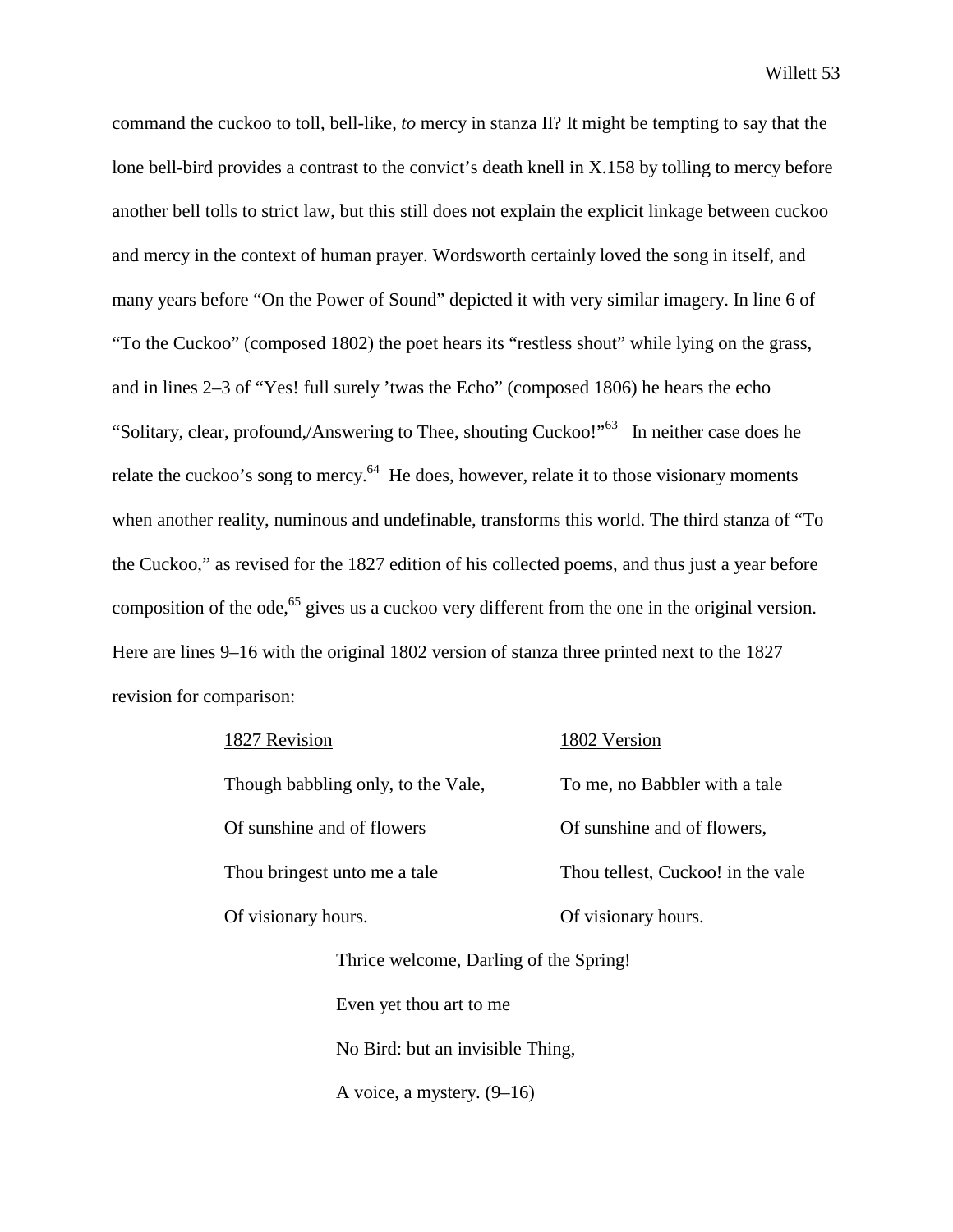command the cuckoo to toll, bell-like, *to* mercy in stanza II? It might be tempting to say that the lone bell-bird provides a contrast to the convict's death knell in X.158 by tolling to mercy before another bell tolls to strict law, but this still does not explain the explicit linkage between cuckoo and mercy in the context of human prayer. Wordsworth certainly loved the song in itself, and many years before "On the Power of Sound" depicted it with very similar imagery. In line 6 of "To the Cuckoo" (composed 1802) the poet hears its "restless shout" while lying on the grass, and in lines 2–3 of "Yes! full surely 'twas the Echo" (composed 1806) he hears the echo "Solitary, clear, profound,/Answering to Thee, shouting Cuckoo!"[63] In neither case does he relate the cuckoo's song to mercy.[64] He does, however, relate it to those visionary moments when another reality, numinous and undefinable, transforms this world. The third stanza of "To the Cuckoo," as revised for the 1827 edition of his collected poems, and thus just a year before composition of the ode,[65] gives us a cuckoo very different from the one in the original version. Here are lines 9–16 with the original 1802 version of stanza three printed next to the 1827 revision for comparison:

| 1827 Revision | 1802 Version |
|---|---|
| Though babbling only, to the Vale, | To me, no Babbler with a tale |
| Of sunshine and of flowers | Of sunshine and of flowers, |
| Thou bringest unto me a tale | Thou tellest, Cuckoo! in the vale |
| Of visionary hours. | Of visionary hours. |

> Thrice welcome, Darling of the Spring!
> Even yet thou art to me
> No Bird: but an invisible Thing,
> A voice, a mystery. (9–16)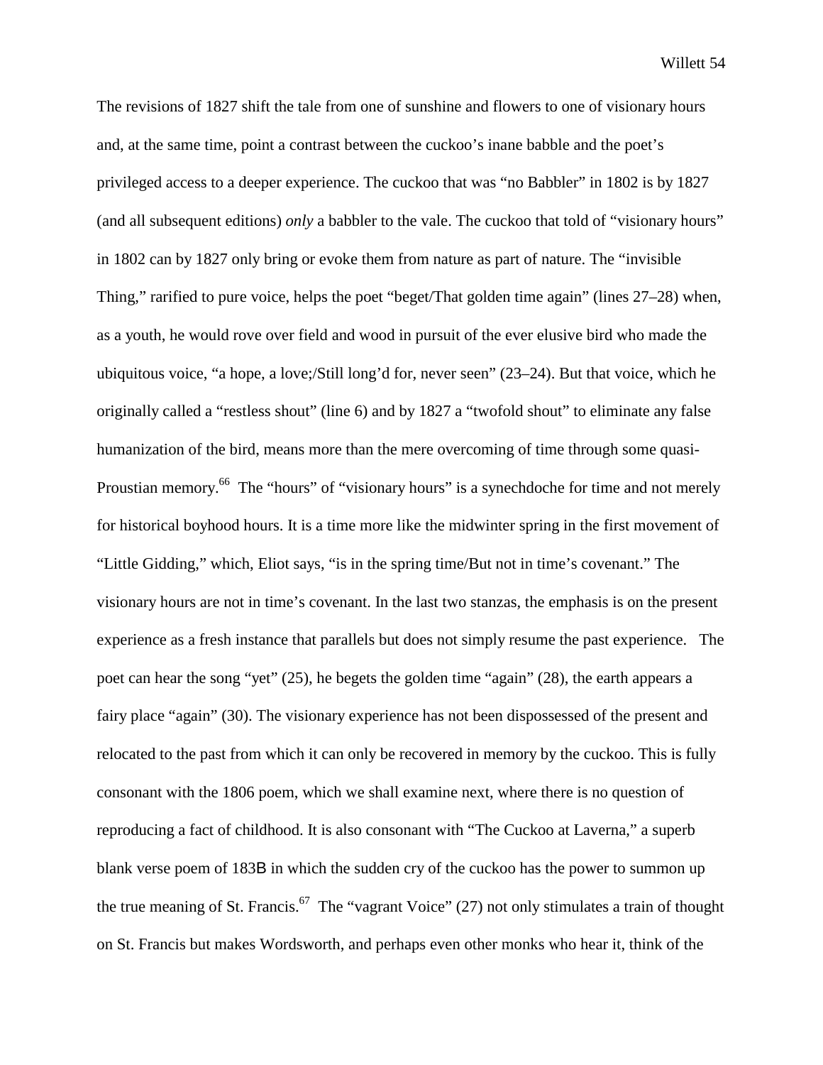The revisions of 1827 shift the tale from one of sunshine and flowers to one of visionary hours and, at the same time, point a contrast between the cuckoo's inane babble and the poet's privileged access to a deeper experience. The cuckoo that was "no Babbler" in 1802 is by 1827 (and all subsequent editions) *only* a babbler to the vale. The cuckoo that told of "visionary hours" in 1802 can by 1827 only bring or evoke them from nature as part of nature. The "invisible Thing," rarified to pure voice, helps the poet "beget/That golden time again" (lines 27–28) when, as a youth, he would rove over field and wood in pursuit of the ever elusive bird who made the ubiquitous voice, "a hope, a love;/Still long'd for, never seen" (23–24). But that voice, which he originally called a "restless shout" (line 6) and by 1827 a "twofold shout" to eliminate any false humanization of the bird, means more than the mere overcoming of time through some quasi-Proustian memory.[66] The "hours" of "visionary hours" is a synechdoche for time and not merely for historical boyhood hours. It is a time more like the midwinter spring in the first movement of "Little Gidding," which, Eliot says, "is in the spring time/But not in time's covenant." The visionary hours are not in time's covenant. In the last two stanzas, the emphasis is on the present experience as a fresh instance that parallels but does not simply resume the past experience. The poet can hear the song "yet" (25), he begets the golden time "again" (28), the earth appears a fairy place "again" (30). The visionary experience has not been dispossessed of the present and relocated to the past from which it can only be recovered in memory by the cuckoo. This is fully consonant with the 1806 poem, which we shall examine next, where there is no question of reproducing a fact of childhood. It is also consonant with "The Cuckoo at Laverna," a superb blank verse poem of 183B in which the sudden cry of the cuckoo has the power to summon up the true meaning of St. Francis.[67] The "vagrant Voice" (27) not only stimulates a train of thought on St. Francis but makes Wordsworth, and perhaps even other monks who hear it, think of the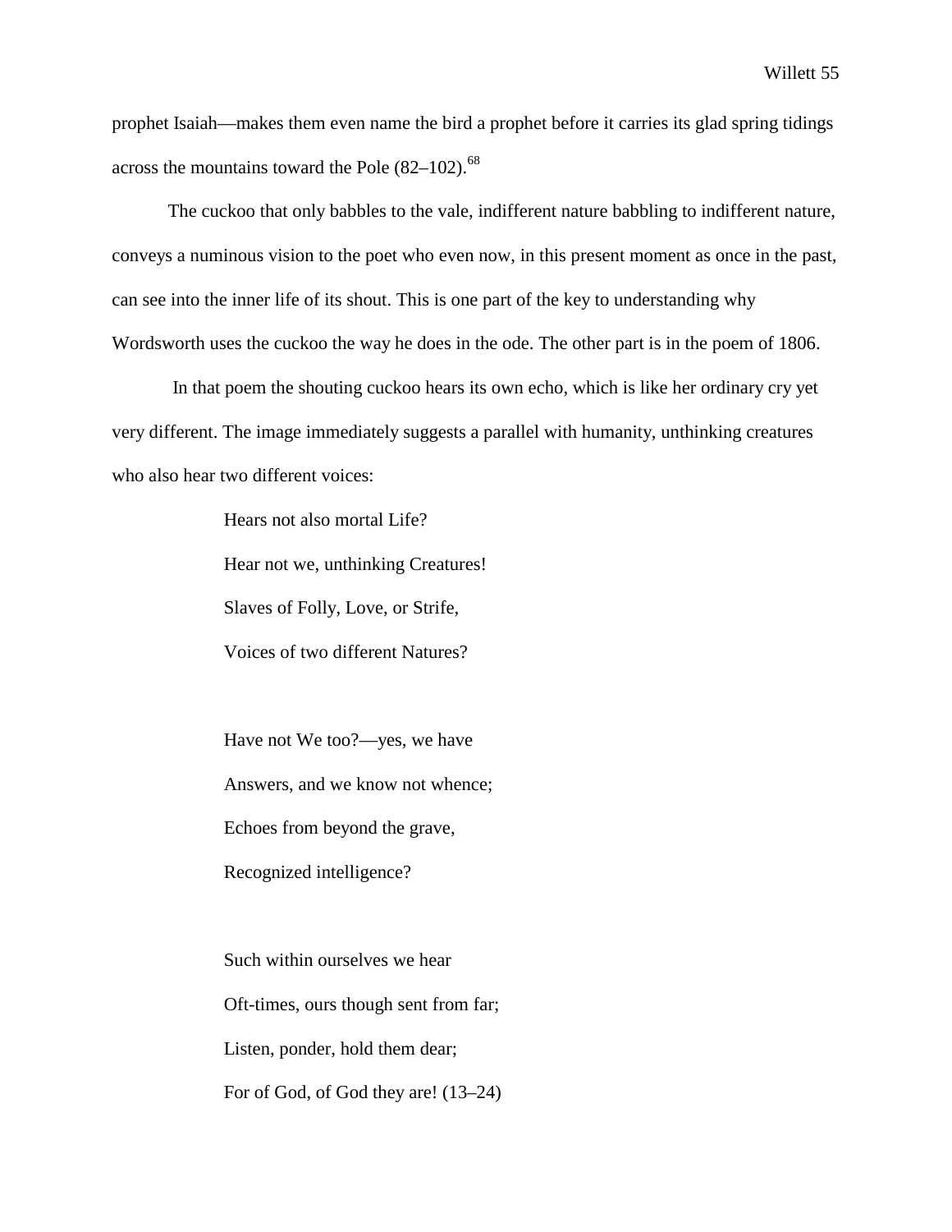prophet Isaiah—makes them even name the bird a prophet before it carries its glad spring tidings across the mountains toward the Pole (82–102).[68]

The cuckoo that only babbles to the vale, indifferent nature babbling to indifferent nature, conveys a numinous vision to the poet who even now, in this present moment as once in the past, can see into the inner life of its shout. This is one part of the key to understanding why Wordsworth uses the cuckoo the way he does in the ode. The other part is in the poem of 1806.

In that poem the shouting cuckoo hears its own echo, which is like her ordinary cry yet very different. The image immediately suggests a parallel with humanity, unthinking creatures who also hear two different voices:

> Hears not also mortal Life?
> Hear not we, unthinking Creatures!
> Slaves of Folly, Love, or Strife,
> Voices of two different Natures?
>
> Have not We too?—yes, we have
> Answers, and we know not whence;
> Echoes from beyond the grave,
> Recognized intelligence?
>
> Such within ourselves we hear
> Oft-times, ours though sent from far;
> Listen, ponder, hold them dear;
> For of God, of God they are! (13–24)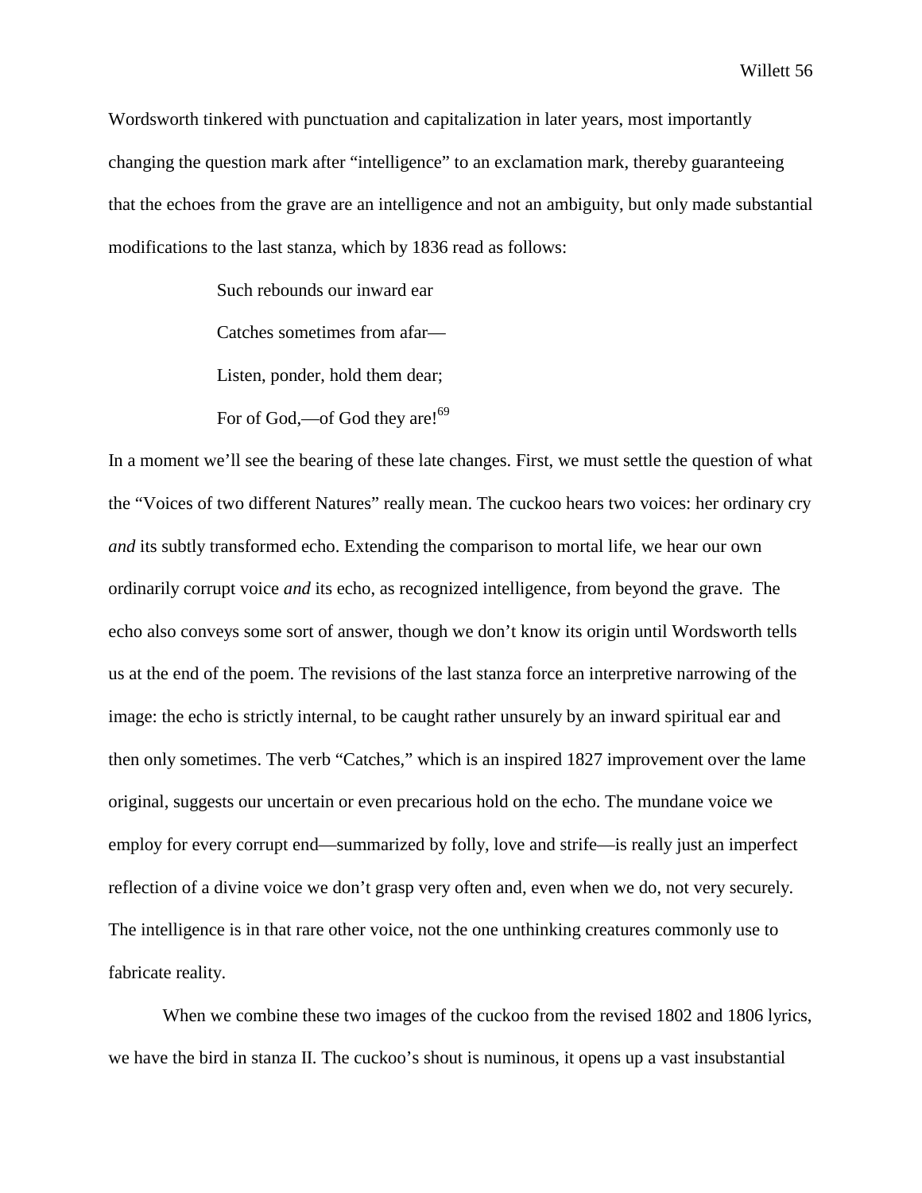Wordsworth tinkered with punctuation and capitalization in later years, most importantly changing the question mark after "intelligence" to an exclamation mark, thereby guaranteeing that the echoes from the grave are an intelligence and not an ambiguity, but only made substantial modifications to the last stanza, which by 1836 read as follows:

> Such rebounds our inward ear
>
> Catches sometimes from afar—
>
> Listen, ponder, hold them dear;
>
> For of God,—of God they are![69]

In a moment we'll see the bearing of these late changes. First, we must settle the question of what the "Voices of two different Natures" really mean. The cuckoo hears two voices: her ordinary cry *and* its subtly transformed echo. Extending the comparison to mortal life, we hear our own ordinarily corrupt voice *and* its echo, as recognized intelligence, from beyond the grave. The echo also conveys some sort of answer, though we don't know its origin until Wordsworth tells us at the end of the poem. The revisions of the last stanza force an interpretive narrowing of the image: the echo is strictly internal, to be caught rather unsurely by an inward spiritual ear and then only sometimes. The verb "Catches," which is an inspired 1827 improvement over the lame original, suggests our uncertain or even precarious hold on the echo. The mundane voice we employ for every corrupt end—summarized by folly, love and strife—is really just an imperfect reflection of a divine voice we don't grasp very often and, even when we do, not very securely. The intelligence is in that rare other voice, not the one unthinking creatures commonly use to fabricate reality.

When we combine these two images of the cuckoo from the revised 1802 and 1806 lyrics, we have the bird in stanza II. The cuckoo's shout is numinous, it opens up a vast insubstantial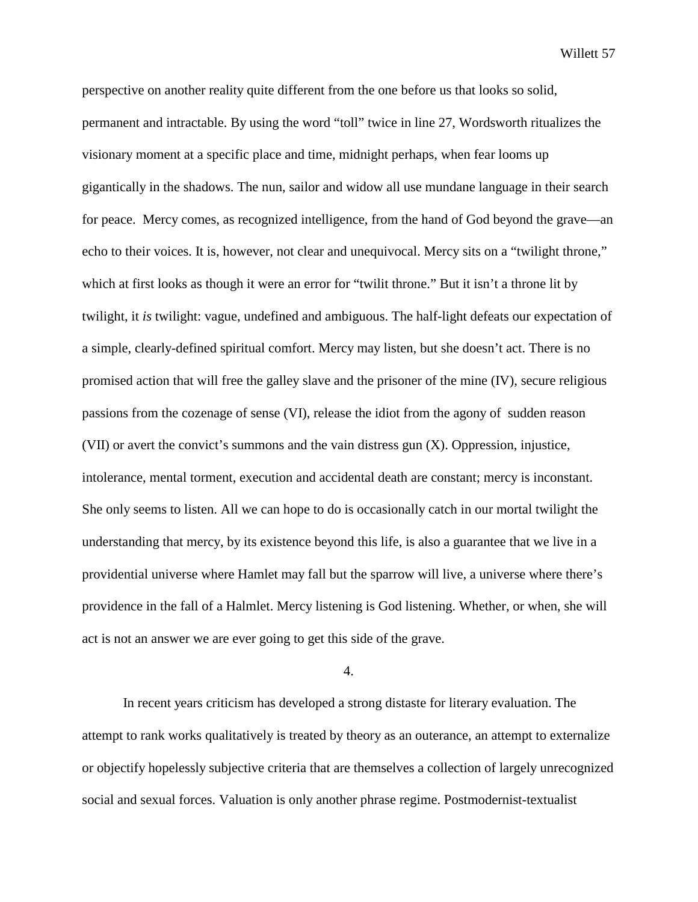perspective on another reality quite different from the one before us that looks so solid, permanent and intractable. By using the word "toll" twice in line 27, Wordsworth ritualizes the visionary moment at a specific place and time, midnight perhaps, when fear looms up gigantically in the shadows. The nun, sailor and widow all use mundane language in their search for peace. Mercy comes, as recognized intelligence, from the hand of God beyond the grave—an echo to their voices. It is, however, not clear and unequivocal. Mercy sits on a "twilight throne," which at first looks as though it were an error for "twilit throne." But it isn't a throne lit by twilight, it *is* twilight: vague, undefined and ambiguous. The half-light defeats our expectation of a simple, clearly-defined spiritual comfort. Mercy may listen, but she doesn't act. There is no promised action that will free the galley slave and the prisoner of the mine (IV), secure religious passions from the cozenage of sense (VI), release the idiot from the agony of sudden reason (VII) or avert the convict's summons and the vain distress gun (X). Oppression, injustice, intolerance, mental torment, execution and accidental death are constant; mercy is inconstant. She only seems to listen. All we can hope to do is occasionally catch in our mortal twilight the understanding that mercy, by its existence beyond this life, is also a guarantee that we live in a providential universe where Hamlet may fall but the sparrow will live, a universe where there's providence in the fall of a Halmlet. Mercy listening is God listening. Whether, or when, she will act is not an answer we are ever going to get this side of the grave.

## 4.

In recent years criticism has developed a strong distaste for literary evaluation. The attempt to rank works qualitatively is treated by theory as an outerance, an attempt to externalize or objectify hopelessly subjective criteria that are themselves a collection of largely unrecognized social and sexual forces. Valuation is only another phrase regime. Postmodernist-textualist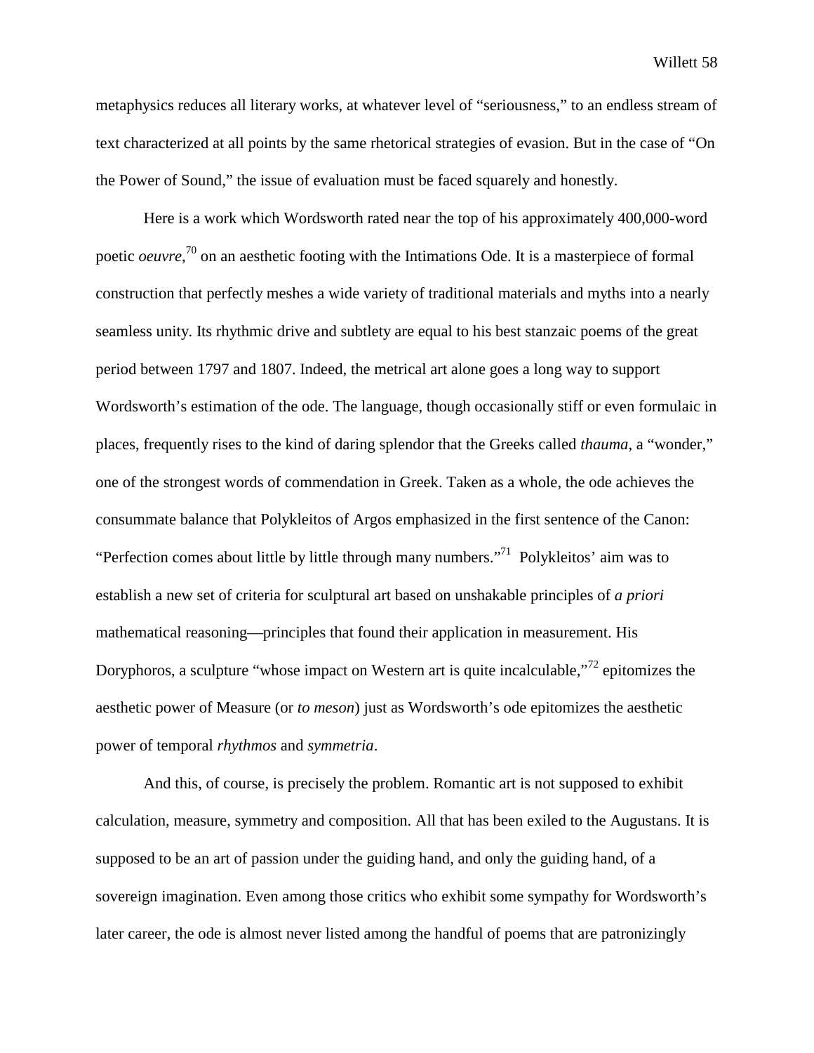metaphysics reduces all literary works, at whatever level of "seriousness," to an endless stream of text characterized at all points by the same rhetorical strategies of evasion. But in the case of "On the Power of Sound," the issue of evaluation must be faced squarely and honestly.

Here is a work which Wordsworth rated near the top of his approximately 400,000-word poetic *oeuvre*,[70] on an aesthetic footing with the Intimations Ode. It is a masterpiece of formal construction that perfectly meshes a wide variety of traditional materials and myths into a nearly seamless unity. Its rhythmic drive and subtlety are equal to his best stanzaic poems of the great period between 1797 and 1807. Indeed, the metrical art alone goes a long way to support Wordsworth's estimation of the ode. The language, though occasionally stiff or even formulaic in places, frequently rises to the kind of daring splendor that the Greeks called *thauma*, a "wonder," one of the strongest words of commendation in Greek. Taken as a whole, the ode achieves the consummate balance that Polykleitos of Argos emphasized in the first sentence of the Canon: "Perfection comes about little by little through many numbers."[71] Polykleitos' aim was to establish a new set of criteria for sculptural art based on unshakable principles of *a priori* mathematical reasoning—principles that found their application in measurement. His Doryphoros, a sculpture "whose impact on Western art is quite incalculable,"[72] epitomizes the aesthetic power of Measure (or *to meson*) just as Wordsworth's ode epitomizes the aesthetic power of temporal *rhythmos* and *symmetria*.

And this, of course, is precisely the problem. Romantic art is not supposed to exhibit calculation, measure, symmetry and composition. All that has been exiled to the Augustans. It is supposed to be an art of passion under the guiding hand, and only the guiding hand, of a sovereign imagination. Even among those critics who exhibit some sympathy for Wordsworth's later career, the ode is almost never listed among the handful of poems that are patronizingly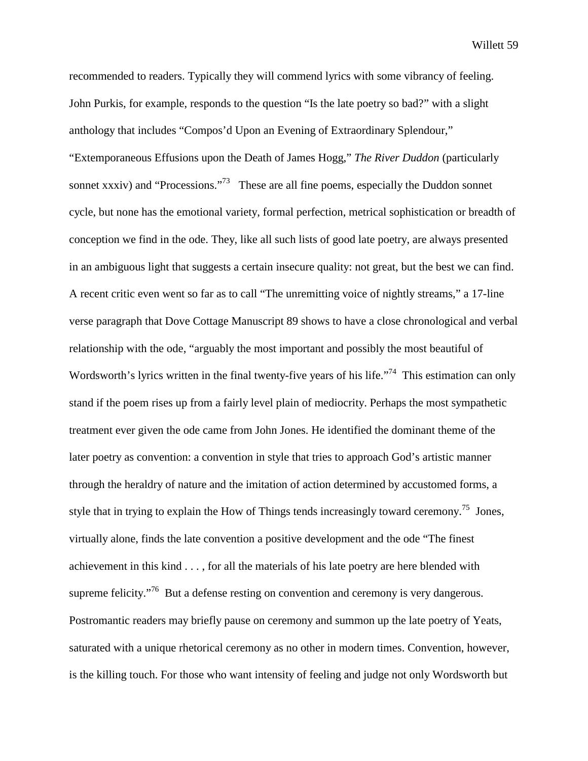recommended to readers. Typically they will commend lyrics with some vibrancy of feeling. John Purkis, for example, responds to the question "Is the late poetry so bad?" with a slight anthology that includes "Compos'd Upon an Evening of Extraordinary Splendour," "Extemporaneous Effusions upon the Death of James Hogg," *The River Duddon* (particularly sonnet xxxiv) and "Processions."[73] These are all fine poems, especially the Duddon sonnet cycle, but none has the emotional variety, formal perfection, metrical sophistication or breadth of conception we find in the ode. They, like all such lists of good late poetry, are always presented in an ambiguous light that suggests a certain insecure quality: not great, but the best we can find. A recent critic even went so far as to call "The unremitting voice of nightly streams," a 17-line verse paragraph that Dove Cottage Manuscript 89 shows to have a close chronological and verbal relationship with the ode, "arguably the most important and possibly the most beautiful of Wordsworth's lyrics written in the final twenty-five years of his life."[74] This estimation can only stand if the poem rises up from a fairly level plain of mediocrity. Perhaps the most sympathetic treatment ever given the ode came from John Jones. He identified the dominant theme of the later poetry as convention: a convention in style that tries to approach God's artistic manner through the heraldry of nature and the imitation of action determined by accustomed forms, a style that in trying to explain the How of Things tends increasingly toward ceremony.[75] Jones, virtually alone, finds the late convention a positive development and the ode "The finest achievement in this kind . . . , for all the materials of his late poetry are here blended with supreme felicity."[76] But a defense resting on convention and ceremony is very dangerous. Postromantic readers may briefly pause on ceremony and summon up the late poetry of Yeats, saturated with a unique rhetorical ceremony as no other in modern times. Convention, however, is the killing touch. For those who want intensity of feeling and judge not only Wordsworth but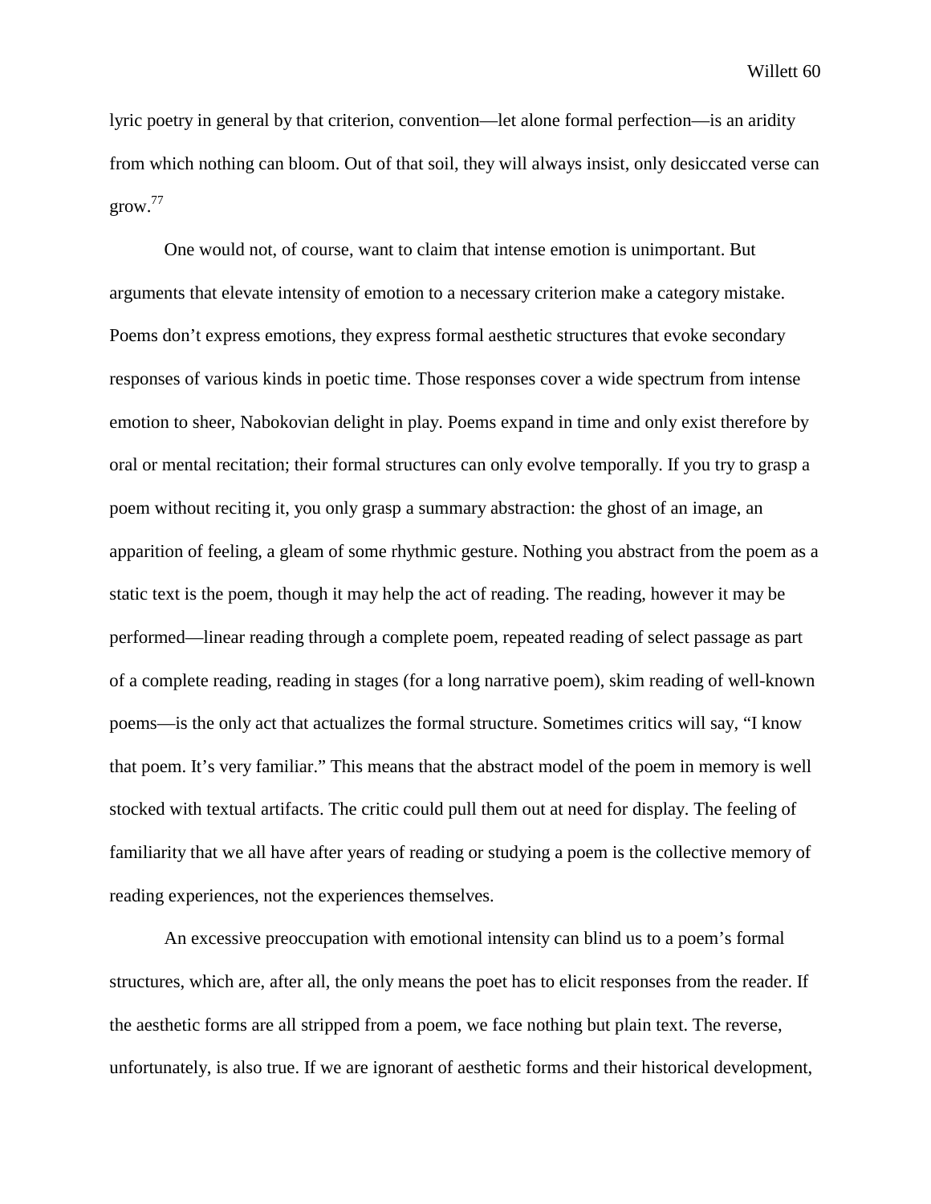lyric poetry in general by that criterion, convention—let alone formal perfection—is an aridity from which nothing can bloom. Out of that soil, they will always insist, only desiccated verse can grow.[77]

One would not, of course, want to claim that intense emotion is unimportant. But arguments that elevate intensity of emotion to a necessary criterion make a category mistake. Poems don't express emotions, they express formal aesthetic structures that evoke secondary responses of various kinds in poetic time. Those responses cover a wide spectrum from intense emotion to sheer, Nabokovian delight in play. Poems expand in time and only exist therefore by oral or mental recitation; their formal structures can only evolve temporally. If you try to grasp a poem without reciting it, you only grasp a summary abstraction: the ghost of an image, an apparition of feeling, a gleam of some rhythmic gesture. Nothing you abstract from the poem as a static text is the poem, though it may help the act of reading. The reading, however it may be performed—linear reading through a complete poem, repeated reading of select passage as part of a complete reading, reading in stages (for a long narrative poem), skim reading of well-known poems—is the only act that actualizes the formal structure. Sometimes critics will say, "I know that poem. It's very familiar." This means that the abstract model of the poem in memory is well stocked with textual artifacts. The critic could pull them out at need for display. The feeling of familiarity that we all have after years of reading or studying a poem is the collective memory of reading experiences, not the experiences themselves.

An excessive preoccupation with emotional intensity can blind us to a poem's formal structures, which are, after all, the only means the poet has to elicit responses from the reader. If the aesthetic forms are all stripped from a poem, we face nothing but plain text. The reverse, unfortunately, is also true. If we are ignorant of aesthetic forms and their historical development,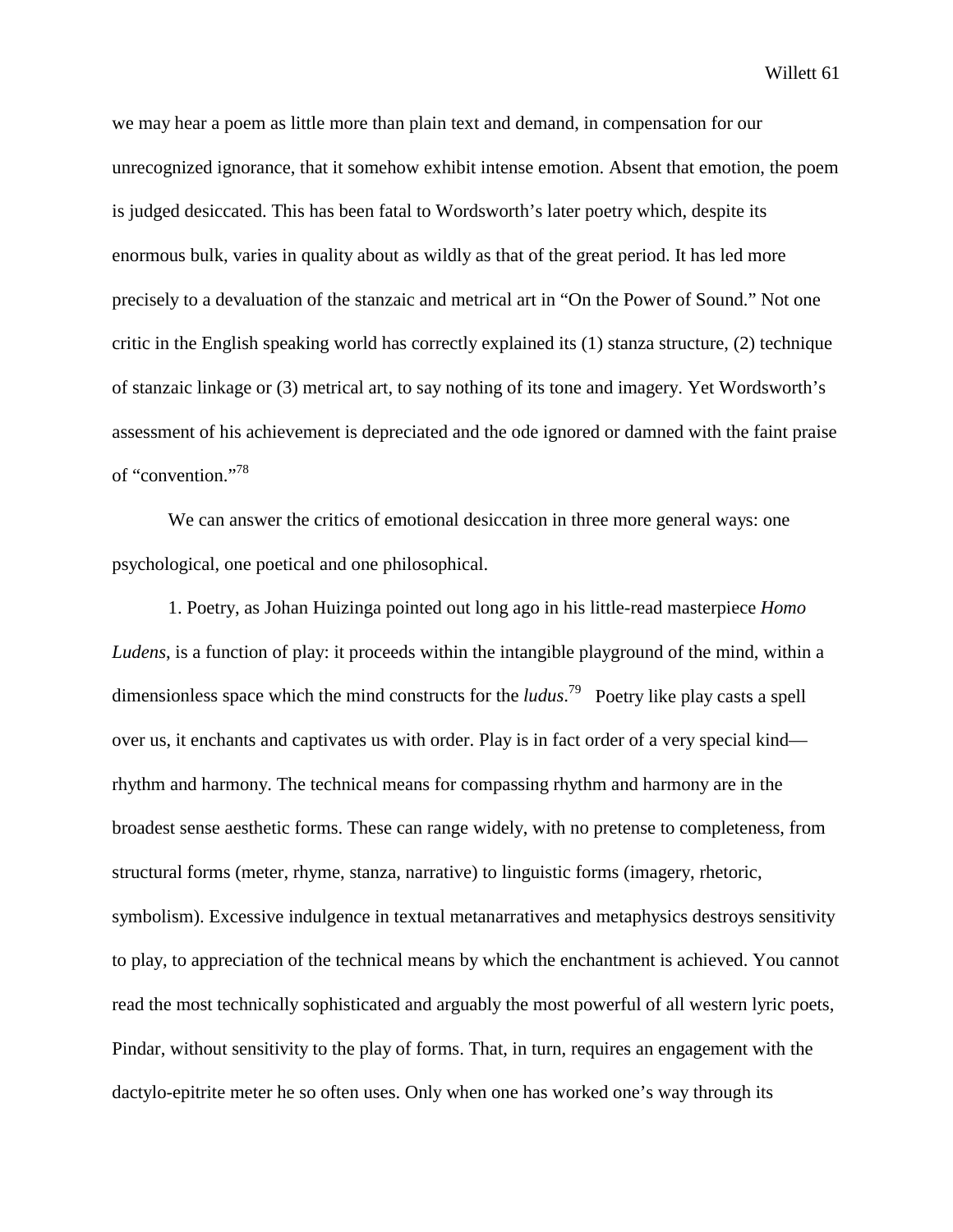we may hear a poem as little more than plain text and demand, in compensation for our unrecognized ignorance, that it somehow exhibit intense emotion. Absent that emotion, the poem is judged desiccated. This has been fatal to Wordsworth's later poetry which, despite its enormous bulk, varies in quality about as wildly as that of the great period. It has led more precisely to a devaluation of the stanzaic and metrical art in "On the Power of Sound." Not one critic in the English speaking world has correctly explained its (1) stanza structure, (2) technique of stanzaic linkage or (3) metrical art, to say nothing of its tone and imagery. Yet Wordsworth's assessment of his achievement is depreciated and the ode ignored or damned with the faint praise of "convention."[78]

We can answer the critics of emotional desiccation in three more general ways: one psychological, one poetical and one philosophical.

1. Poetry, as Johan Huizinga pointed out long ago in his little-read masterpiece *Homo Ludens*, is a function of play: it proceeds within the intangible playground of the mind, within a dimensionless space which the mind constructs for the *ludus*.[79] Poetry like play casts a spell over us, it enchants and captivates us with order. Play is in fact order of a very special kind—rhythm and harmony. The technical means for compassing rhythm and harmony are in the broadest sense aesthetic forms. These can range widely, with no pretense to completeness, from structural forms (meter, rhyme, stanza, narrative) to linguistic forms (imagery, rhetoric, symbolism). Excessive indulgence in textual metanarratives and metaphysics destroys sensitivity to play, to appreciation of the technical means by which the enchantment is achieved. You cannot read the most technically sophisticated and arguably the most powerful of all western lyric poets, Pindar, without sensitivity to the play of forms. That, in turn, requires an engagement with the dactylo-epitrite meter he so often uses. Only when one has worked one's way through its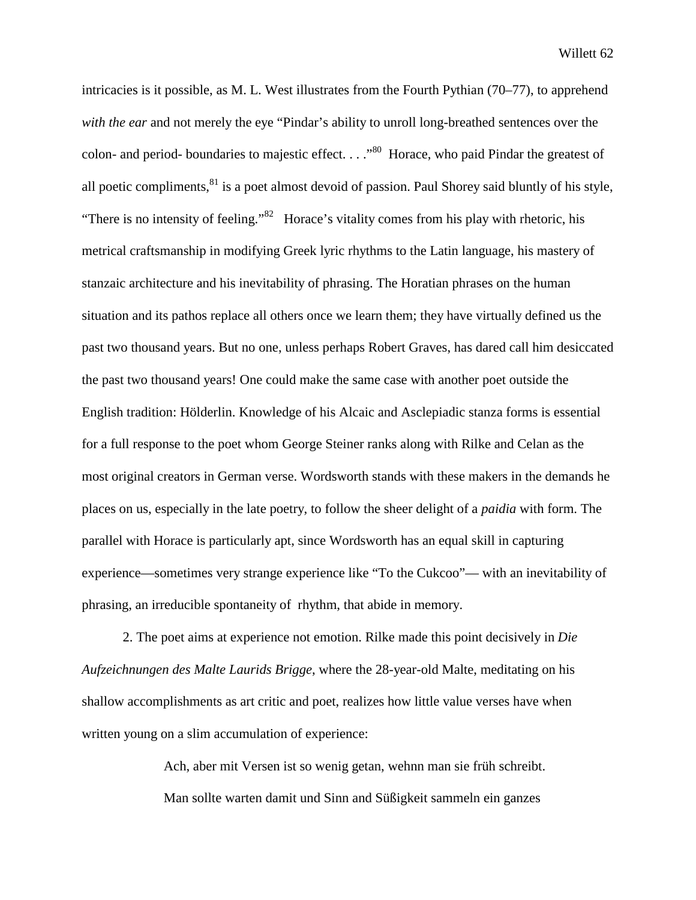intricacies is it possible, as M. L. West illustrates from the Fourth Pythian (70–77), to apprehend *with the ear* and not merely the eye "Pindar's ability to unroll long-breathed sentences over the colon- and period- boundaries to majestic effect. . . ."[80] Horace, who paid Pindar the greatest of all poetic compliments,[81] is a poet almost devoid of passion. Paul Shorey said bluntly of his style, "There is no intensity of feeling."[82] Horace's vitality comes from his play with rhetoric, his metrical craftsmanship in modifying Greek lyric rhythms to the Latin language, his mastery of stanzaic architecture and his inevitability of phrasing. The Horatian phrases on the human situation and its pathos replace all others once we learn them; they have virtually defined us the past two thousand years. But no one, unless perhaps Robert Graves, has dared call him desiccated the past two thousand years! One could make the same case with another poet outside the English tradition: Hölderlin. Knowledge of his Alcaic and Asclepiadic stanza forms is essential for a full response to the poet whom George Steiner ranks along with Rilke and Celan as the most original creators in German verse. Wordsworth stands with these makers in the demands he places on us, especially in the late poetry, to follow the sheer delight of a *paidia* with form. The parallel with Horace is particularly apt, since Wordsworth has an equal skill in capturing experience—sometimes very strange experience like "To the Cukcoo"— with an inevitability of phrasing, an irreducible spontaneity of rhythm, that abide in memory.

2. The poet aims at experience not emotion. Rilke made this point decisively in *Die Aufzeichnungen des Malte Laurids Brigge*, where the 28-year-old Malte, meditating on his shallow accomplishments as art critic and poet, realizes how little value verses have when written young on a slim accumulation of experience:

> Ach, aber mit Versen ist so wenig getan, wehnn man sie früh schreibt.
> Man sollte warten damit und Sinn and Süßigkeit sammeln ein ganzes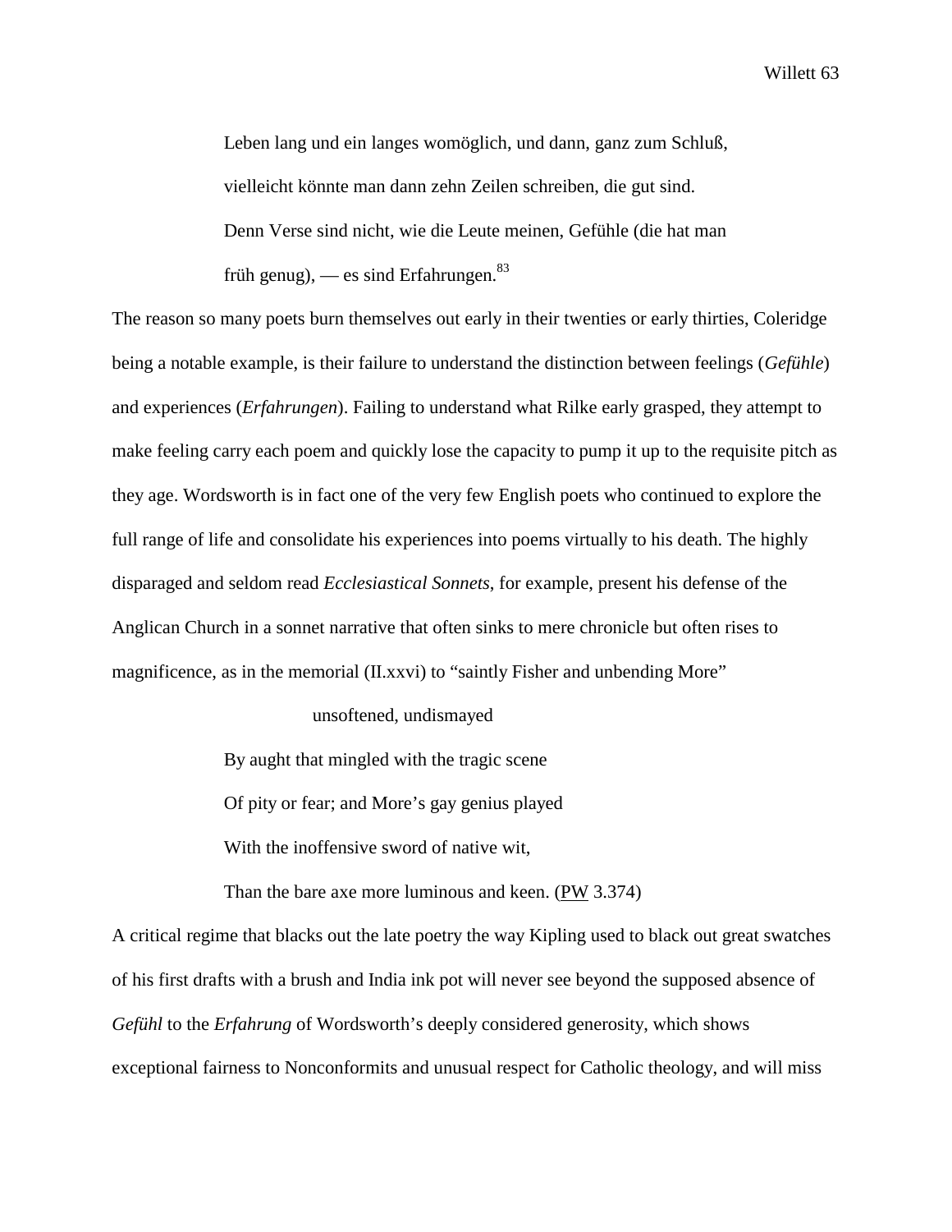> Leben lang und ein langes womöglich, und dann, ganz zum Schluß,
>
> vielleicht könnte man dann zehn Zeilen schreiben, die gut sind.
>
> Denn Verse sind nicht, wie die Leute meinen, Gefühle (die hat man
>
> früh genug), — es sind Erfahrungen.[83]

The reason so many poets burn themselves out early in their twenties or early thirties, Coleridge being a notable example, is their failure to understand the distinction between feelings (*Gefühle*) and experiences (*Erfahrungen*). Failing to understand what Rilke early grasped, they attempt to make feeling carry each poem and quickly lose the capacity to pump it up to the requisite pitch as they age. Wordsworth is in fact one of the very few English poets who continued to explore the full range of life and consolidate his experiences into poems virtually to his death. The highly disparaged and seldom read *Ecclesiastical Sonnets*, for example, present his defense of the Anglican Church in a sonnet narrative that often sinks to mere chronicle but often rises to magnificence, as in the memorial (II.xxvi) to "saintly Fisher and unbending More"

> unsoftened, undismayed
>
> By aught that mingled with the tragic scene
>
> Of pity or fear; and More's gay genius played
>
> With the inoffensive sword of native wit,
>
> Than the bare axe more luminous and keen. (PW 3.374)

A critical regime that blacks out the late poetry the way Kipling used to black out great swatches of his first drafts with a brush and India ink pot will never see beyond the supposed absence of *Gefühl* to the *Erfahrung* of Wordsworth's deeply considered generosity, which shows exceptional fairness to Nonconformits and unusual respect for Catholic theology, and will miss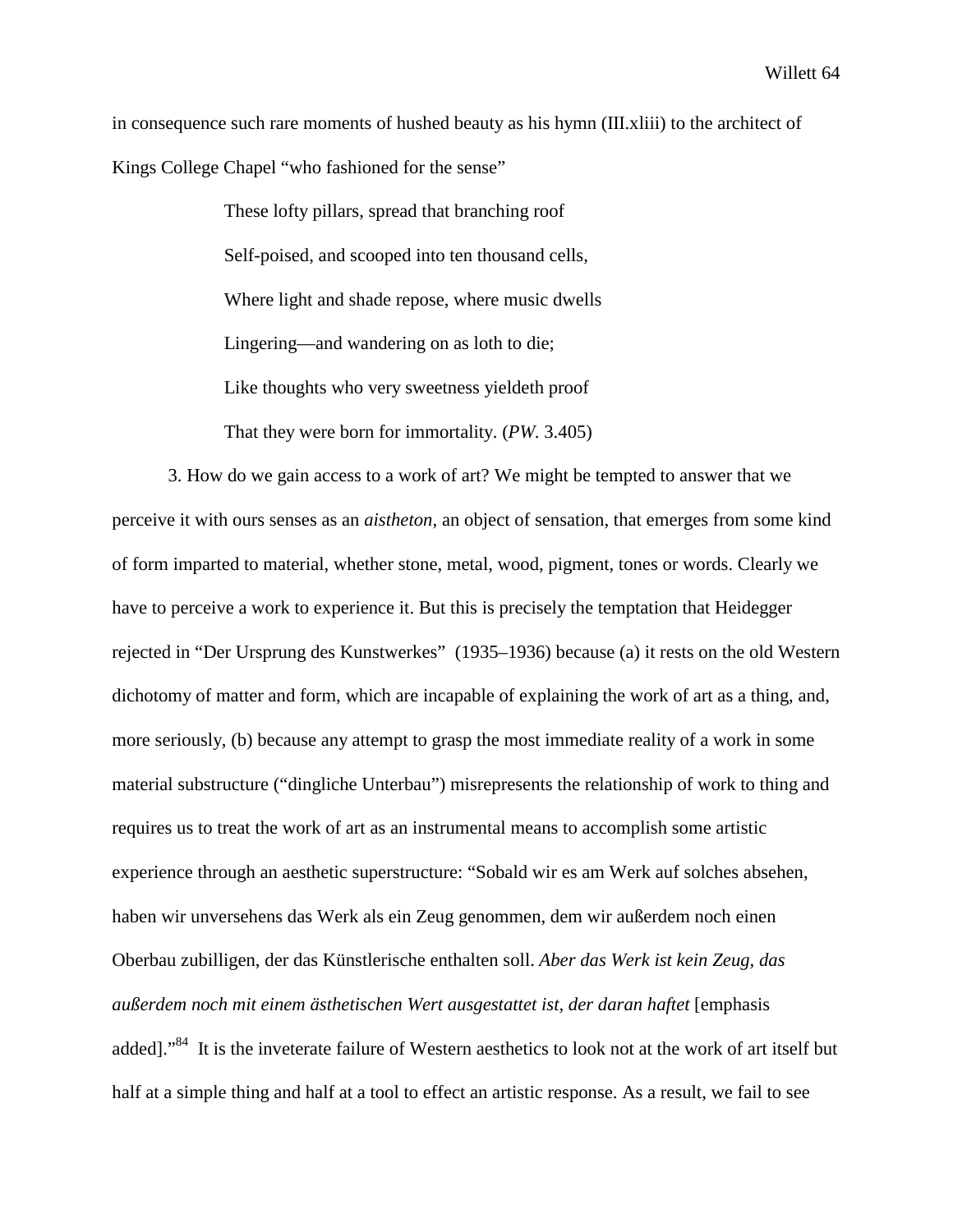in consequence such rare moments of hushed beauty as his hymn (III.xliii) to the architect of Kings College Chapel "who fashioned for the sense"

> These lofty pillars, spread that branching roof
>
> Self-poised, and scooped into ten thousand cells,
>
> Where light and shade repose, where music dwells
>
> Lingering—and wandering on as loth to die;
>
> Like thoughts who very sweetness yieldeth proof
>
> That they were born for immortality. (*PW.* 3.405)

3. How do we gain access to a work of art? We might be tempted to answer that we perceive it with ours senses as an *aistheton*, an object of sensation, that emerges from some kind of form imparted to material, whether stone, metal, wood, pigment, tones or words. Clearly we have to perceive a work to experience it. But this is precisely the temptation that Heidegger rejected in "Der Ursprung des Kunstwerkes" (1935–1936) because (a) it rests on the old Western dichotomy of matter and form, which are incapable of explaining the work of art as a thing, and, more seriously, (b) because any attempt to grasp the most immediate reality of a work in some material substructure ("dingliche Unterbau") misrepresents the relationship of work to thing and requires us to treat the work of art as an instrumental means to accomplish some artistic experience through an aesthetic superstructure: "Sobald wir es am Werk auf solches absehen, haben wir unversehens das Werk als ein Zeug genommen, dem wir außerdem noch einen Oberbau zubilligen, der das Künstlerische enthalten soll. *Aber das Werk ist kein Zeug, das außerdem noch mit einem ästhetischen Wert ausgestattet ist, der daran haftet* [emphasis added]."[84] It is the inveterate failure of Western aesthetics to look not at the work of art itself but half at a simple thing and half at a tool to effect an artistic response. As a result, we fail to see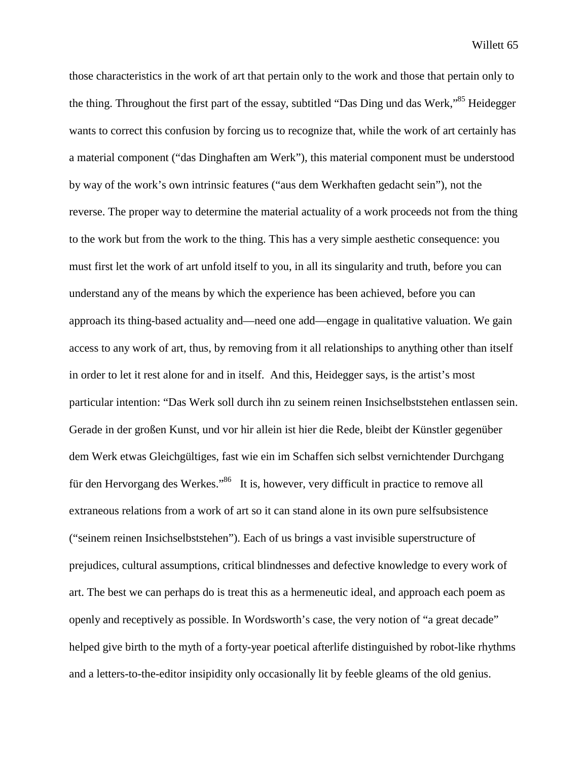those characteristics in the work of art that pertain only to the work and those that pertain only to the thing. Throughout the first part of the essay, subtitled "Das Ding und das Werk,"[85] Heidegger wants to correct this confusion by forcing us to recognize that, while the work of art certainly has a material component ("das Dinghaften am Werk"), this material component must be understood by way of the work's own intrinsic features ("aus dem Werkhaften gedacht sein"), not the reverse. The proper way to determine the material actuality of a work proceeds not from the thing to the work but from the work to the thing. This has a very simple aesthetic consequence: you must first let the work of art unfold itself to you, in all its singularity and truth, before you can understand any of the means by which the experience has been achieved, before you can approach its thing-based actuality and—need one add—engage in qualitative valuation. We gain access to any work of art, thus, by removing from it all relationships to anything other than itself in order to let it rest alone for and in itself. And this, Heidegger says, is the artist's most particular intention: "Das Werk soll durch ihn zu seinem reinen Insichselbststehen entlassen sein. Gerade in der großen Kunst, und vor hir allein ist hier die Rede, bleibt der Künstler gegenüber dem Werk etwas Gleichgültiges, fast wie ein im Schaffen sich selbst vernichtender Durchgang für den Hervorgang des Werkes."[86] It is, however, very difficult in practice to remove all extraneous relations from a work of art so it can stand alone in its own pure selfsubsistence ("seinem reinen Insichselbststehen"). Each of us brings a vast invisible superstructure of prejudices, cultural assumptions, critical blindnesses and defective knowledge to every work of art. The best we can perhaps do is treat this as a hermeneutic ideal, and approach each poem as openly and receptively as possible. In Wordsworth's case, the very notion of "a great decade" helped give birth to the myth of a forty-year poetical afterlife distinguished by robot-like rhythms and a letters-to-the-editor insipidity only occasionally lit by feeble gleams of the old genius.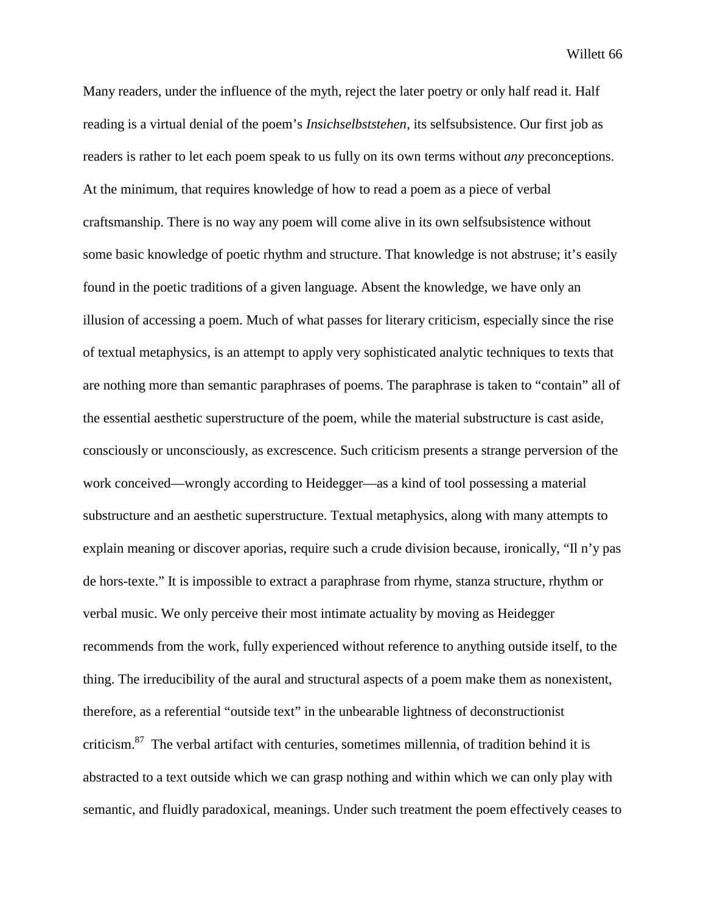Many readers, under the influence of the myth, reject the later poetry or only half read it. Half reading is a virtual denial of the poem's *Insichselbststehen*, its selfsubsistence. Our first job as readers is rather to let each poem speak to us fully on its own terms without *any* preconceptions. At the minimum, that requires knowledge of how to read a poem as a piece of verbal craftsmanship. There is no way any poem will come alive in its own selfsubsistence without some basic knowledge of poetic rhythm and structure. That knowledge is not abstruse; it's easily found in the poetic traditions of a given language. Absent the knowledge, we have only an illusion of accessing a poem. Much of what passes for literary criticism, especially since the rise of textual metaphysics, is an attempt to apply very sophisticated analytic techniques to texts that are nothing more than semantic paraphrases of poems. The paraphrase is taken to "contain" all of the essential aesthetic superstructure of the poem, while the material substructure is cast aside, consciously or unconsciously, as excrescence. Such criticism presents a strange perversion of the work conceived—wrongly according to Heidegger—as a kind of tool possessing a material substructure and an aesthetic superstructure. Textual metaphysics, along with many attempts to explain meaning or discover aporias, require such a crude division because, ironically, "Il n'y pas de hors-texte." It is impossible to extract a paraphrase from rhyme, stanza structure, rhythm or verbal music. We only perceive their most intimate actuality by moving as Heidegger recommends from the work, fully experienced without reference to anything outside itself, to the thing. The irreducibility of the aural and structural aspects of a poem make them as nonexistent, therefore, as a referential "outside text" in the unbearable lightness of deconstructionist criticism.[87] The verbal artifact with centuries, sometimes millennia, of tradition behind it is abstracted to a text outside which we can grasp nothing and within which we can only play with semantic, and fluidly paradoxical, meanings. Under such treatment the poem effectively ceases to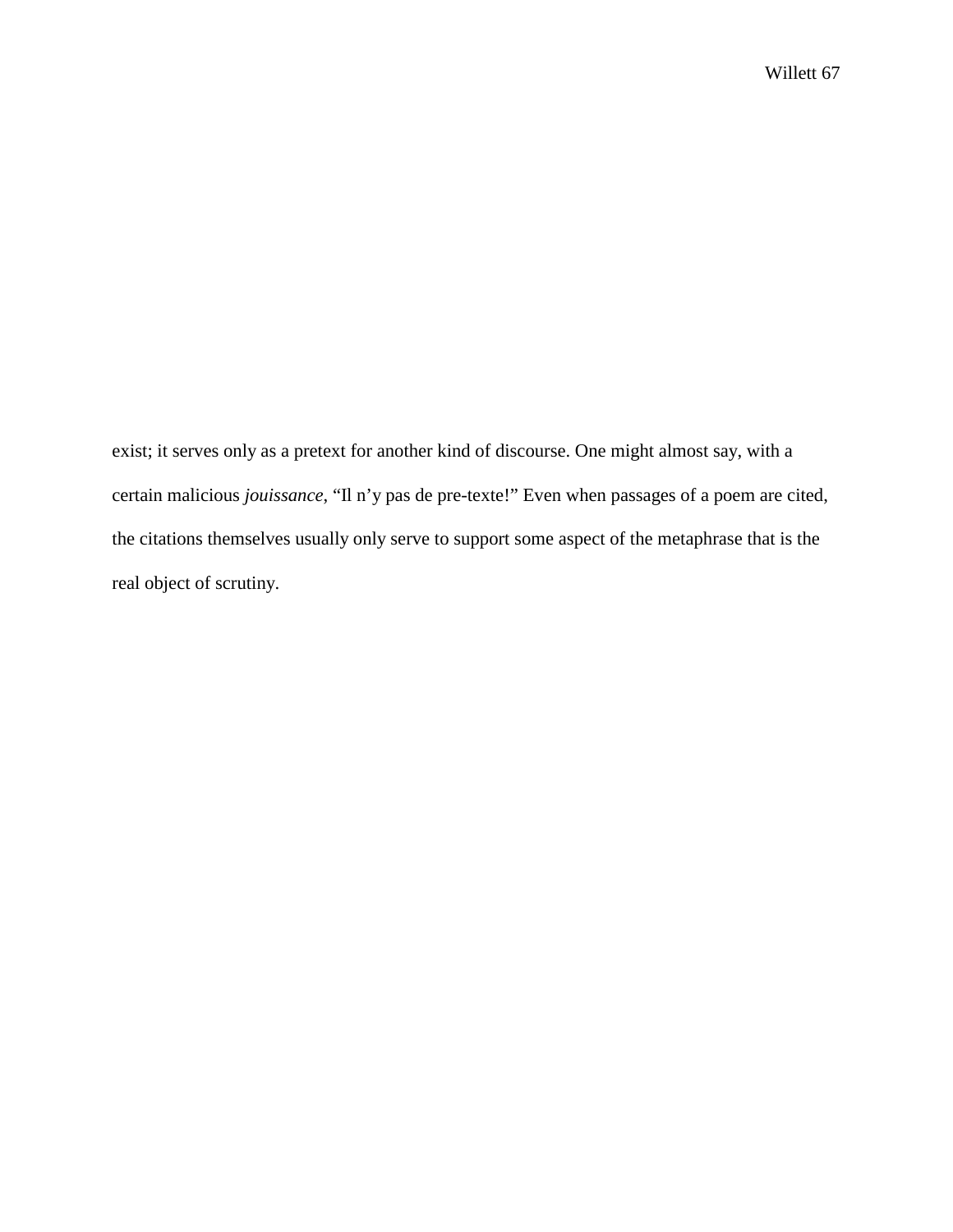exist; it serves only as a pretext for another kind of discourse. One might almost say, with a certain malicious *jouissance*, “Il n’y pas de pre-texte!” Even when passages of a poem are cited, the citations themselves usually only serve to support some aspect of the metaphrase that is the real object of scrutiny.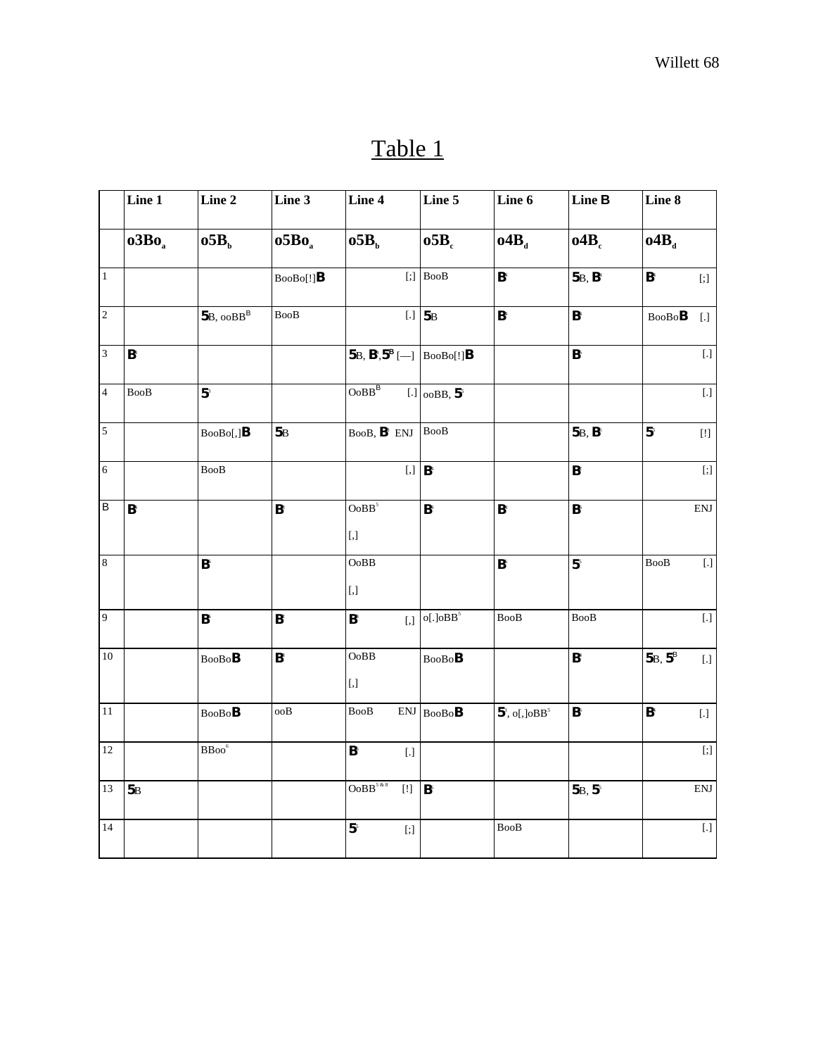## Table 1

| | Line 1 | Line 2 | Line 3 | Line 4 | Line 5 | Line 6 | Line B | Line 8 |
|---|---|---|---|---|---|---|---|---|
| | **o3Bo$_a$** | **o5B$_b$** | **o5Bo$_a$** | **o5B$_b$** | **o5B$_c$** | **o4B$_d$** | **o4B$_c$** | **o4B$_d$** |
| 1 | | | BooBo[!]**B** | [;] | BooB | **B** | **5**B, **B** | **B** [;] |
| 2 | | **5**B, ooBB$^B$ | BooB | [.] | **5**B | **B** | **B** | BooBo**B** [.] |
| 3 | **B** | | | **5**B, **B**,**5**$^B$ [—] | BooBo[!]**B** | | **B** | [.] |
| 4 | BooB | **5** | | OoBB$^B$ [.] | ooBB, **5** | | | [.] |
| 5 | | BooBo[,]**B** | **5**B | BooB, **B** ENJ | BooB | | **5**B, **B** | **5** [!] |
| 6 | | BooB | | [,] | **B** | | **B** | [;] |
| B | **B** | | **B** | OoBB$^5$ [,] | **B** | **B** | **B** | ENJ |
| 8 | | **B** | | OoBB [,] | | **B** | **5** | BooB [.] |
| 9 | | **B** | **B** | **B** [,] | o[.]oBB$^5$ | BooB | BooB | [.] |
| 10 | | BooBo**B** | **B** | OoBB [,] | BooBo**B** | | **B** | **5**B, **5**$^B$ [.] |
| 11 | | BooBo**B** | ooB | BooB ENJ | BooBo**B** | **5**, o[,]oBB$^5$ | **B** | **B** [.] |
| 12 | | BBoo$^6$ | | **B** [.] | | | | [;] |
| 13 | **5**B | | | OoBB$^{5\,\&\,8}$ [!] | **B** | | **5**B, **5** | ENJ |
| 14 | | | | **5** [;] | | BooB | | [.] |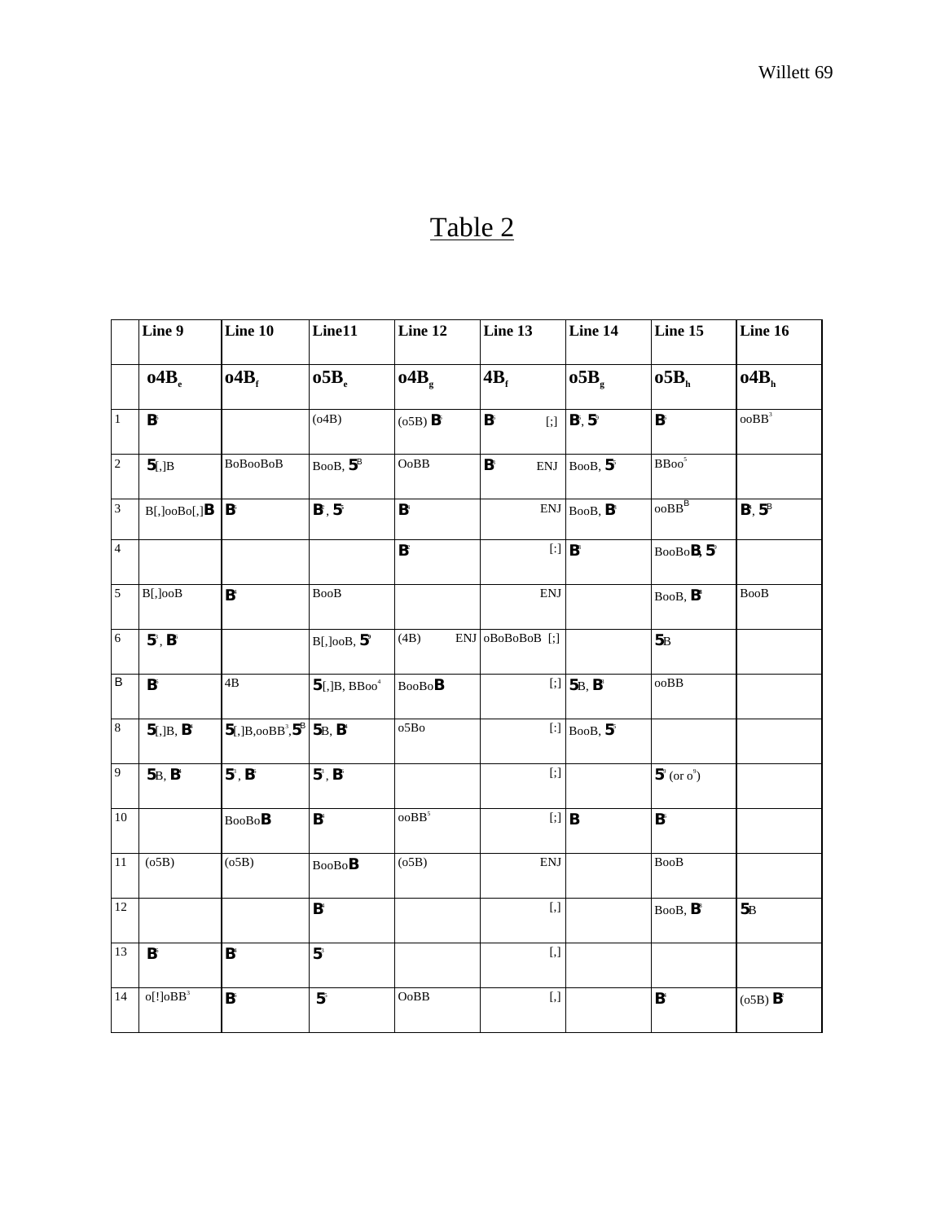# Table 2

| | Line 9 | Line 10 | Line11 | Line 12 | Line 13 | Line 14 | Line 15 | Line 16 |
|---|---|---|---|---|---|---|---|---|
| | $o4B_e$ | $o4B_f$ | $o5B_e$ | $o4B_g$ | $4B_f$ | $o5B_g$ | $o5B_h$ | $o4B_h$ |
| 1 | **B** | | (o4B) | (o5B) **B** | **B** [;] | **B**, **5** | **B** | ooBB[3] |
| 2 | **5**[,]B | BoBooBoB | BooB, **5**B | OoBB | **B** ENJ | BooB, **5** | BBoo[5] | |
| 3 | B[,]ooBo[,]**B** | **B** | **B**, **5** | **B** | ENJ | BooB, **B** | ooBB[B] | **B**, **5**B |
| 4 | | | | **B** | [:] | **B** | BooBo**B**, **5** | |
| 5 | B[,]ooB | **B** | BooB | | ENJ | | BooB, **B** | BooB |
| 6 | **5**, **B** | | B[,]ooB, **5** | (4B) ENJ | oBoBoBoB [;] | | **5**B | |
| B | **B** | 4B | **5**[,]B, BBoo[4] | BooBo**B** | [;] | **5**B, **B** | ooBB | |
| 8 | **5**[,]B, **B** | **5**[,]B,ooBB[3],**5**B | **5**B, **B** | o5Bo | [:] | BooB, **5** | | |
| 9 | **5**B, **B** | **5**, **B** | **5**, **B** | | [;] | | **5** (or o[9]) | |
| 10 | | BooBo**B** | **B** | ooBB[5] | [;] | **B** | **B** | |
| 11 | (o5B) | (o5B) | BooBo**B** | (o5B) | ENJ | | BooB | |
| 12 | | | **B** | | [,] | | BooB, **B** | **5**B |
| 13 | **B** | **B** | **5** | | [,] | | | |
| 14 | o[!]oBB[3] | **B** | **5** | OoBB | [,] | | **B** | (o5B) **B** |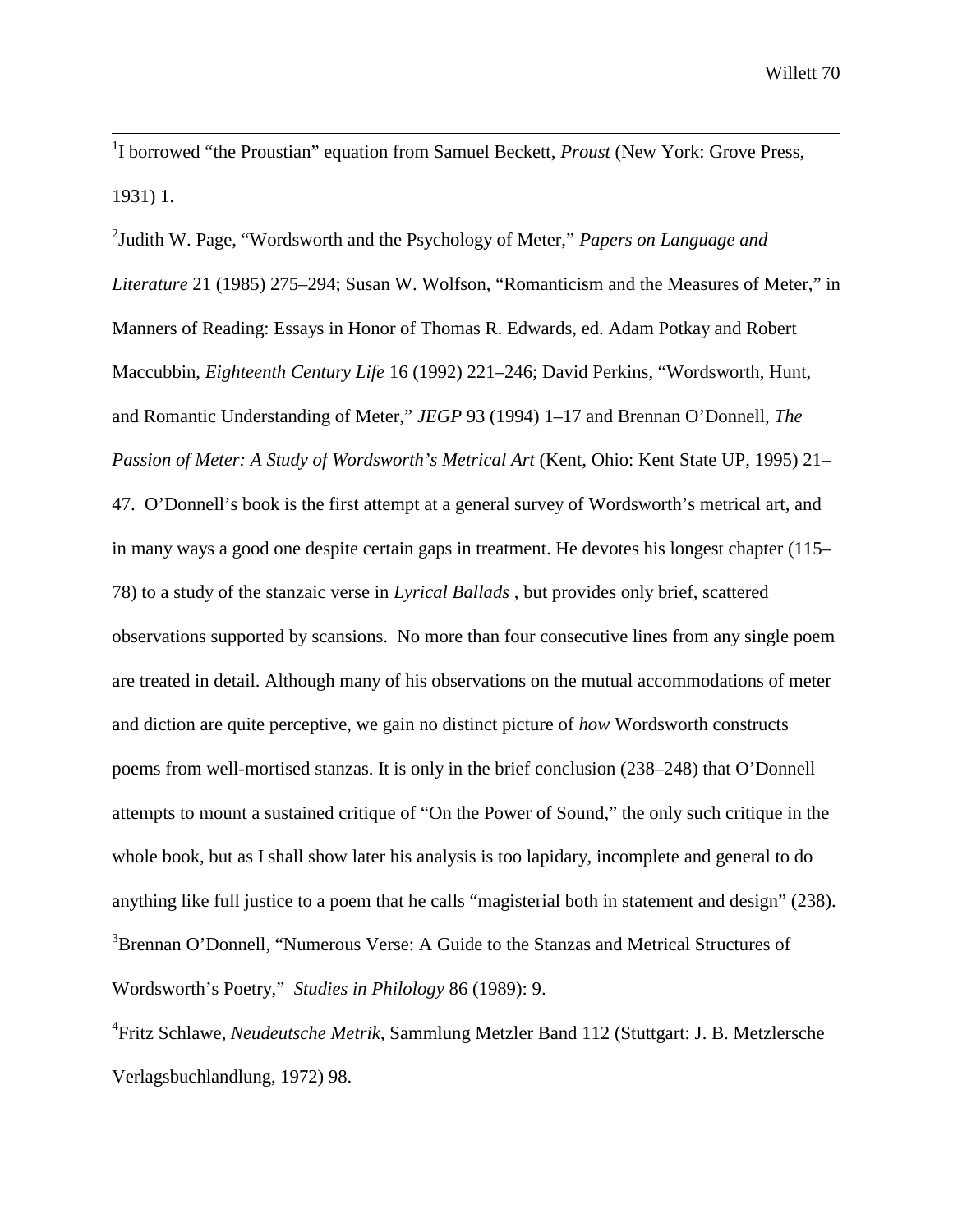[1]I borrowed “the Proustian” equation from Samuel Beckett, *Proust* (New York: Grove Press, 1931) 1.

[2]Judith W. Page, “Wordsworth and the Psychology of Meter,” *Papers on Language and Literature* 21 (1985) 275–294; Susan W. Wolfson, “Romanticism and the Measures of Meter,” in Manners of Reading: Essays in Honor of Thomas R. Edwards, ed. Adam Potkay and Robert Maccubbin, *Eighteenth Century Life* 16 (1992) 221–246; David Perkins, “Wordsworth, Hunt, and Romantic Understanding of Meter,” *JEGP* 93 (1994) 1–17 and Brennan O’Donnell, *The Passion of Meter: A Study of Wordsworth’s Metrical Art* (Kent, Ohio: Kent State UP, 1995) 21–47. O’Donnell’s book is the first attempt at a general survey of Wordsworth’s metrical art, and in many ways a good one despite certain gaps in treatment. He devotes his longest chapter (115–78) to a study of the stanzaic verse in *Lyrical Ballads* , but provides only brief, scattered observations supported by scansions. No more than four consecutive lines from any single poem are treated in detail. Although many of his observations on the mutual accommodations of meter and diction are quite perceptive, we gain no distinct picture of *how* Wordsworth constructs poems from well-mortised stanzas. It is only in the brief conclusion (238–248) that O’Donnell attempts to mount a sustained critique of “On the Power of Sound,” the only such critique in the whole book, but as I shall show later his analysis is too lapidary, incomplete and general to do anything like full justice to a poem that he calls “magisterial both in statement and design” (238).

[3]Brennan O’Donnell, “Numerous Verse: A Guide to the Stanzas and Metrical Structures of Wordsworth’s Poetry,” *Studies in Philology* 86 (1989): 9.

[4]Fritz Schlawe, *Neudeutsche Metrik*, Sammlung Metzler Band 112 (Stuttgart: J. B. Metzlersche Verlagsbuchlandlung, 1972) 98.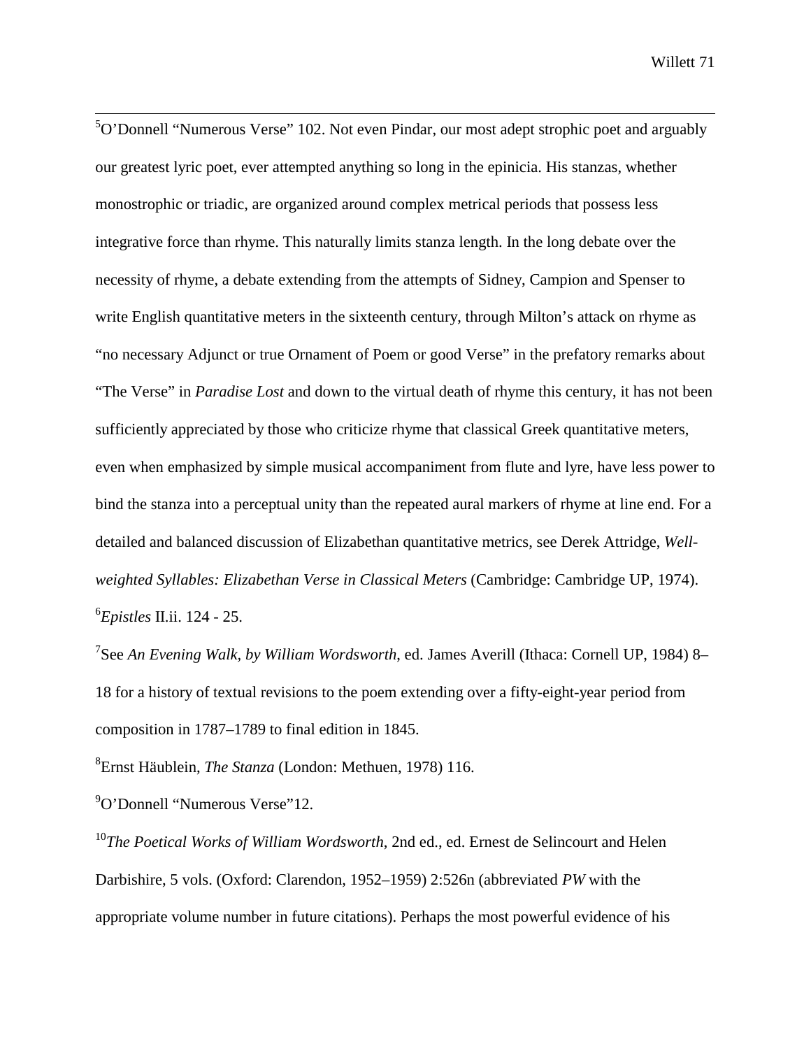[5]O'Donnell "Numerous Verse" 102. Not even Pindar, our most adept strophic poet and arguably our greatest lyric poet, ever attempted anything so long in the epinicia. His stanzas, whether monostrophic or triadic, are organized around complex metrical periods that possess less integrative force than rhyme. This naturally limits stanza length. In the long debate over the necessity of rhyme, a debate extending from the attempts of Sidney, Campion and Spenser to write English quantitative meters in the sixteenth century, through Milton's attack on rhyme as "no necessary Adjunct or true Ornament of Poem or good Verse" in the prefatory remarks about "The Verse" in *Paradise Lost* and down to the virtual death of rhyme this century, it has not been sufficiently appreciated by those who criticize rhyme that classical Greek quantitative meters, even when emphasized by simple musical accompaniment from flute and lyre, have less power to bind the stanza into a perceptual unity than the repeated aural markers of rhyme at line end. For a detailed and balanced discussion of Elizabethan quantitative metrics, see Derek Attridge, *Well-weighted Syllables: Elizabethan Verse in Classical Meters* (Cambridge: Cambridge UP, 1974).

[6]*Epistles* II.ii. 124 - 25.

[7]See *An Evening Walk, by William Wordsworth*, ed. James Averill (Ithaca: Cornell UP, 1984) 8–18 for a history of textual revisions to the poem extending over a fifty-eight-year period from composition in 1787–1789 to final edition in 1845.

[8]Ernst Häublein, *The Stanza* (London: Methuen, 1978) 116.

[9]O'Donnell "Numerous Verse"12.

[10]*The Poetical Works of William Wordsworth*, 2nd ed., ed. Ernest de Selincourt and Helen Darbishire, 5 vols. (Oxford: Clarendon, 1952–1959) 2:526n (abbreviated *PW* with the appropriate volume number in future citations). Perhaps the most powerful evidence of his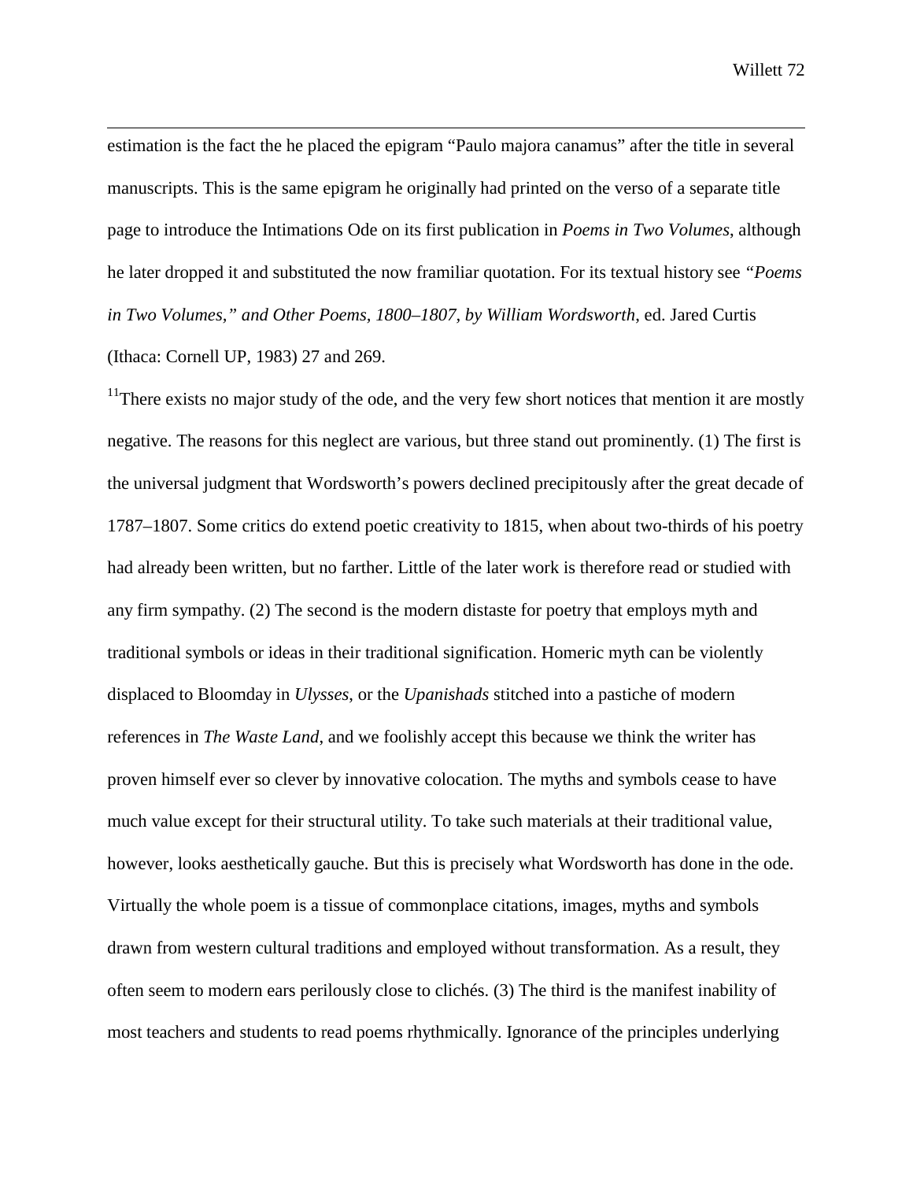estimation is the fact the he placed the epigram "Paulo majora canamus" after the title in several manuscripts. This is the same epigram he originally had printed on the verso of a separate title page to introduce the Intimations Ode on its first publication in *Poems in Two Volumes*, although he later dropped it and substituted the now framiliar quotation. For its textual history see *"Poems in Two Volumes," and Other Poems, 1800–1807, by William Wordsworth*, ed. Jared Curtis (Ithaca: Cornell UP, 1983) 27 and 269.

[11]There exists no major study of the ode, and the very few short notices that mention it are mostly negative. The reasons for this neglect are various, but three stand out prominently. (1) The first is the universal judgment that Wordsworth's powers declined precipitously after the great decade of 1787–1807. Some critics do extend poetic creativity to 1815, when about two-thirds of his poetry had already been written, but no farther. Little of the later work is therefore read or studied with any firm sympathy. (2) The second is the modern distaste for poetry that employs myth and traditional symbols or ideas in their traditional signification. Homeric myth can be violently displaced to Bloomday in *Ulysses*, or the *Upanishads* stitched into a pastiche of modern references in *The Waste Land*, and we foolishly accept this because we think the writer has proven himself ever so clever by innovative colocation. The myths and symbols cease to have much value except for their structural utility. To take such materials at their traditional value, however, looks aesthetically gauche. But this is precisely what Wordsworth has done in the ode. Virtually the whole poem is a tissue of commonplace citations, images, myths and symbols drawn from western cultural traditions and employed without transformation. As a result, they often seem to modern ears perilously close to clichés. (3) The third is the manifest inability of most teachers and students to read poems rhythmically. Ignorance of the principles underlying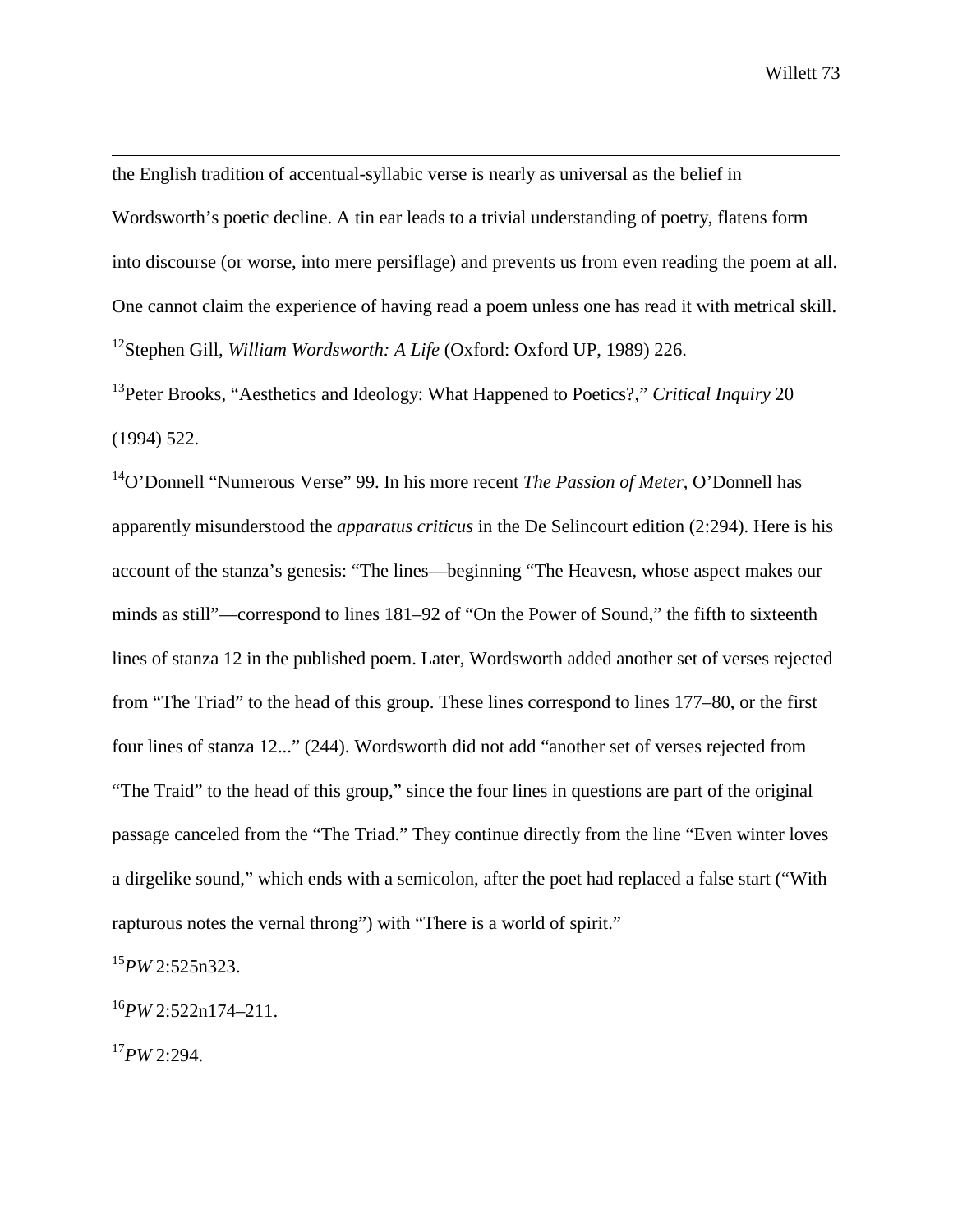the English tradition of accentual-syllabic verse is nearly as universal as the belief in Wordsworth's poetic decline. A tin ear leads to a trivial understanding of poetry, flatens form into discourse (or worse, into mere persiflage) and prevents us from even reading the poem at all. One cannot claim the experience of having read a poem unless one has read it with metrical skill.

[12]Stephen Gill, *William Wordsworth: A Life* (Oxford: Oxford UP, 1989) 226.

[13]Peter Brooks, "Aesthetics and Ideology: What Happened to Poetics?," *Critical Inquiry* 20 (1994) 522.

[14]O'Donnell "Numerous Verse" 99. In his more recent *The Passion of Meter*, O'Donnell has apparently misunderstood the *apparatus criticus* in the De Selincourt edition (2:294). Here is his account of the stanza's genesis: "The lines—beginning "The Heavesn, whose aspect makes our minds as still"—correspond to lines 181–92 of "On the Power of Sound," the fifth to sixteenth lines of stanza 12 in the published poem. Later, Wordsworth added another set of verses rejected from "The Triad" to the head of this group. These lines correspond to lines 177–80, or the first four lines of stanza 12..." (244). Wordsworth did not add "another set of verses rejected from "The Traid" to the head of this group," since the four lines in questions are part of the original passage canceled from the "The Triad." They continue directly from the line "Even winter loves a dirgelike sound," which ends with a semicolon, after the poet had replaced a false start ("With rapturous notes the vernal throng") with "There is a world of spirit."

[15]*PW* 2:525n323.

[16]*PW* 2:522n174–211.

[17]*PW* 2:294.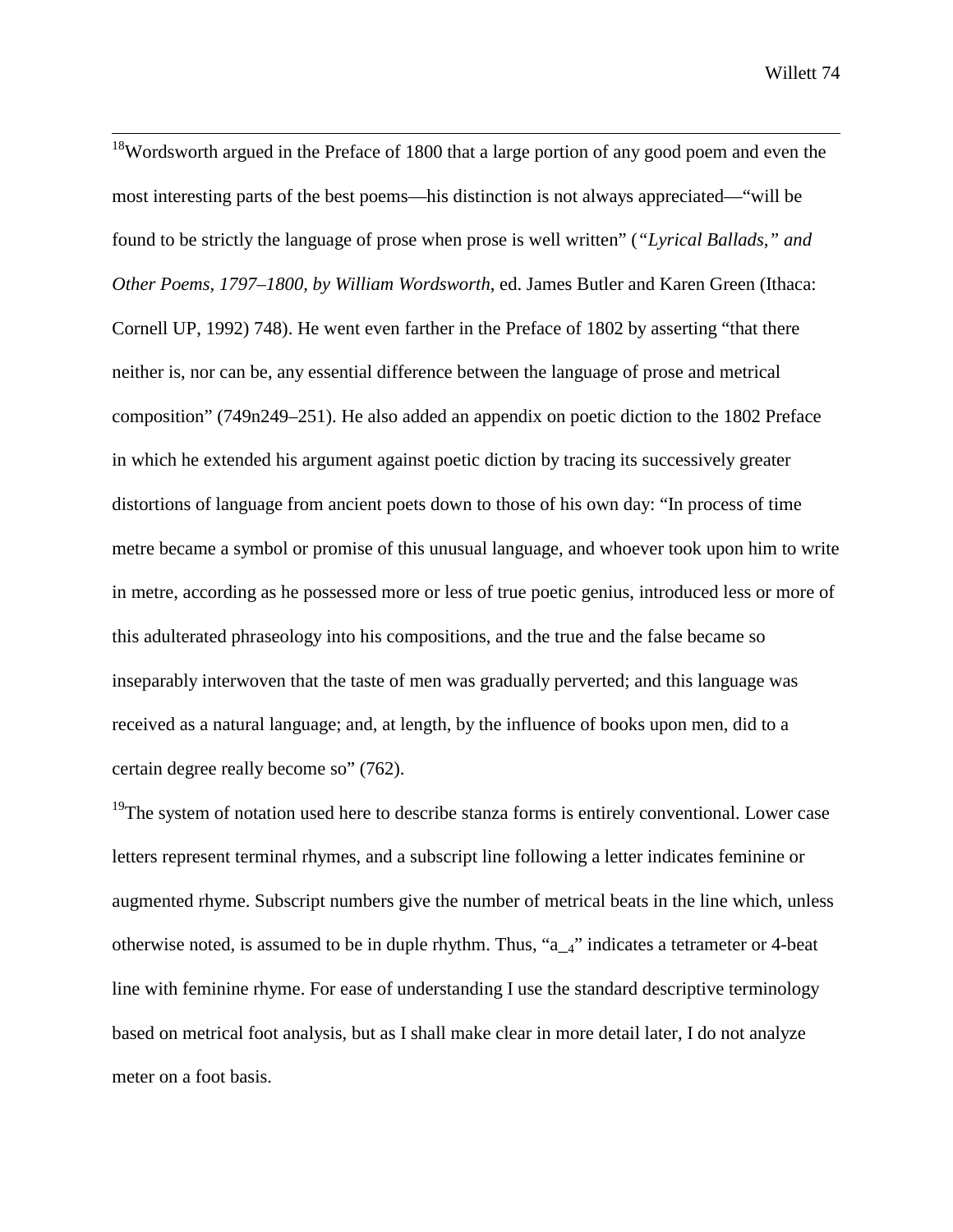[18]Wordsworth argued in the Preface of 1800 that a large portion of any good poem and even the most interesting parts of the best poems—his distinction is not always appreciated—"will be found to be strictly the language of prose when prose is well written" (*"Lyrical Ballads," and Other Poems, 1797–1800, by William Wordsworth*, ed. James Butler and Karen Green (Ithaca: Cornell UP, 1992) 748). He went even farther in the Preface of 1802 by asserting "that there neither is, nor can be, any essential difference between the language of prose and metrical composition" (749n249–251). He also added an appendix on poetic diction to the 1802 Preface in which he extended his argument against poetic diction by tracing its successively greater distortions of language from ancient poets down to those of his own day: "In process of time metre became a symbol or promise of this unusual language, and whoever took upon him to write in metre, according as he possessed more or less of true poetic genius, introduced less or more of this adulterated phraseology into his compositions, and the true and the false became so inseparably interwoven that the taste of men was gradually perverted; and this language was received as a natural language; and, at length, by the influence of books upon men, did to a certain degree really become so" (762).

[19]The system of notation used here to describe stanza forms is entirely conventional. Lower case letters represent terminal rhymes, and a subscript line following a letter indicates feminine or augmented rhyme. Subscript numbers give the number of metrical beats in the line which, unless otherwise noted, is assumed to be in duple rhythm. Thus, "$a\_{4}$" indicates a tetrameter or 4-beat line with feminine rhyme. For ease of understanding I use the standard descriptive terminology based on metrical foot analysis, but as I shall make clear in more detail later, I do not analyze meter on a foot basis.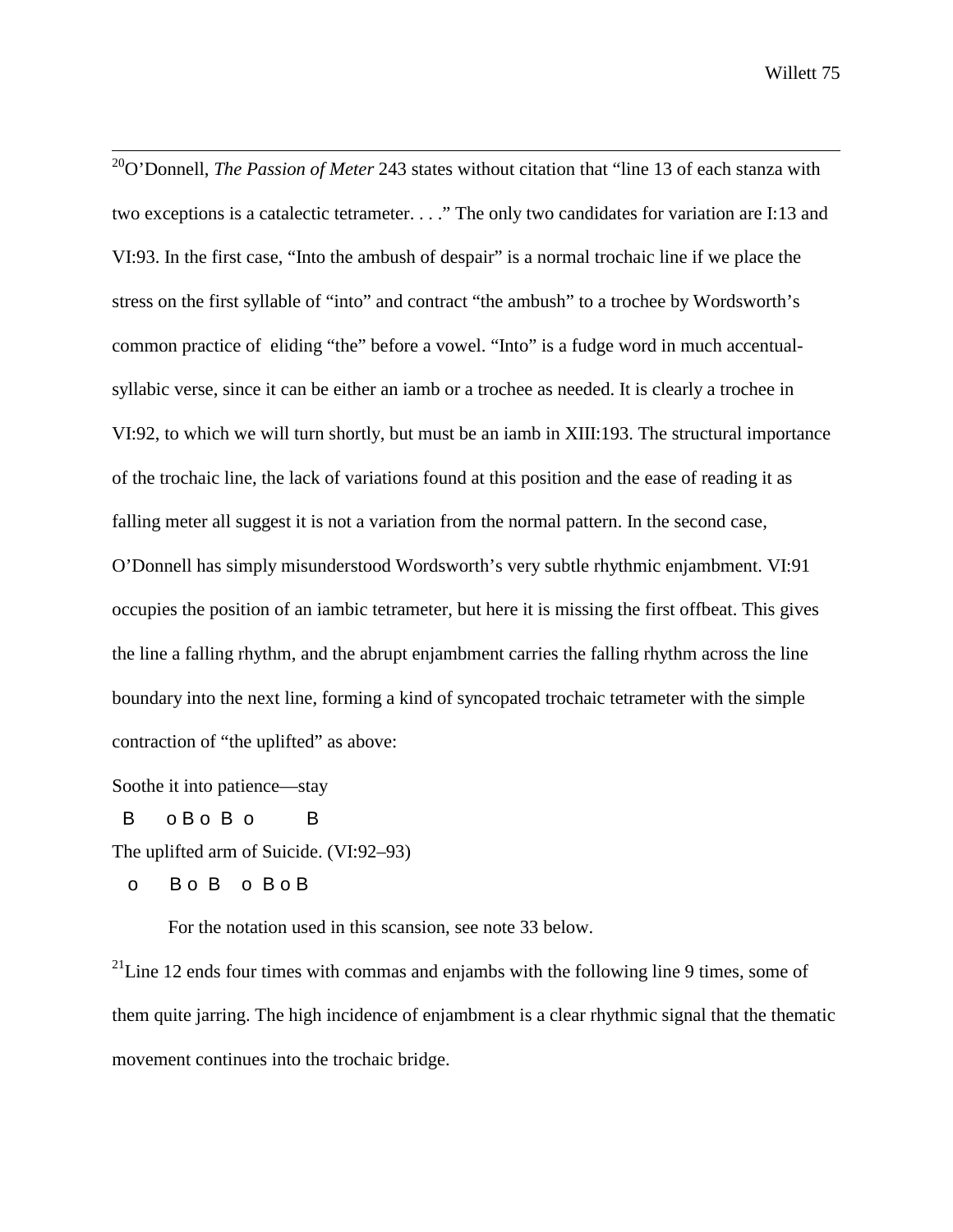[20]O'Donnell, *The Passion of Meter* 243 states without citation that "line 13 of each stanza with two exceptions is a catalectic tetrameter. . . ." The only two candidates for variation are I:13 and VI:93. In the first case, "Into the ambush of despair" is a normal trochaic line if we place the stress on the first syllable of "into" and contract "the ambush" to a trochee by Wordsworth's common practice of eliding "the" before a vowel. "Into" is a fudge word in much accentual-syllabic verse, since it can be either an iamb or a trochee as needed. It is clearly a trochee in VI:92, to which we will turn shortly, but must be an iamb in XIII:193. The structural importance of the trochaic line, the lack of variations found at this position and the ease of reading it as falling meter all suggest it is not a variation from the normal pattern. In the second case, O'Donnell has simply misunderstood Wordsworth's very subtle rhythmic enjambment. VI:91 occupies the position of an iambic tetrameter, but here it is missing the first offbeat. This gives the line a falling rhythm, and the abrupt enjambment carries the falling rhythm across the line boundary into the next line, forming a kind of syncopated trochaic tetrameter with the simple contraction of "the uplifted" as above:

```
Soothe it into patience—stay
  B     o B o  B  o        B
The uplifted arm of Suicide. (VI:92–93)
  o      B o  B    o  B o B
```

For the notation used in this scansion, see note 33 below.

[21]Line 12 ends four times with commas and enjambs with the following line 9 times, some of them quite jarring. The high incidence of enjambment is a clear rhythmic signal that the thematic movement continues into the trochaic bridge.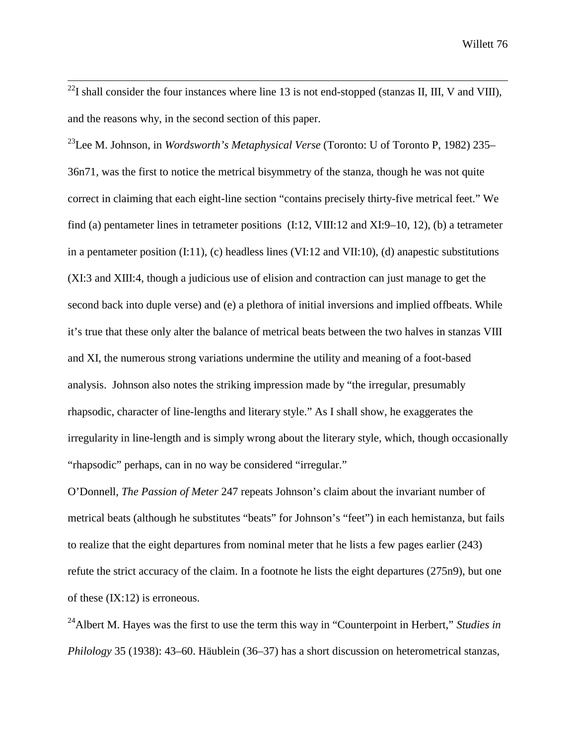[22]I shall consider the four instances where line 13 is not end-stopped (stanzas II, III, V and VIII), and the reasons why, in the second section of this paper.

[23]Lee M. Johnson, in *Wordsworth's Metaphysical Verse* (Toronto: U of Toronto P, 1982) 235–36n71, was the first to notice the metrical bisymmetry of the stanza, though he was not quite correct in claiming that each eight-line section "contains precisely thirty-five metrical feet." We find (a) pentameter lines in tetrameter positions (I:12, VIII:12 and XI:9–10, 12), (b) a tetrameter in a pentameter position (I:11), (c) headless lines (VI:12 and VII:10), (d) anapestic substitutions (XI:3 and XIII:4, though a judicious use of elision and contraction can just manage to get the second back into duple verse) and (e) a plethora of initial inversions and implied offbeats. While it's true that these only alter the balance of metrical beats between the two halves in stanzas VIII and XI, the numerous strong variations undermine the utility and meaning of a foot-based analysis. Johnson also notes the striking impression made by "the irregular, presumably rhapsodic, character of line-lengths and literary style." As I shall show, he exaggerates the irregularity in line-length and is simply wrong about the literary style, which, though occasionally "rhapsodic" perhaps, can in no way be considered "irregular."

O'Donnell, *The Passion of Meter* 247 repeats Johnson's claim about the invariant number of metrical beats (although he substitutes "beats" for Johnson's "feet") in each hemistanza, but fails to realize that the eight departures from nominal meter that he lists a few pages earlier (243) refute the strict accuracy of the claim. In a footnote he lists the eight departures (275n9), but one of these (IX:12) is erroneous.

[24]Albert M. Hayes was the first to use the term this way in "Counterpoint in Herbert," *Studies in Philology* 35 (1938): 43–60. Häublein (36–37) has a short discussion on heterometrical stanzas,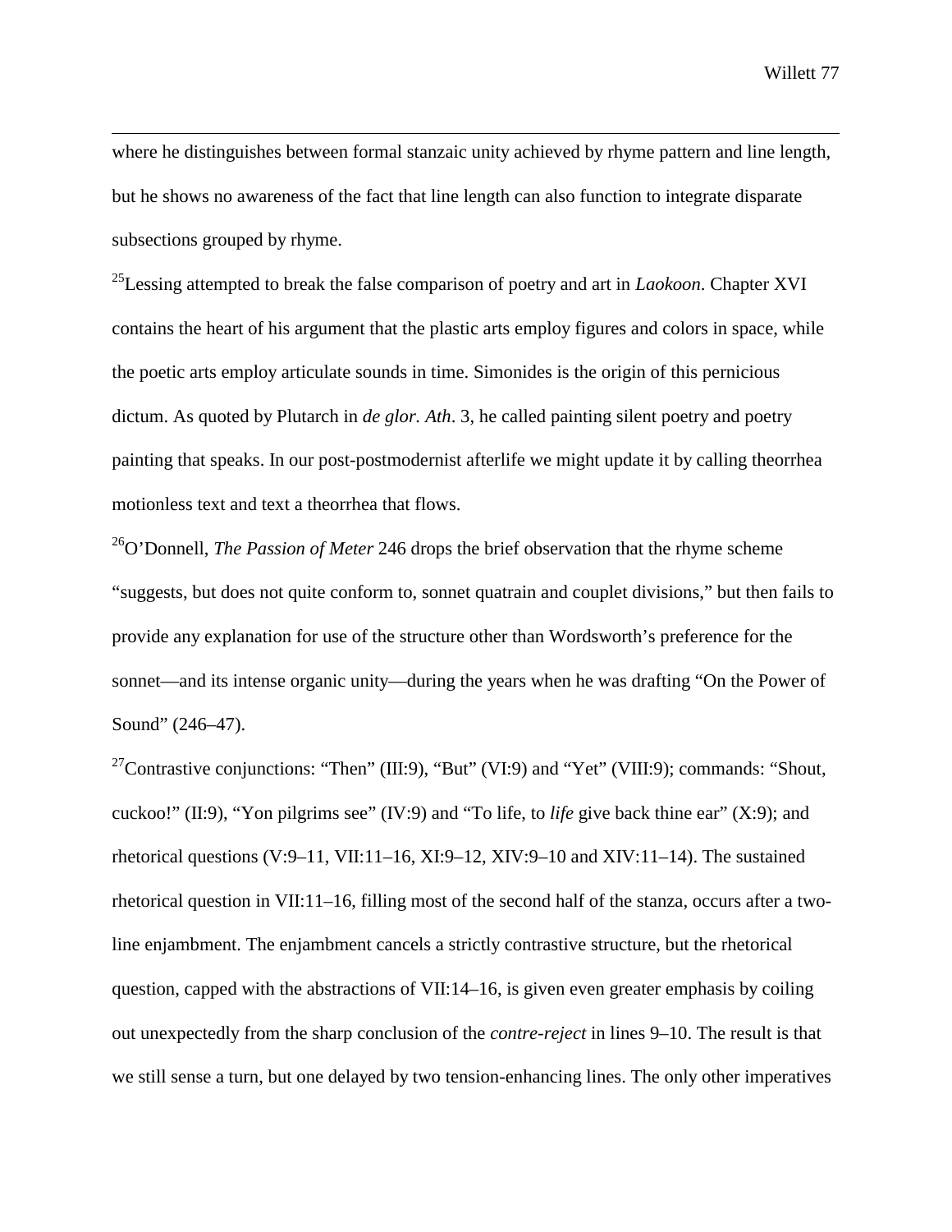where he distinguishes between formal stanzaic unity achieved by rhyme pattern and line length, but he shows no awareness of the fact that line length can also function to integrate disparate subsections grouped by rhyme.

[25]Lessing attempted to break the false comparison of poetry and art in *Laokoon*. Chapter XVI contains the heart of his argument that the plastic arts employ figures and colors in space, while the poetic arts employ articulate sounds in time. Simonides is the origin of this pernicious dictum. As quoted by Plutarch in *de glor. Ath*. 3, he called painting silent poetry and poetry painting that speaks. In our post-postmodernist afterlife we might update it by calling theorrhea motionless text and text a theorrhea that flows.

[26]O'Donnell, *The Passion of Meter* 246 drops the brief observation that the rhyme scheme "suggests, but does not quite conform to, sonnet quatrain and couplet divisions," but then fails to provide any explanation for use of the structure other than Wordsworth's preference for the sonnet—and its intense organic unity—during the years when he was drafting "On the Power of Sound" (246–47).

[27]Contrastive conjunctions: "Then" (III:9), "But" (VI:9) and "Yet" (VIII:9); commands: "Shout, cuckoo!" (II:9), "Yon pilgrims see" (IV:9) and "To life, to *life* give back thine ear" (X:9); and rhetorical questions (V:9–11, VII:11–16, XI:9–12, XIV:9–10 and XIV:11–14). The sustained rhetorical question in VII:11–16, filling most of the second half of the stanza, occurs after a two-line enjambment. The enjambment cancels a strictly contrastive structure, but the rhetorical question, capped with the abstractions of VII:14–16, is given even greater emphasis by coiling out unexpectedly from the sharp conclusion of the *contre-reject* in lines 9–10. The result is that we still sense a turn, but one delayed by two tension-enhancing lines. The only other imperatives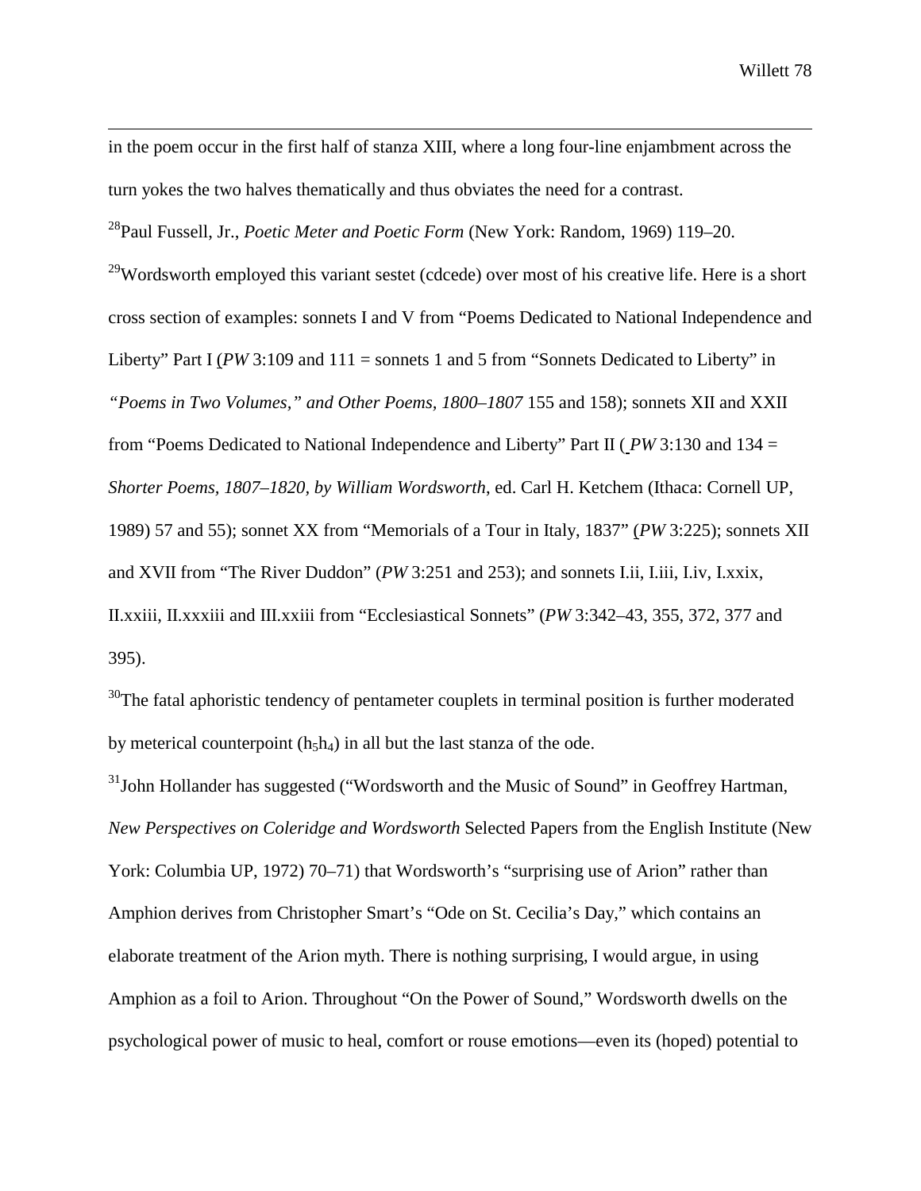in the poem occur in the first half of stanza XIII, where a long four-line enjambment across the turn yokes the two halves thematically and thus obviates the need for a contrast.

[28]Paul Fussell, Jr., *Poetic Meter and Poetic Form* (New York: Random, 1969) 119–20.

[29]Wordsworth employed this variant sestet (cdcede) over most of his creative life. Here is a short cross section of examples: sonnets I and V from "Poems Dedicated to National Independence and Liberty" Part I (*PW* 3:109 and 111 = sonnets 1 and 5 from "Sonnets Dedicated to Liberty" in *"Poems in Two Volumes," and Other Poems, 1800–1807* 155 and 158); sonnets XII and XXII from "Poems Dedicated to National Independence and Liberty" Part II ( *PW* 3:130 and 134 = *Shorter Poems, 1807–1820, by William Wordsworth*, ed. Carl H. Ketchem (Ithaca: Cornell UP, 1989) 57 and 55); sonnet XX from "Memorials of a Tour in Italy, 1837" (*PW* 3:225); sonnets XII and XVII from "The River Duddon" (*PW* 3:251 and 253); and sonnets I.ii, I.iii, I.iv, I.xxix, II.xxiii, II.xxxiii and III.xxiii from "Ecclesiastical Sonnets" (*PW* 3:342–43, 355, 372, 377 and 395).

[30]The fatal aphoristic tendency of pentameter couplets in terminal position is further moderated by meterical counterpoint ($h_5h_4$) in all but the last stanza of the ode.

[31]John Hollander has suggested ("Wordsworth and the Music of Sound" in Geoffrey Hartman, *New Perspectives on Coleridge and Wordsworth* Selected Papers from the English Institute (New York: Columbia UP, 1972) 70–71) that Wordsworth's "surprising use of Arion" rather than Amphion derives from Christopher Smart's "Ode on St. Cecilia's Day," which contains an elaborate treatment of the Arion myth. There is nothing surprising, I would argue, in using Amphion as a foil to Arion. Throughout "On the Power of Sound," Wordsworth dwells on the psychological power of music to heal, comfort or rouse emotions—even its (hoped) potential to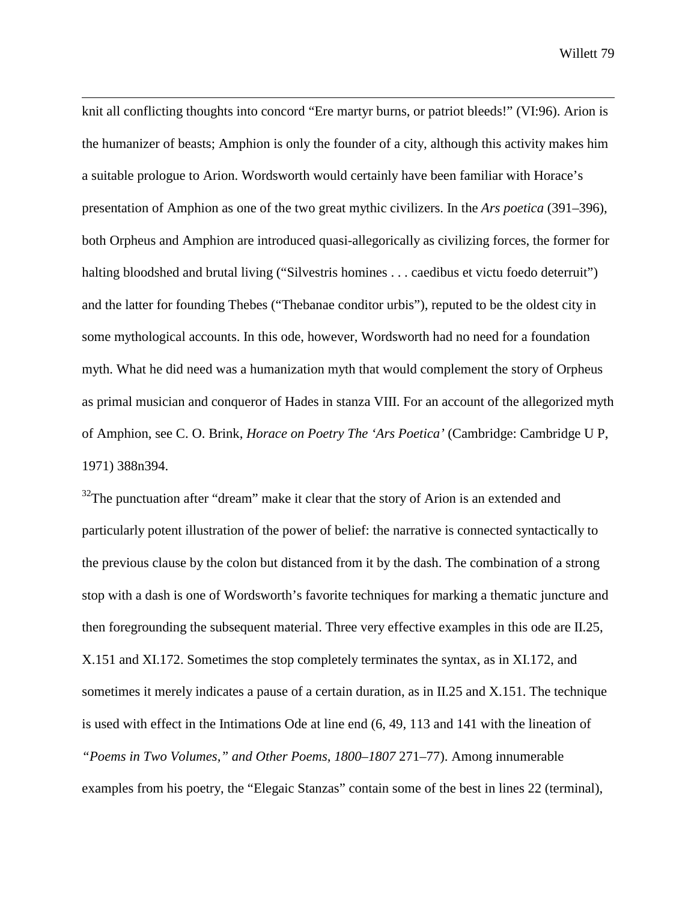knit all conflicting thoughts into concord "Ere martyr burns, or patriot bleeds!" (VI:96). Arion is the humanizer of beasts; Amphion is only the founder of a city, although this activity makes him a suitable prologue to Arion. Wordsworth would certainly have been familiar with Horace's presentation of Amphion as one of the two great mythic civilizers. In the *Ars poetica* (391–396), both Orpheus and Amphion are introduced quasi-allegorically as civilizing forces, the former for halting bloodshed and brutal living ("Silvestris homines . . . caedibus et victu foedo deterruit") and the latter for founding Thebes ("Thebanae conditor urbis"), reputed to be the oldest city in some mythological accounts. In this ode, however, Wordsworth had no need for a foundation myth. What he did need was a humanization myth that would complement the story of Orpheus as primal musician and conqueror of Hades in stanza VIII. For an account of the allegorized myth of Amphion, see C. O. Brink, *Horace on Poetry The 'Ars Poetica'* (Cambridge: Cambridge U P, 1971) 388n394.

[32]The punctuation after "dream" make it clear that the story of Arion is an extended and particularly potent illustration of the power of belief: the narrative is connected syntactically to the previous clause by the colon but distanced from it by the dash. The combination of a strong stop with a dash is one of Wordsworth's favorite techniques for marking a thematic juncture and then foregrounding the subsequent material. Three very effective examples in this ode are II.25, X.151 and XI.172. Sometimes the stop completely terminates the syntax, as in XI.172, and sometimes it merely indicates a pause of a certain duration, as in II.25 and X.151. The technique is used with effect in the Intimations Ode at line end (6, 49, 113 and 141 with the lineation of *"Poems in Two Volumes," and Other Poems, 1800–1807* 271–77). Among innumerable examples from his poetry, the "Elegaic Stanzas" contain some of the best in lines 22 (terminal),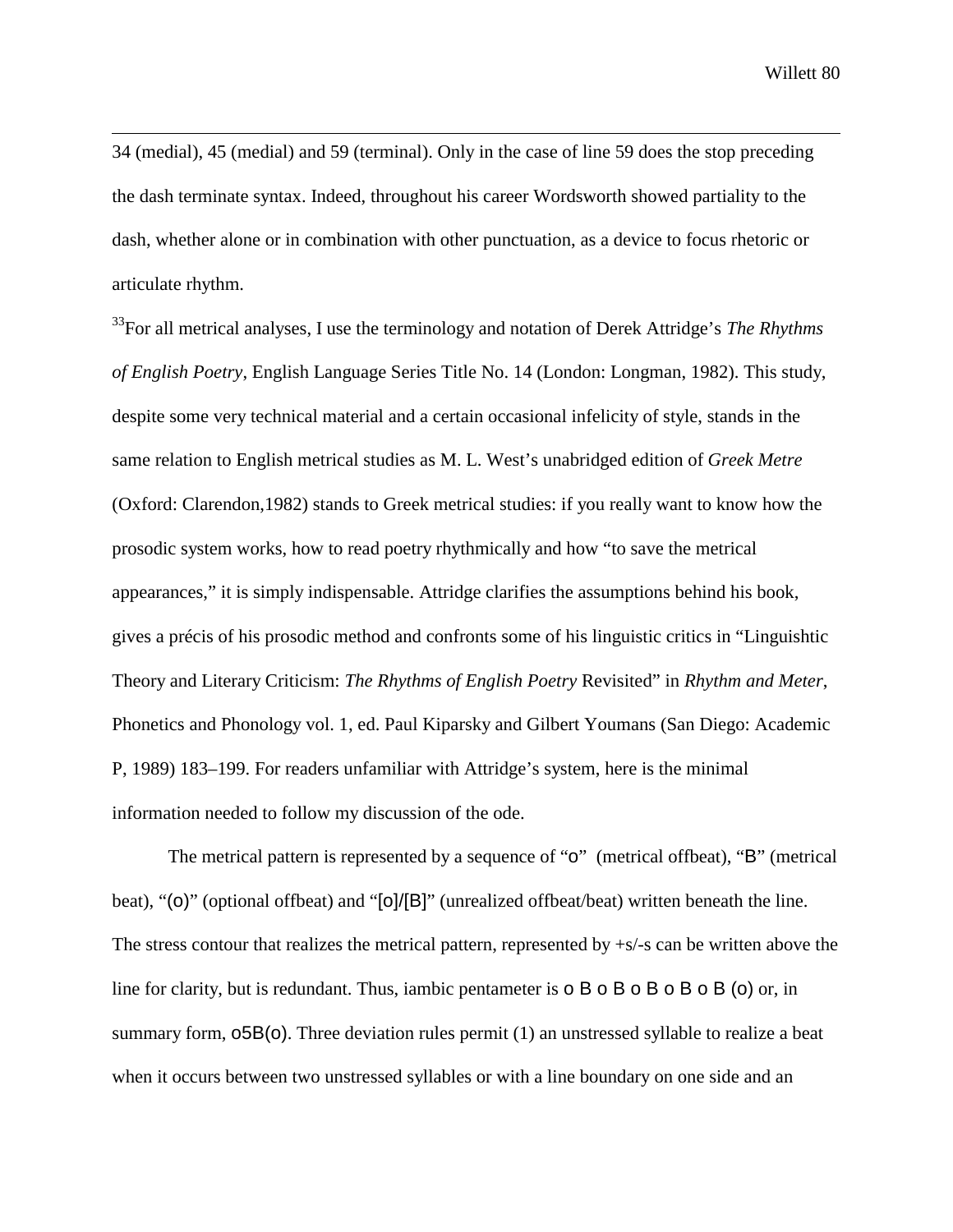34 (medial), 45 (medial) and 59 (terminal). Only in the case of line 59 does the stop preceding the dash terminate syntax. Indeed, throughout his career Wordsworth showed partiality to the dash, whether alone or in combination with other punctuation, as a device to focus rhetoric or articulate rhythm.

[33]For all metrical analyses, I use the terminology and notation of Derek Attridge's *The Rhythms of English Poetry*, English Language Series Title No. 14 (London: Longman, 1982). This study, despite some very technical material and a certain occasional infelicity of style, stands in the same relation to English metrical studies as M. L. West's unabridged edition of *Greek Metre* (Oxford: Clarendon,1982) stands to Greek metrical studies: if you really want to know how the prosodic system works, how to read poetry rhythmically and how "to save the metrical appearances," it is simply indispensable. Attridge clarifies the assumptions behind his book, gives a précis of his prosodic method and confronts some of his linguistic critics in "Linguishtic Theory and Literary Criticism: *The Rhythms of English Poetry* Revisited" in *Rhythm and Meter*, Phonetics and Phonology vol. 1, ed. Paul Kiparsky and Gilbert Youmans (San Diego: Academic P, 1989) 183–199. For readers unfamiliar with Attridge's system, here is the minimal information needed to follow my discussion of the ode.

The metrical pattern is represented by a sequence of "o" (metrical offbeat), "B" (metrical beat), "(o)" (optional offbeat) and "[o]/[B]" (unrealized offbeat/beat) written beneath the line. The stress contour that realizes the metrical pattern, represented by +s/-s can be written above the line for clarity, but is redundant. Thus, iambic pentameter is o B o B o B o B o B (o) or, in summary form, o5B(o). Three deviation rules permit (1) an unstressed syllable to realize a beat when it occurs between two unstressed syllables or with a line boundary on one side and an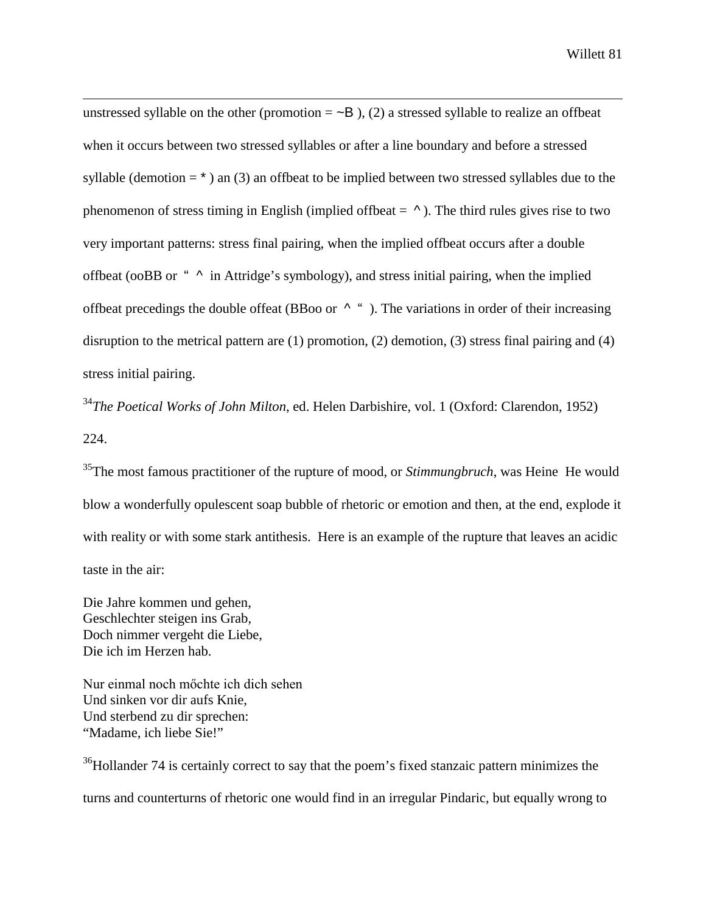unstressed syllable on the other (promotion = ~B ), (2) a stressed syllable to realize an offbeat when it occurs between two stressed syllables or after a line boundary and before a stressed syllable (demotion = * ) an (3) an offbeat to be implied between two stressed syllables due to the phenomenon of stress timing in English (implied offbeat = ^ ). The third rules gives rise to two very important patterns: stress final pairing, when the implied offbeat occurs after a double offbeat (ooBB or “ ^ in Attridge’s symbology), and stress initial pairing, when the implied offbeat precedings the double offeat (BBoo or ^ “ ). The variations in order of their increasing disruption to the metrical pattern are (1) promotion, (2) demotion, (3) stress final pairing and (4) stress initial pairing.

[34]*The Poetical Works of John Milton*, ed. Helen Darbishire, vol. 1 (Oxford: Clarendon, 1952) 224.

[35]The most famous practitioner of the rupture of mood, or *Stimmungbruch*, was Heine  He would blow a wonderfully opulescent soap bubble of rhetoric or emotion and then, at the end, explode it with reality or with some stark antithesis.  Here is an example of the rupture that leaves an acidic taste in the air:

Die Jahre kommen und gehen,  
Geschlechter steigen ins Grab,  
Doch nimmer vergeht die Liebe,  
Die ich im Herzen hab.

Nur einmal noch mőchte ich dich sehen  
Und sinken vor dir aufs Knie,  
Und sterbend zu dir sprechen:  
“Madame, ich liebe Sie!”

[36]Hollander 74 is certainly correct to say that the poem’s fixed stanzaic pattern minimizes the turns and counterturns of rhetoric one would find in an irregular Pindaric, but equally wrong to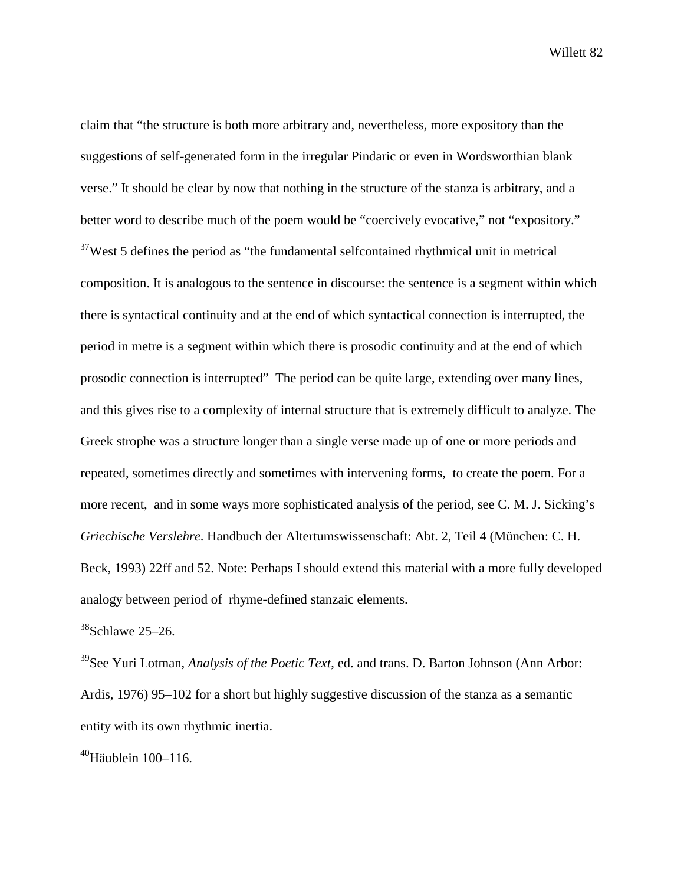claim that "the structure is both more arbitrary and, nevertheless, more expository than the suggestions of self-generated form in the irregular Pindaric or even in Wordsworthian blank verse." It should be clear by now that nothing in the structure of the stanza is arbitrary, and a better word to describe much of the poem would be "coercively evocative," not "expository."

[37]West 5 defines the period as "the fundamental selfcontained rhythmical unit in metrical composition. It is analogous to the sentence in discourse: the sentence is a segment within which there is syntactical continuity and at the end of which syntactical connection is interrupted, the period in metre is a segment within which there is prosodic continuity and at the end of which prosodic connection is interrupted"  The period can be quite large, extending over many lines, and this gives rise to a complexity of internal structure that is extremely difficult to analyze. The Greek strophe was a structure longer than a single verse made up of one or more periods and repeated, sometimes directly and sometimes with intervening forms,  to create the poem. For a more recent,  and in some ways more sophisticated analysis of the period, see C. M. J. Sicking's *Griechische Verslehre*. Handbuch der Altertumswissenschaft: Abt. 2, Teil 4 (München: C. H. Beck, 1993) 22ff and 52. Note: Perhaps I should extend this material with a more fully developed analogy between period of  rhyme-defined stanzaic elements.

[38]Schlawe 25–26.

[39]See Yuri Lotman, *Analysis of the Poetic Text*, ed. and trans. D. Barton Johnson (Ann Arbor: Ardis, 1976) 95–102 for a short but highly suggestive discussion of the stanza as a semantic entity with its own rhythmic inertia.

[40]Häublein 100–116.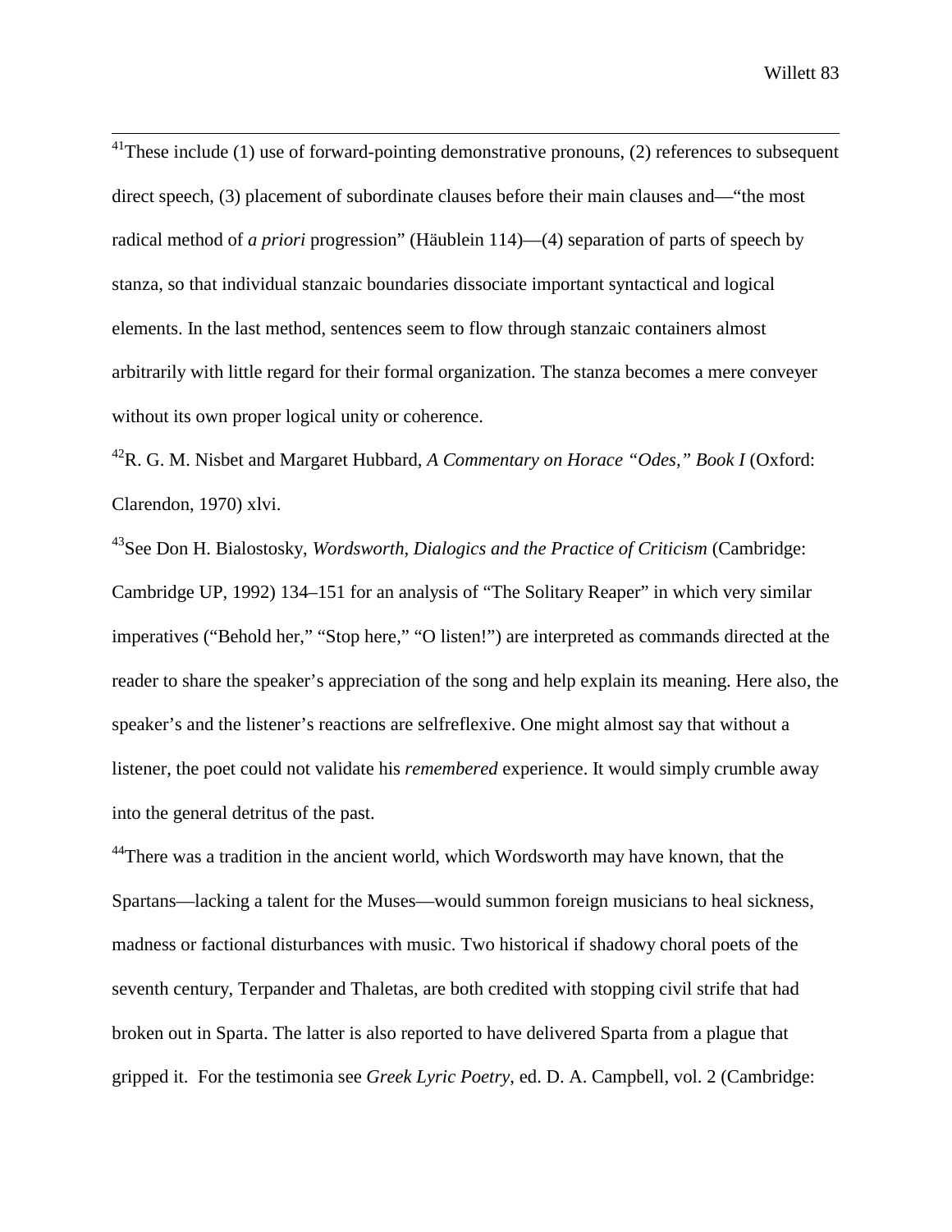[41]These include (1) use of forward-pointing demonstrative pronouns, (2) references to subsequent direct speech, (3) placement of subordinate clauses before their main clauses and—"the most radical method of *a priori* progression" (Häublein 114)—(4) separation of parts of speech by stanza, so that individual stanzaic boundaries dissociate important syntactical and logical elements. In the last method, sentences seem to flow through stanzaic containers almost arbitrarily with little regard for their formal organization. The stanza becomes a mere conveyer without its own proper logical unity or coherence.

[42]R. G. M. Nisbet and Margaret Hubbard, *A Commentary on Horace "Odes," Book I* (Oxford: Clarendon, 1970) xlvi.

[43]See Don H. Bialostosky, *Wordsworth, Dialogics and the Practice of Criticism* (Cambridge: Cambridge UP, 1992) 134–151 for an analysis of "The Solitary Reaper" in which very similar imperatives ("Behold her," "Stop here," "O listen!") are interpreted as commands directed at the reader to share the speaker's appreciation of the song and help explain its meaning. Here also, the speaker's and the listener's reactions are selfreflexive. One might almost say that without a listener, the poet could not validate his *remembered* experience. It would simply crumble away into the general detritus of the past.

[44]There was a tradition in the ancient world, which Wordsworth may have known, that the Spartans—lacking a talent for the Muses—would summon foreign musicians to heal sickness, madness or factional disturbances with music. Two historical if shadowy choral poets of the seventh century, Terpander and Thaletas, are both credited with stopping civil strife that had broken out in Sparta. The latter is also reported to have delivered Sparta from a plague that gripped it. For the testimonia see *Greek Lyric Poetry*, ed. D. A. Campbell, vol. 2 (Cambridge: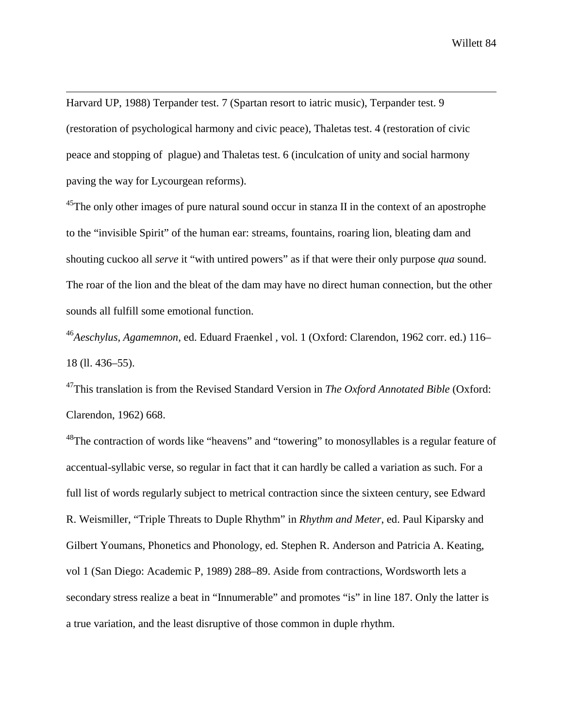Harvard UP, 1988) Terpander test. 7 (Spartan resort to iatric music), Terpander test. 9 (restoration of psychological harmony and civic peace), Thaletas test. 4 (restoration of civic peace and stopping of plague) and Thaletas test. 6 (inculcation of unity and social harmony paving the way for Lycourgean reforms).

[45]The only other images of pure natural sound occur in stanza II in the context of an apostrophe to the "invisible Spirit" of the human ear: streams, fountains, roaring lion, bleating dam and shouting cuckoo all *serve* it "with untired powers" as if that were their only purpose *qua* sound. The roar of the lion and the bleat of the dam may have no direct human connection, but the other sounds all fulfill some emotional function.

[46]*Aeschylus, Agamemnon*, ed. Eduard Fraenkel , vol. 1 (Oxford: Clarendon, 1962 corr. ed.) 116–18 (ll. 436–55).

[47]This translation is from the Revised Standard Version in *The Oxford Annotated Bible* (Oxford: Clarendon, 1962) 668.

[48]The contraction of words like "heavens" and "towering" to monosyllables is a regular feature of accentual-syllabic verse, so regular in fact that it can hardly be called a variation as such. For a full list of words regularly subject to metrical contraction since the sixteen century, see Edward R. Weismiller, "Triple Threats to Duple Rhythm" in *Rhythm and Meter*, ed. Paul Kiparsky and Gilbert Youmans, Phonetics and Phonology, ed. Stephen R. Anderson and Patricia A. Keating, vol 1 (San Diego: Academic P, 1989) 288–89. Aside from contractions, Wordsworth lets a secondary stress realize a beat in "Innumerable" and promotes "is" in line 187. Only the latter is a true variation, and the least disruptive of those common in duple rhythm.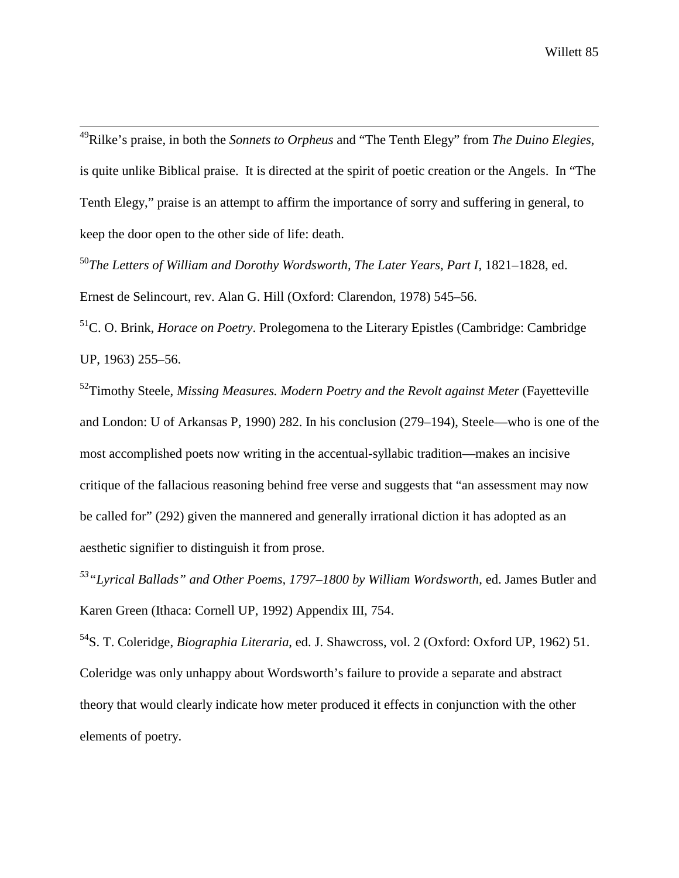[49]Rilke's praise, in both the *Sonnets to Orpheus* and "The Tenth Elegy" from *The Duino Elegies*, is quite unlike Biblical praise. It is directed at the spirit of poetic creation or the Angels. In "The Tenth Elegy," praise is an attempt to affirm the importance of sorry and suffering in general, to keep the door open to the other side of life: death.

[50]*The Letters of William and Dorothy Wordsworth, The Later Years, Part I*, 1821–1828, ed. Ernest de Selincourt, rev. Alan G. Hill (Oxford: Clarendon, 1978) 545–56.

[51]C. O. Brink, *Horace on Poetry*. Prolegomena to the Literary Epistles (Cambridge: Cambridge UP, 1963) 255–56.

[52]Timothy Steele, *Missing Measures. Modern Poetry and the Revolt against Meter* (Fayetteville and London: U of Arkansas P, 1990) 282. In his conclusion (279–194), Steele—who is one of the most accomplished poets now writing in the accentual-syllabic tradition—makes an incisive critique of the fallacious reasoning behind free verse and suggests that "an assessment may now be called for" (292) given the mannered and generally irrational diction it has adopted as an aesthetic signifier to distinguish it from prose.

[53]*"Lyrical Ballads" and Other Poems, 1797–1800 by William Wordsworth*, ed. James Butler and Karen Green (Ithaca: Cornell UP, 1992) Appendix III, 754.

[54]S. T. Coleridge, *Biographia Literaria*, ed. J. Shawcross, vol. 2 (Oxford: Oxford UP, 1962) 51. Coleridge was only unhappy about Wordsworth's failure to provide a separate and abstract theory that would clearly indicate how meter produced it effects in conjunction with the other elements of poetry.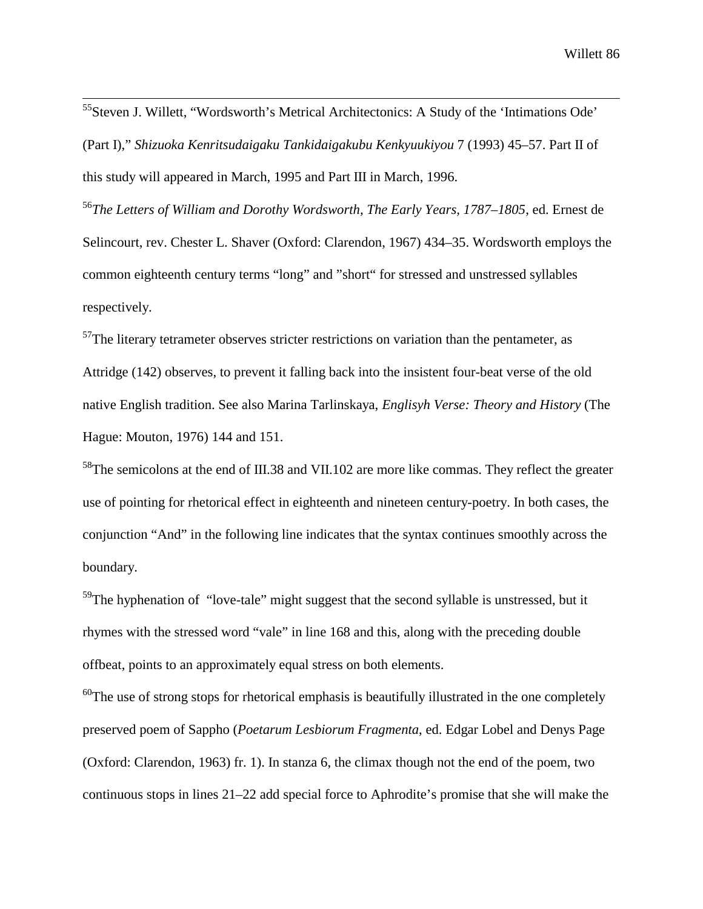[55]Steven J. Willett, “Wordsworth’s Metrical Architectonics: A Study of the ‘Intimations Ode’ (Part I),” *Shizuoka Kenritsudaigaku Tankidaigakubu Kenkyuukiyou* 7 (1993) 45–57. Part II of this study will appeared in March, 1995 and Part III in March, 1996.

[56]*The Letters of William and Dorothy Wordsworth, The Early Years, 1787–1805*, ed. Ernest de Selincourt, rev. Chester L. Shaver (Oxford: Clarendon, 1967) 434–35. Wordsworth employs the common eighteenth century terms “long” and ”short“ for stressed and unstressed syllables respectively.

[57]The literary tetrameter observes stricter restrictions on variation than the pentameter, as Attridge (142) observes, to prevent it falling back into the insistent four-beat verse of the old native English tradition. See also Marina Tarlinskaya, *Englisyh Verse: Theory and History* (The Hague: Mouton, 1976) 144 and 151.

[58]The semicolons at the end of III.38 and VII.102 are more like commas. They reflect the greater use of pointing for rhetorical effect in eighteenth and nineteen century-poetry. In both cases, the conjunction “And” in the following line indicates that the syntax continues smoothly across the boundary.

[59]The hyphenation of “love-tale” might suggest that the second syllable is unstressed, but it rhymes with the stressed word “vale” in line 168 and this, along with the preceding double offbeat, points to an approximately equal stress on both elements.

[60]The use of strong stops for rhetorical emphasis is beautifully illustrated in the one completely preserved poem of Sappho (*Poetarum Lesbiorum Fragmenta*, ed. Edgar Lobel and Denys Page (Oxford: Clarendon, 1963) fr. 1). In stanza 6, the climax though not the end of the poem, two continuous stops in lines 21–22 add special force to Aphrodite’s promise that she will make the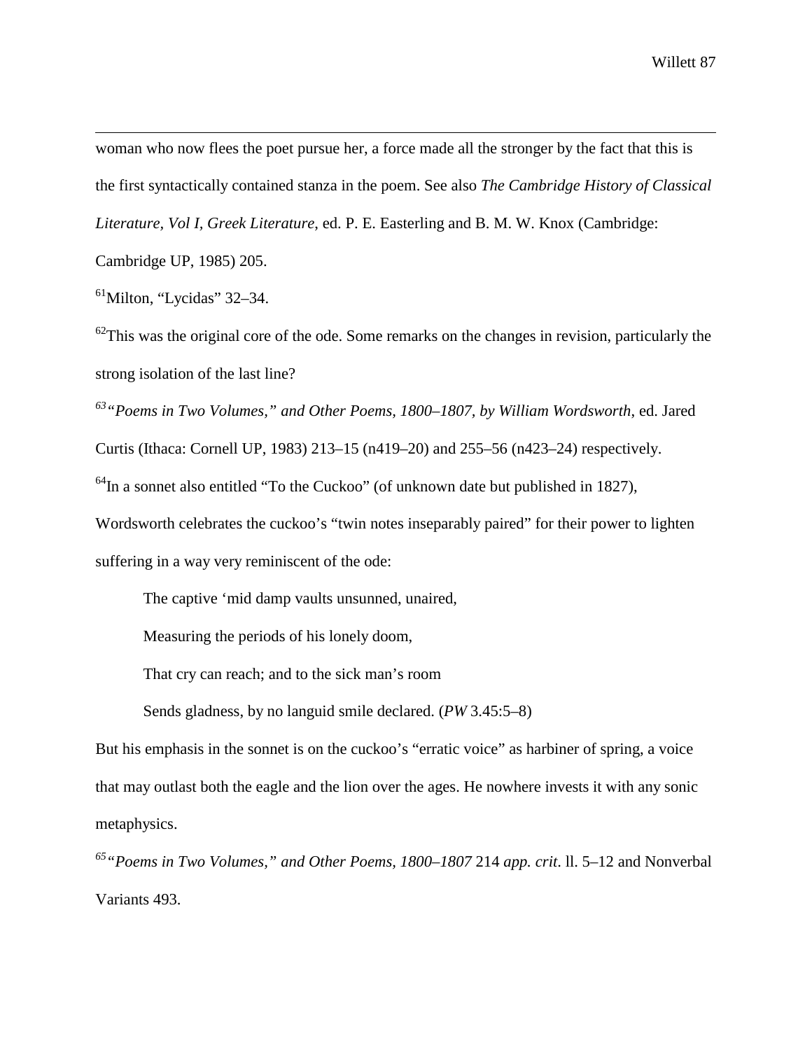woman who now flees the poet pursue her, a force made all the stronger by the fact that this is the first syntactically contained stanza in the poem. See also *The Cambridge History of Classical Literature, Vol I, Greek Literature*, ed. P. E. Easterling and B. M. W. Knox (Cambridge: Cambridge UP, 1985) 205.

[61]Milton, "Lycidas" 32–34.

[62]This was the original core of the ode. Some remarks on the changes in revision, particularly the strong isolation of the last line?

[63]*"Poems in Two Volumes," and Other Poems, 1800–1807, by William Wordsworth*, ed. Jared Curtis (Ithaca: Cornell UP, 1983) 213–15 (n419–20) and 255–56 (n423–24) respectively.

[64]In a sonnet also entitled "To the Cuckoo" (of unknown date but published in 1827), Wordsworth celebrates the cuckoo's "twin notes inseparably paired" for their power to lighten suffering in a way very reminiscent of the ode:

> The captive 'mid damp vaults unsunned, unaired,
>
> Measuring the periods of his lonely doom,
>
> That cry can reach; and to the sick man's room
>
> Sends gladness, by no languid smile declared. (*PW* 3.45:5–8)

But his emphasis in the sonnet is on the cuckoo's "erratic voice" as harbiner of spring, a voice that may outlast both the eagle and the lion over the ages. He nowhere invests it with any sonic metaphysics.

[65]*"Poems in Two Volumes," and Other Poems, 1800–1807* 214 *app. crit*. ll. 5–12 and Nonverbal Variants 493.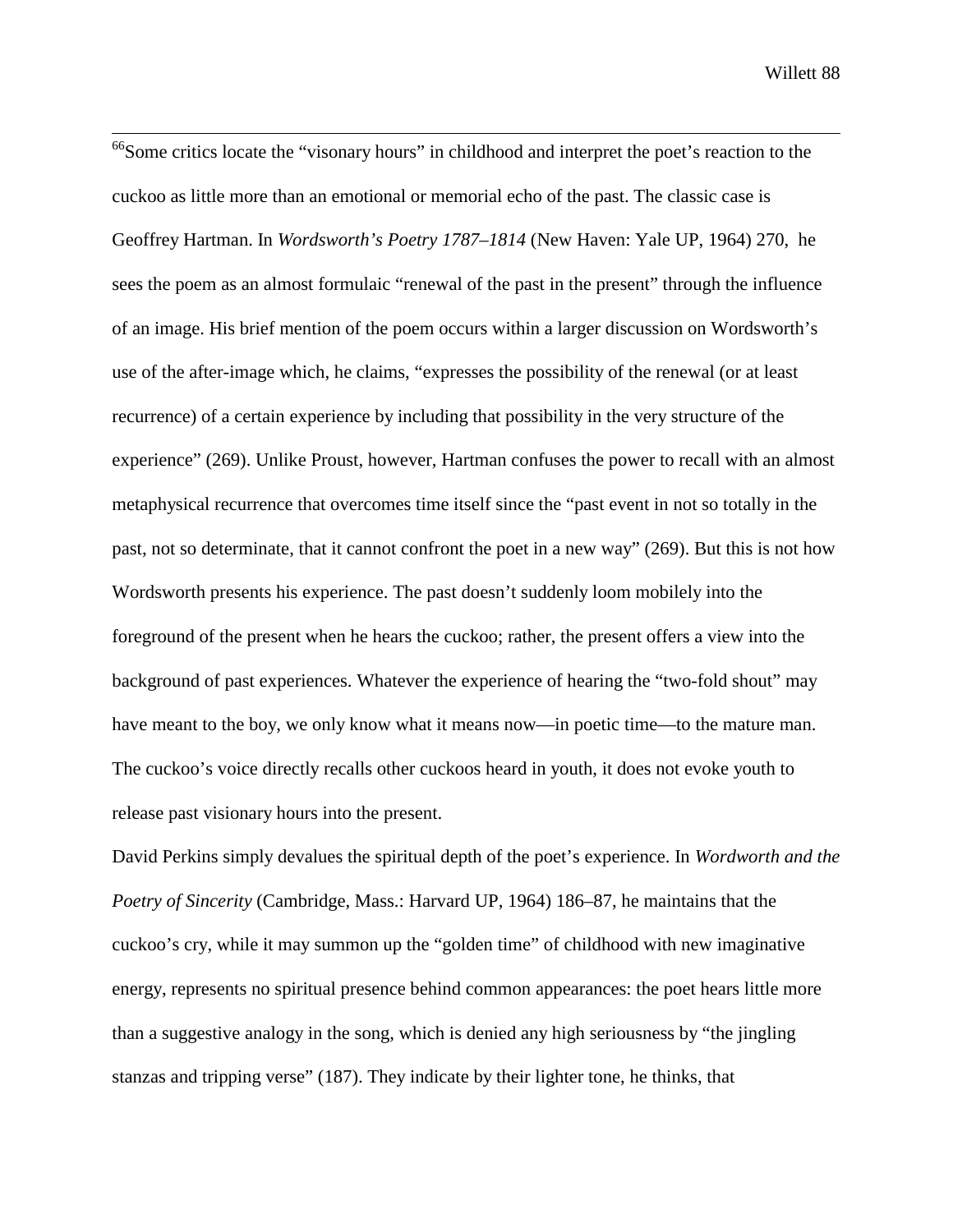[66]Some critics locate the "visonary hours" in childhood and interpret the poet's reaction to the cuckoo as little more than an emotional or memorial echo of the past. The classic case is Geoffrey Hartman. In *Wordsworth's Poetry 1787–1814* (New Haven: Yale UP, 1964) 270, he sees the poem as an almost formulaic "renewal of the past in the present" through the influence of an image. His brief mention of the poem occurs within a larger discussion on Wordsworth's use of the after-image which, he claims, "expresses the possibility of the renewal (or at least recurrence) of a certain experience by including that possibility in the very structure of the experience" (269). Unlike Proust, however, Hartman confuses the power to recall with an almost metaphysical recurrence that overcomes time itself since the "past event in not so totally in the past, not so determinate, that it cannot confront the poet in a new way" (269). But this is not how Wordsworth presents his experience. The past doesn't suddenly loom mobilely into the foreground of the present when he hears the cuckoo; rather, the present offers a view into the background of past experiences. Whatever the experience of hearing the "two-fold shout" may have meant to the boy, we only know what it means now—in poetic time—to the mature man. The cuckoo's voice directly recalls other cuckoos heard in youth, it does not evoke youth to release past visionary hours into the present.

David Perkins simply devalues the spiritual depth of the poet's experience. In *Wordworth and the Poetry of Sincerity* (Cambridge, Mass.: Harvard UP, 1964) 186–87, he maintains that the cuckoo's cry, while it may summon up the "golden time" of childhood with new imaginative energy, represents no spiritual presence behind common appearances: the poet hears little more than a suggestive analogy in the song, which is denied any high seriousness by "the jingling stanzas and tripping verse" (187). They indicate by their lighter tone, he thinks, that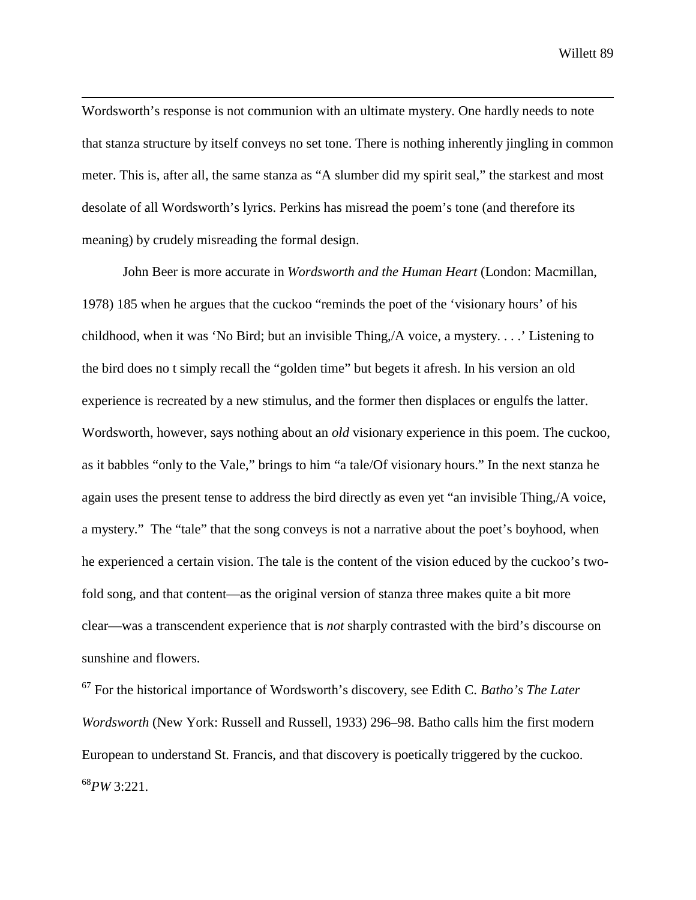Wordsworth's response is not communion with an ultimate mystery. One hardly needs to note that stanza structure by itself conveys no set tone. There is nothing inherently jingling in common meter. This is, after all, the same stanza as "A slumber did my spirit seal," the starkest and most desolate of all Wordsworth's lyrics. Perkins has misread the poem's tone (and therefore its meaning) by crudely misreading the formal design.

John Beer is more accurate in *Wordsworth and the Human Heart* (London: Macmillan, 1978) 185 when he argues that the cuckoo "reminds the poet of the 'visionary hours' of his childhood, when it was 'No Bird; but an invisible Thing,/A voice, a mystery. . . .' Listening to the bird does no t simply recall the "golden time" but begets it afresh. In his version an old experience is recreated by a new stimulus, and the former then displaces or engulfs the latter. Wordsworth, however, says nothing about an *old* visionary experience in this poem. The cuckoo, as it babbles "only to the Vale," brings to him "a tale/Of visionary hours." In the next stanza he again uses the present tense to address the bird directly as even yet "an invisible Thing,/A voice, a mystery." The "tale" that the song conveys is not a narrative about the poet's boyhood, when he experienced a certain vision. The tale is the content of the vision educed by the cuckoo's two-fold song, and that content—as the original version of stanza three makes quite a bit more clear—was a transcendent experience that is *not* sharply contrasted with the bird's discourse on sunshine and flowers.

[67] For the historical importance of Wordsworth's discovery, see Edith C. *Batho's The Later Wordsworth* (New York: Russell and Russell, 1933) 296–98. Batho calls him the first modern European to understand St. Francis, and that discovery is poetically triggered by the cuckoo.

[68] *PW* 3:221.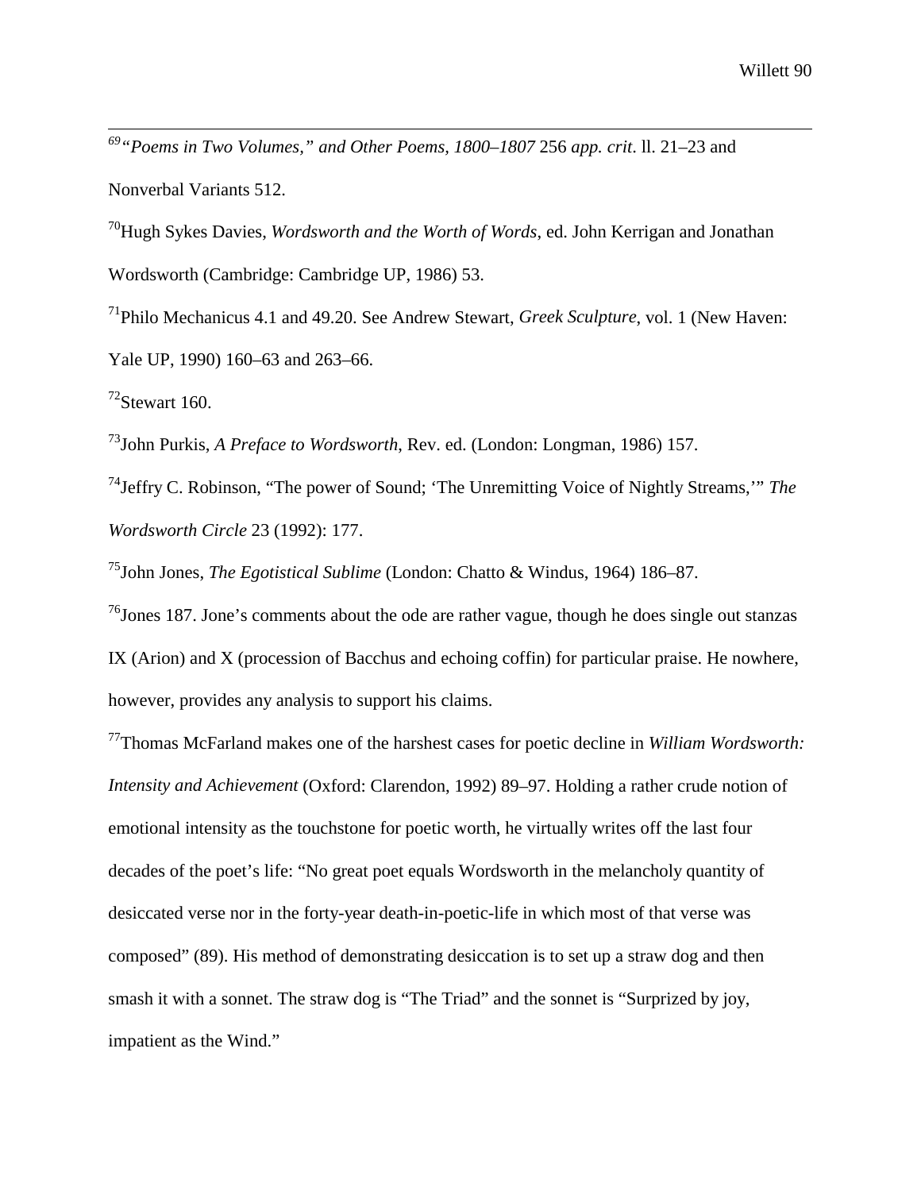[69]*"Poems in Two Volumes," and Other Poems, 1800–1807* 256 *app. crit*. ll. 21–23 and Nonverbal Variants 512.

[70]Hugh Sykes Davies, *Wordsworth and the Worth of Words*, ed. John Kerrigan and Jonathan Wordsworth (Cambridge: Cambridge UP, 1986) 53.

[71]Philo Mechanicus 4.1 and 49.20. See Andrew Stewart, *Greek Sculpture*, vol. 1 (New Haven: Yale UP, 1990) 160–63 and 263–66.

[72]Stewart 160.

[73]John Purkis, *A Preface to Wordsworth*, Rev. ed. (London: Longman, 1986) 157.

[74]Jeffry C. Robinson, "The power of Sound; 'The Unremitting Voice of Nightly Streams,'" *The Wordsworth Circle* 23 (1992): 177.

[75]John Jones, *The Egotistical Sublime* (London: Chatto & Windus, 1964) 186–87.

[76]Jones 187. Jone's comments about the ode are rather vague, though he does single out stanzas IX (Arion) and X (procession of Bacchus and echoing coffin) for particular praise. He nowhere, however, provides any analysis to support his claims.

[77]Thomas McFarland makes one of the harshest cases for poetic decline in *William Wordsworth: Intensity and Achievement* (Oxford: Clarendon, 1992) 89–97. Holding a rather crude notion of emotional intensity as the touchstone for poetic worth, he virtually writes off the last four decades of the poet's life: "No great poet equals Wordsworth in the melancholy quantity of desiccated verse nor in the forty-year death-in-poetic-life in which most of that verse was composed" (89). His method of demonstrating desiccation is to set up a straw dog and then smash it with a sonnet. The straw dog is "The Triad" and the sonnet is "Surprized by joy, impatient as the Wind."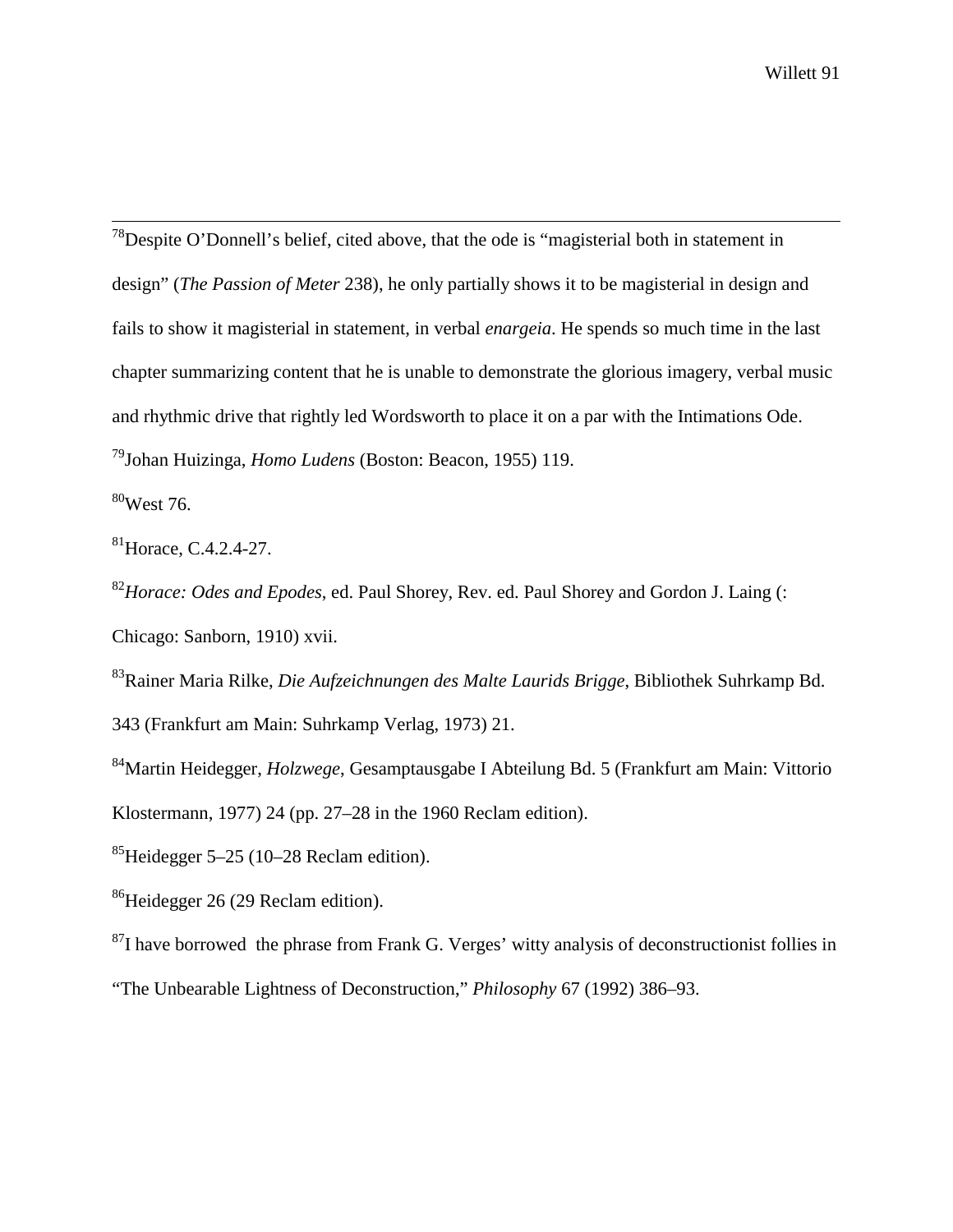[78]Despite O'Donnell's belief, cited above, that the ode is "magisterial both in statement in design" (*The Passion of Meter* 238), he only partially shows it to be magisterial in design and fails to show it magisterial in statement, in verbal *enargeia*. He spends so much time in the last chapter summarizing content that he is unable to demonstrate the glorious imagery, verbal music and rhythmic drive that rightly led Wordsworth to place it on a par with the Intimations Ode.

[79]Johan Huizinga, *Homo Ludens* (Boston: Beacon, 1955) 119.

[80]West 76.

[81]Horace, C.4.2.4-27.

[82]*Horace: Odes and Epodes*, ed. Paul Shorey, Rev. ed. Paul Shorey and Gordon J. Laing (: Chicago: Sanborn, 1910) xvii.

[83]Rainer Maria Rilke, *Die Aufzeichnungen des Malte Laurids Brigge*, Bibliothek Suhrkamp Bd. 343 (Frankfurt am Main: Suhrkamp Verlag, 1973) 21.

[84]Martin Heidegger, *Holzwege*, Gesamptausgabe I Abteilung Bd. 5 (Frankfurt am Main: Vittorio Klostermann, 1977) 24 (pp. 27–28 in the 1960 Reclam edition).

[85]Heidegger 5–25 (10–28 Reclam edition).

[86]Heidegger 26 (29 Reclam edition).

[87]I have borrowed the phrase from Frank G. Verges' witty analysis of deconstructionist follies in "The Unbearable Lightness of Deconstruction," *Philosophy* 67 (1992) 386–93.